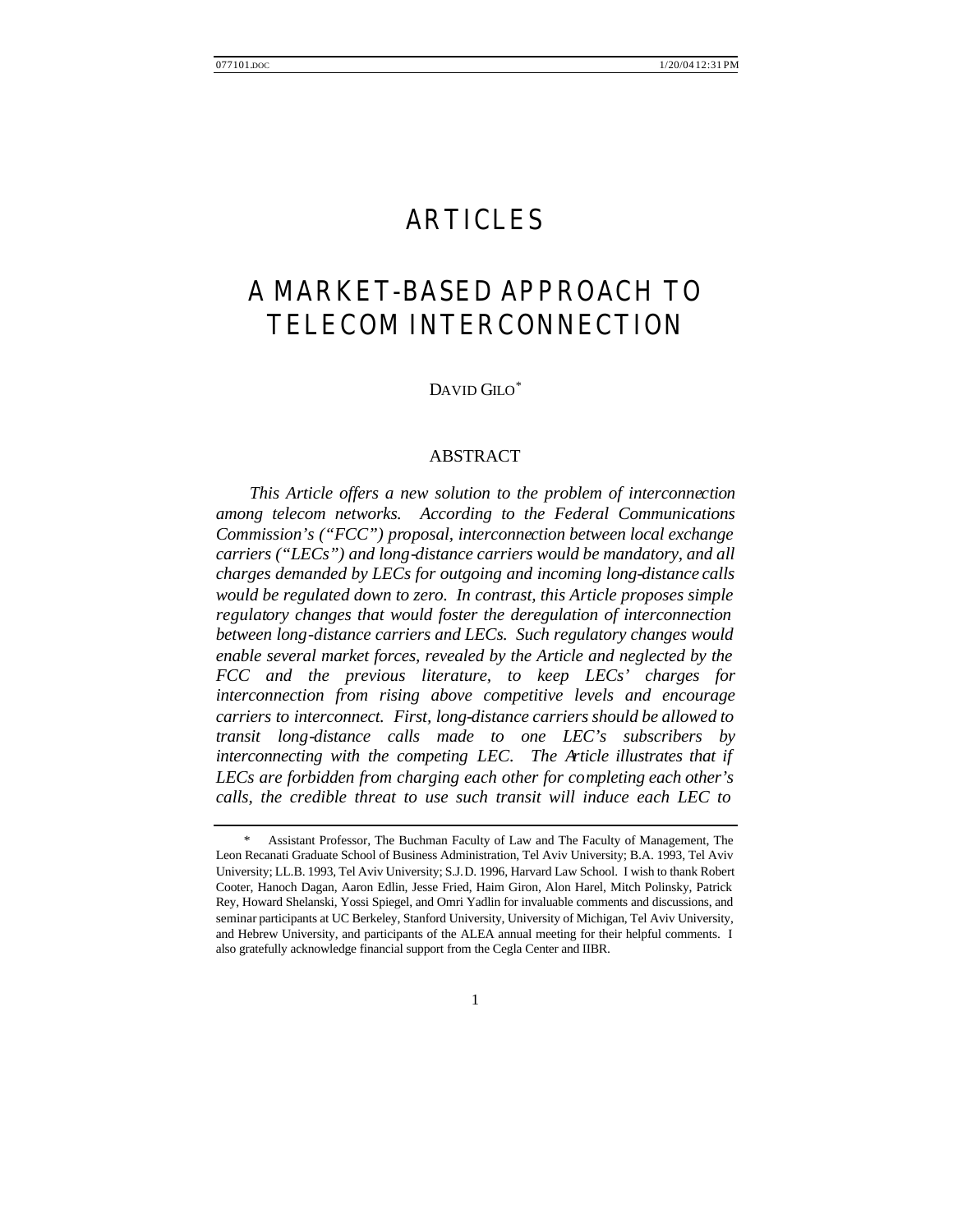# ARTICLES

# A MARKET-BASED APPROACH TO TELECOM INTERCONNECTION

DAVID GILO*

## ABSTRACT

*This Article offers a new solution to the problem of interconnection among telecom networks. According to the Federal Communications Commission's ("FCC") proposal, interconnection between local exchange carriers ("LECs") and long-distance carriers would be mandatory, and all charges demanded by LECs for outgoing and incoming long-distance calls would be regulated down to zero. In contrast, this Article proposes simple regulatory changes that would foster the deregulation of interconnection between long-distance carriers and LECs. Such regulatory changes would enable several market forces, revealed by the Article and neglected by the FCC and the previous literature, to keep LECs' charges for interconnection from rising above competitive levels and encourage carriers to interconnect. First, long-distance carriers should be allowed to transit long-distance calls made to one LEC's subscribers by interconnecting with the competing LEC. The Article illustrates that if LECs are forbidden from charging each other for completing each other's calls, the credible threat to use such transit will induce each LEC to*

---

\* Assistant Professor, The Buchman Faculty of Law and The Faculty of Management, The Leon Recanati Graduate School of Business Administration, Tel Aviv University; B.A. 1993, Tel Aviv University; LL.B. 1993, Tel Aviv University; S.J.D. 1996, Harvard Law School. I wish to thank Robert Cooter, Hanoch Dagan, Aaron Edlin, Jesse Fried, Haim Giron, Alon Harel, Mitch Polinsky, Patrick Rey, Howard Shelanski, Yossi Spiegel, and Omri Yadlin for invaluable comments and discussions, and seminar participants at UC Berkeley, Stanford University, University of Michigan, Tel Aviv University, and Hebrew University, and participants of the ALEA annual meeting for their helpful comments. I also gratefully acknowledge financial support from the Cegla Center and IIBR.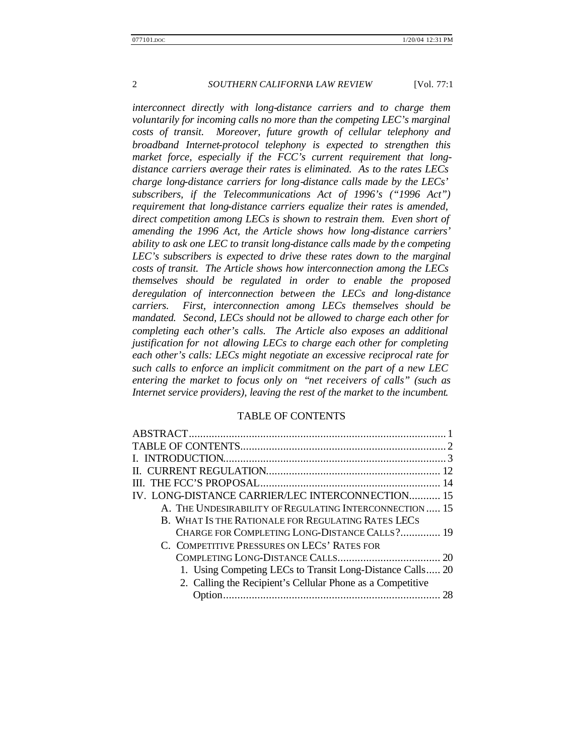*interconnect directly with long-distance carriers and to charge them voluntarily for incoming calls no more than the competing LEC's marginal costs of transit. Moreover, future growth of cellular telephony and broadband Internet-protocol telephony is expected to strengthen this market force, especially if the FCC's current requirement that long-distance carriers average their rates is eliminated. As to the rates LECs charge long-distance carriers for long-distance calls made by the LECs' subscribers, if the Telecommunications Act of 1996's ("1996 Act") requirement that long-distance carriers equalize their rates is amended, direct competition among LECs is shown to restrain them. Even short of amending the 1996 Act, the Article shows how long-distance carriers' ability to ask one LEC to transit long-distance calls made by the competing LEC's subscribers is expected to drive these rates down to the marginal costs of transit. The Article shows how interconnection among the LECs themselves should be regulated in order to enable the proposed deregulation of interconnection between the LECs and long-distance carriers. First, interconnection among LECs themselves should be mandated. Second, LECs should not be allowed to charge each other for completing each other's calls. The Article also exposes an additional justification for not allowing LECs to charge each other for completing each other's calls: LECs might negotiate an excessive reciprocal rate for such calls to enforce an implicit commitment on the part of a new LEC entering the market to focus only on "net receivers of calls" (such as Internet service providers), leaving the rest of the market to the incumbent.*

## TABLE OF CONTENTS

ABSTRACT .......... 1
TABLE OF CONTENTS .......... 2
I. INTRODUCTION .......... 3
II. CURRENT REGULATION .......... 12
III. THE FCC'S PROPOSAL .......... 14
IV. LONG-DISTANCE CARRIER/LEC INTERCONNECTION .......... 15
- A. THE UNDESIRABILITY OF REGULATING INTERCONNECTION .......... 15
- B. WHAT IS THE RATIONALE FOR REGULATING RATES LECS CHARGE FOR COMPLETING LONG-DISTANCE CALLS? .......... 19
- C. COMPETITIVE PRESSURES ON LECS' RATES FOR COMPLETING LONG-DISTANCE CALLS .......... 20
  - 1. Using Competing LECs to Transit Long-Distance Calls .......... 20
  - 2. Calling the Recipient's Cellular Phone as a Competitive Option .......... 28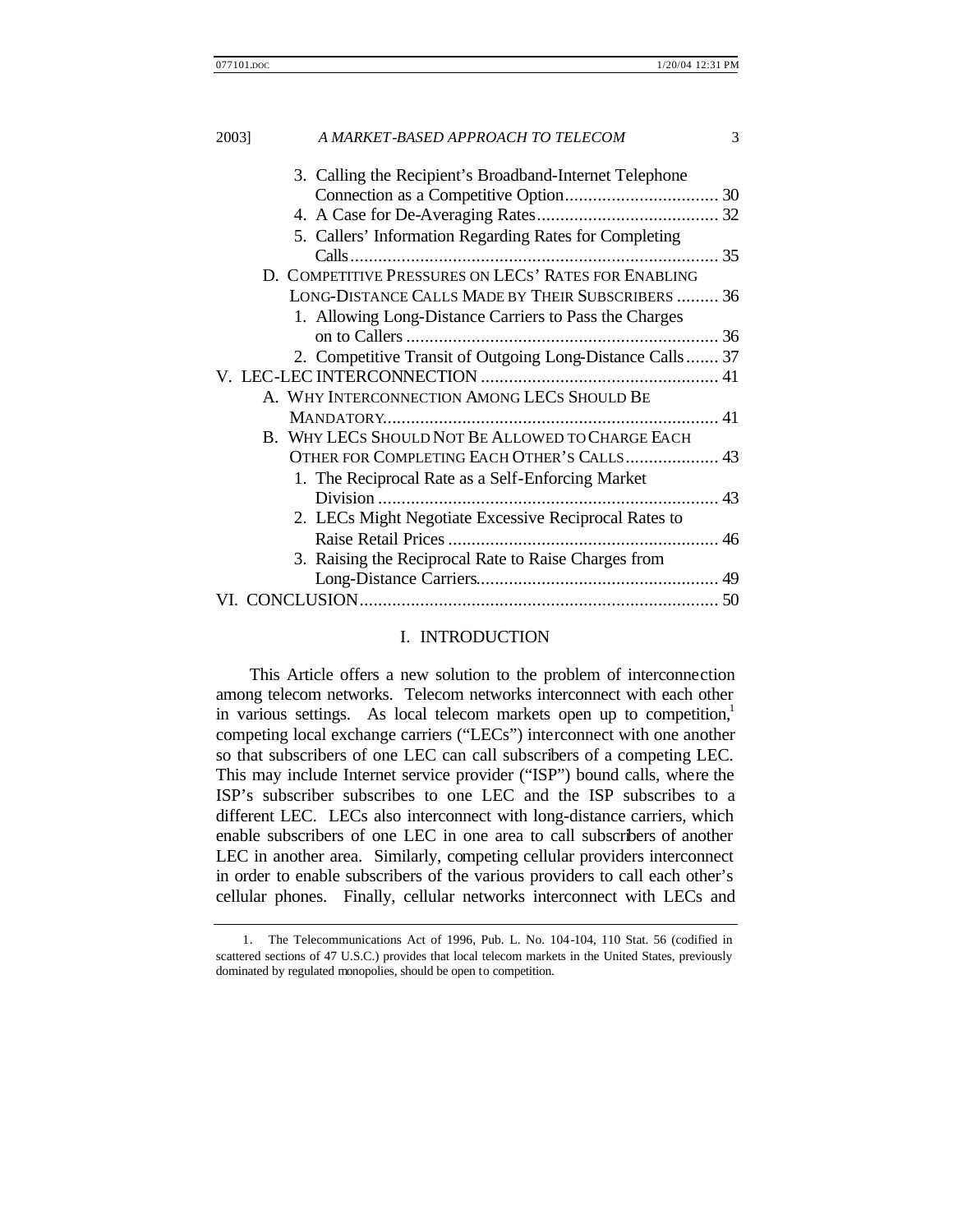3. Calling the Recipient's Broadband-Internet Telephone Connection as a Competitive Option ........ 30
4. A Case for De-Averaging Rates ........ 32
5. Callers' Information Regarding Rates for Completing Calls ........ 35

D. COMPETITIVE PRESSURES ON LECS' RATES FOR ENABLING LONG-DISTANCE CALLS MADE BY THEIR SUBSCRIBERS ........ 36
1. Allowing Long-Distance Carriers to Pass the Charges on to Callers ........ 36
2. Competitive Transit of Outgoing Long-Distance Calls ........ 37

V. LEC-LEC INTERCONNECTION ........ 41
A. WHY INTERCONNECTION AMONG LECS SHOULD BE MANDATORY ........ 41
B. WHY LECS SHOULD NOT BE ALLOWED TO CHARGE EACH OTHER FOR COMPLETING EACH OTHER'S CALLS ........ 43
1. The Reciprocal Rate as a Self-Enforcing Market Division ........ 43
2. LECs Might Negotiate Excessive Reciprocal Rates to Raise Retail Prices ........ 46
3. Raising the Reciprocal Rate to Raise Charges from Long-Distance Carriers ........ 49

VI. CONCLUSION ........ 50

# I. INTRODUCTION

This Article offers a new solution to the problem of interconnection among telecom networks. Telecom networks interconnect with each other in various settings. As local telecom markets open up to competition,[1] competing local exchange carriers ("LECs") interconnect with one another so that subscribers of one LEC can call subscribers of a competing LEC. This may include Internet service provider ("ISP") bound calls, where the ISP's subscriber subscribes to one LEC and the ISP subscribes to a different LEC. LECs also interconnect with long-distance carriers, which enable subscribers of one LEC in one area to call subscribers of another LEC in another area. Similarly, competing cellular providers interconnect in order to enable subscribers of the various providers to call each other's cellular phones. Finally, cellular networks interconnect with LECs and

1. The Telecommunications Act of 1996, Pub. L. No. 104-104, 110 Stat. 56 (codified in scattered sections of 47 U.S.C.) provides that local telecom markets in the United States, previously dominated by regulated monopolies, should be open to competition.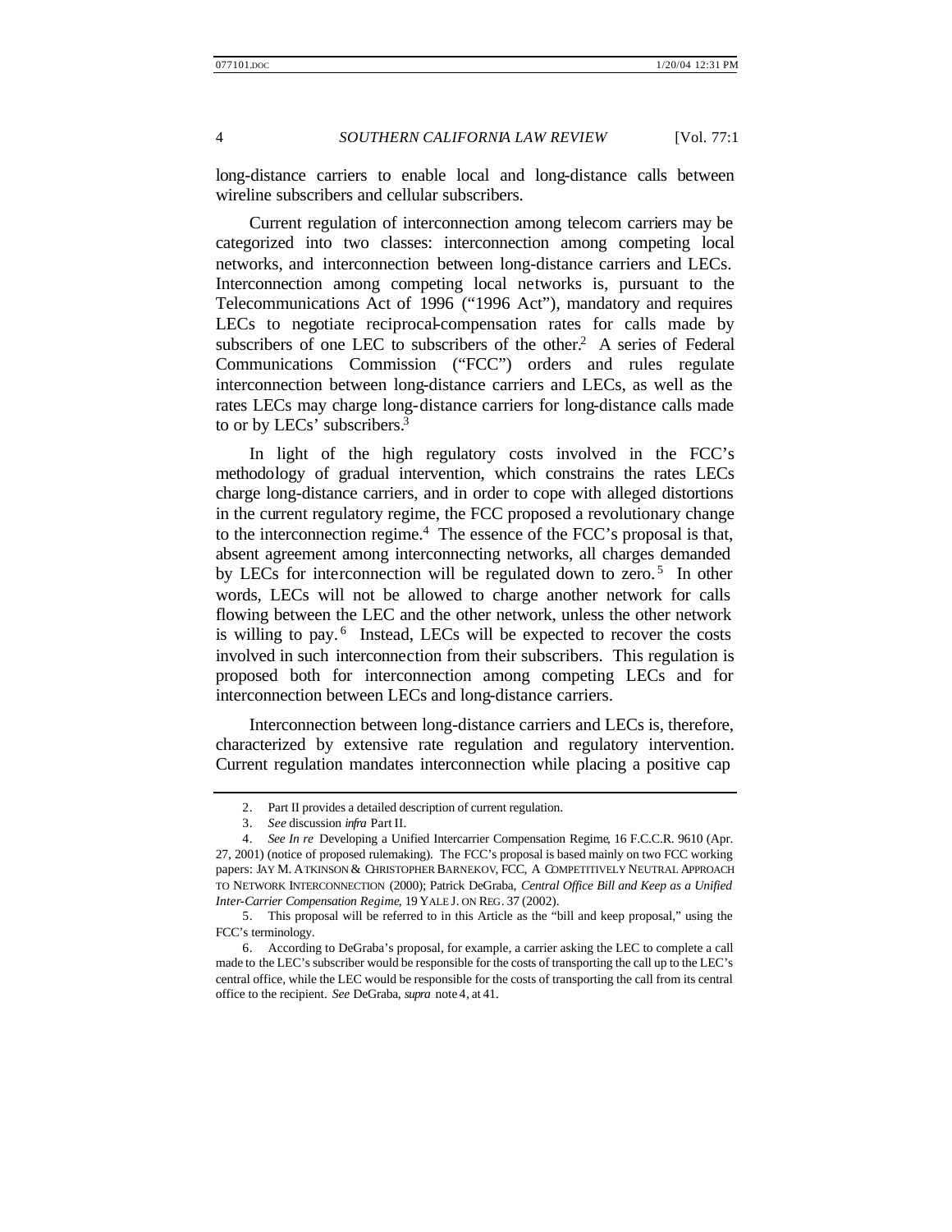long-distance carriers to enable local and long-distance calls between wireline subscribers and cellular subscribers.

Current regulation of interconnection among telecom carriers may be categorized into two classes: interconnection among competing local networks, and interconnection between long-distance carriers and LECs. Interconnection among competing local networks is, pursuant to the Telecommunications Act of 1996 ("1996 Act"), mandatory and requires LECs to negotiate reciprocal-compensation rates for calls made by subscribers of one LEC to subscribers of the other.[2] A series of Federal Communications Commission ("FCC") orders and rules regulate interconnection between long-distance carriers and LECs, as well as the rates LECs may charge long-distance carriers for long-distance calls made to or by LECs' subscribers.[3]

In light of the high regulatory costs involved in the FCC's methodology of gradual intervention, which constrains the rates LECs charge long-distance carriers, and in order to cope with alleged distortions in the current regulatory regime, the FCC proposed a revolutionary change to the interconnection regime.[4] The essence of the FCC's proposal is that, absent agreement among interconnecting networks, all charges demanded by LECs for interconnection will be regulated down to zero.[5] In other words, LECs will not be allowed to charge another network for calls flowing between the LEC and the other network, unless the other network is willing to pay.[6] Instead, LECs will be expected to recover the costs involved in such interconnection from their subscribers. This regulation is proposed both for interconnection among competing LECs and for interconnection between LECs and long-distance carriers.

Interconnection between long-distance carriers and LECs is, therefore, characterized by extensive rate regulation and regulatory intervention. Current regulation mandates interconnection while placing a positive cap

---

2. Part II provides a detailed description of current regulation.

3. *See* discussion *infra* Part II.

4. *See In re* Developing a Unified Intercarrier Compensation Regime, 16 F.C.C.R. 9610 (Apr. 27, 2001) (notice of proposed rulemaking). The FCC's proposal is based mainly on two FCC working papers: JAY M. ATKINSON & CHRISTOPHER BARNEKOV, FCC, A COMPETITIVELY NEUTRAL APPROACH TO NETWORK INTERCONNECTION (2000); Patrick DeGraba, *Central Office Bill and Keep as a Unified Inter-Carrier Compensation Regime*, 19 YALE J. ON REG. 37 (2002).

5. This proposal will be referred to in this Article as the "bill and keep proposal," using the FCC's terminology.

6. According to DeGraba's proposal, for example, a carrier asking the LEC to complete a call made to the LEC's subscriber would be responsible for the costs of transporting the call up to the LEC's central office, while the LEC would be responsible for the costs of transporting the call from its central office to the recipient. *See* DeGraba, *supra* note 4, at 41.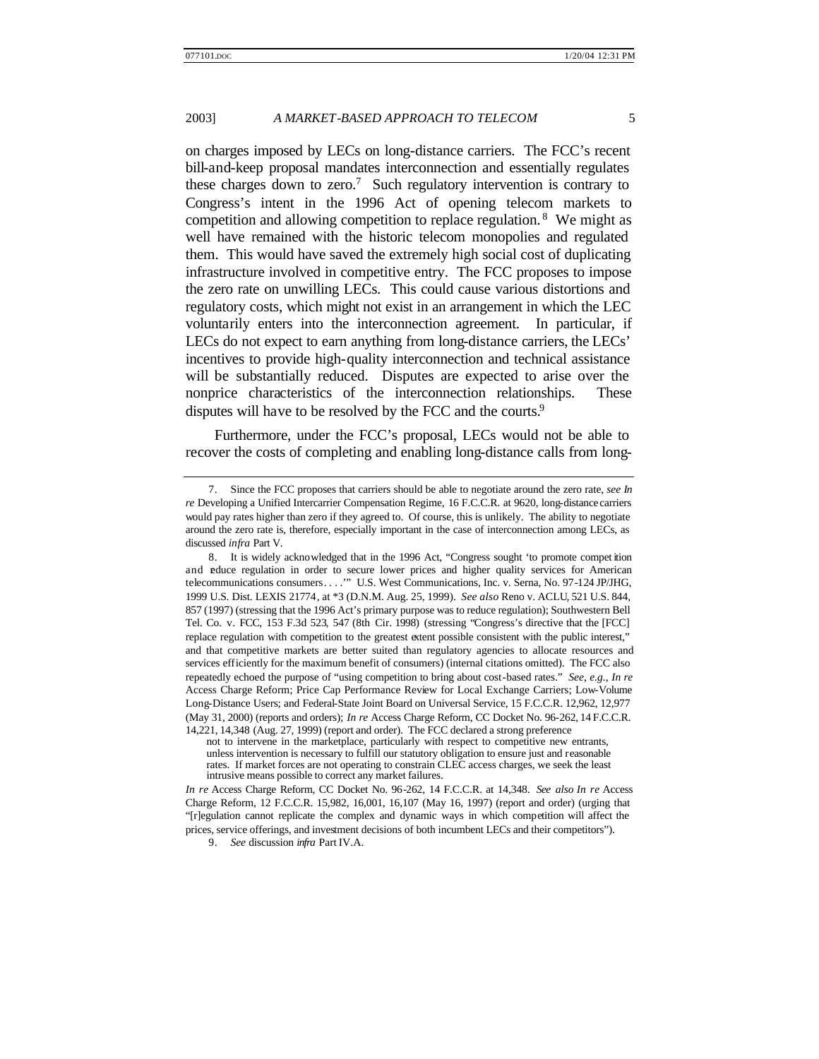on charges imposed by LECs on long-distance carriers. The FCC's recent bill-and-keep proposal mandates interconnection and essentially regulates these charges down to zero.[7] Such regulatory intervention is contrary to Congress's intent in the 1996 Act of opening telecom markets to competition and allowing competition to replace regulation.[8] We might as well have remained with the historic telecom monopolies and regulated them. This would have saved the extremely high social cost of duplicating infrastructure involved in competitive entry. The FCC proposes to impose the zero rate on unwilling LECs. This could cause various distortions and regulatory costs, which might not exist in an arrangement in which the LEC voluntarily enters into the interconnection agreement. In particular, if LECs do not expect to earn anything from long-distance carriers, the LECs' incentives to provide high-quality interconnection and technical assistance will be substantially reduced. Disputes are expected to arise over the nonprice characteristics of the interconnection relationships. These disputes will have to be resolved by the FCC and the courts.[9]

Furthermore, under the FCC's proposal, LECs would not be able to recover the costs of completing and enabling long-distance calls from long-

---

7. Since the FCC proposes that carriers should be able to negotiate around the zero rate, *see In re* Developing a Unified Intercarrier Compensation Regime, 16 F.C.C.R. at 9620, long-distance carriers would pay rates higher than zero if they agreed to. Of course, this is unlikely. The ability to negotiate around the zero rate is, therefore, especially important in the case of interconnection among LECs, as discussed *infra* Part V.

8. It is widely acknowledged that in the 1996 Act, "Congress sought 'to promote competition and reduce regulation in order to secure lower prices and higher quality services for American telecommunications consumers. . . .'" U.S. West Communications, Inc. v. Serna, No. 97-124 JP/JHG, 1999 U.S. Dist. LEXIS 21774, at *3 (D.N.M. Aug. 25, 1999). *See also* Reno v. ACLU, 521 U.S. 844, 857 (1997) (stressing that the 1996 Act's primary purpose was to reduce regulation); Southwestern Bell Tel. Co. v. FCC, 153 F.3d 523, 547 (8th Cir. 1998) (stressing "Congress's directive that the [FCC] replace regulation with competition to the greatest extent possible consistent with the public interest," and that competitive markets are better suited than regulatory agencies to allocate resources and services efficiently for the maximum benefit of consumers) (internal citations omitted). The FCC also repeatedly echoed the purpose of "using competition to bring about cost-based rates." *See, e.g.*, *In re* Access Charge Reform; Price Cap Performance Review for Local Exchange Carriers; Low-Volume Long-Distance Users; and Federal-State Joint Board on Universal Service, 15 F.C.C.R. 12,962, 12,977 (May 31, 2000) (reports and orders); *In re* Access Charge Reform, CC Docket No. 96-262, 14 F.C.C.R. 14,221, 14,348 (Aug. 27, 1999) (report and order). The FCC declared a strong preference

> not to intervene in the marketplace, particularly with respect to competitive new entrants, unless intervention is necessary to fulfill our statutory obligation to ensure just and reasonable rates. If market forces are not operating to constrain CLEC access charges, we seek the least intrusive means possible to correct any market failures.

*In re* Access Charge Reform, CC Docket No. 96-262, 14 F.C.C.R. at 14,348. *See also In re* Access Charge Reform, 12 F.C.C.R. 15,982, 16,001, 16,107 (May 16, 1997) (report and order) (urging that "[r]egulation cannot replicate the complex and dynamic ways in which competition will affect the prices, service offerings, and investment decisions of both incumbent LECs and their competitors").

9. *See* discussion *infra* Part IV.A.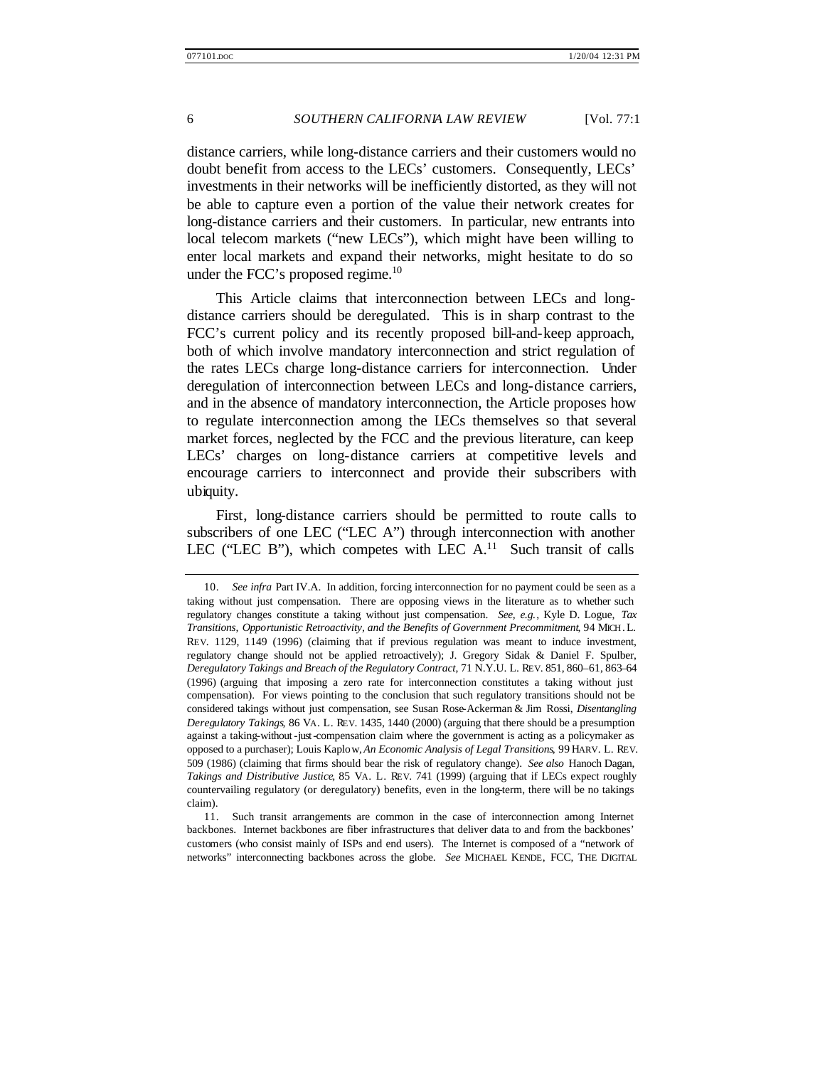distance carriers, while long-distance carriers and their customers would no doubt benefit from access to the LECs' customers. Consequently, LECs' investments in their networks will be inefficiently distorted, as they will not be able to capture even a portion of the value their network creates for long-distance carriers and their customers. In particular, new entrants into local telecom markets ("new LECs"), which might have been willing to enter local markets and expand their networks, might hesitate to do so under the FCC's proposed regime.[10]

This Article claims that interconnection between LECs and long-distance carriers should be deregulated. This is in sharp contrast to the FCC's current policy and its recently proposed bill-and-keep approach, both of which involve mandatory interconnection and strict regulation of the rates LECs charge long-distance carriers for interconnection. Under deregulation of interconnection between LECs and long-distance carriers, and in the absence of mandatory interconnection, the Article proposes how to regulate interconnection among the LECs themselves so that several market forces, neglected by the FCC and the previous literature, can keep LECs' charges on long-distance carriers at competitive levels and encourage carriers to interconnect and provide their subscribers with ubiquity.

First, long-distance carriers should be permitted to route calls to subscribers of one LEC ("LEC A") through interconnection with another LEC ("LEC B"), which competes with LEC A.[11] Such transit of calls

---

10. *See infra* Part IV.A. In addition, forcing interconnection for no payment could be seen as a taking without just compensation. There are opposing views in the literature as to whether such regulatory changes constitute a taking without just compensation. *See, e.g.*, Kyle D. Logue, *Tax Transitions, Opportunistic Retroactivity, and the Benefits of Government Precommitment*, 94 MICH. L. REV. 1129, 1149 (1996) (claiming that if previous regulation was meant to induce investment, regulatory change should not be applied retroactively); J. Gregory Sidak & Daniel F. Spulber, *Deregulatory Takings and Breach of the Regulatory Contract*, 71 N.Y.U. L. REV. 851, 860–61, 863–64 (1996) (arguing that imposing a zero rate for interconnection constitutes a taking without just compensation). For views pointing to the conclusion that such regulatory transitions should not be considered takings without just compensation, see Susan Rose-Ackerman & Jim Rossi, *Disentangling Deregulatory Takings*, 86 VA. L. REV. 1435, 1440 (2000) (arguing that there should be a presumption against a taking-without-just-compensation claim where the government is acting as a policymaker as opposed to a purchaser); Louis Kaplow, *An Economic Analysis of Legal Transitions*, 99 HARV. L. REV. 509 (1986) (claiming that firms should bear the risk of regulatory change). *See also* Hanoch Dagan, *Takings and Distributive Justice*, 85 VA. L. REV. 741 (1999) (arguing that if LECs expect roughly countervailing regulatory (or deregulatory) benefits, even in the long-term, there will be no takings claim).

11. Such transit arrangements are common in the case of interconnection among Internet backbones. Internet backbones are fiber infrastructures that deliver data to and from the backbones' customers (who consist mainly of ISPs and end users). The Internet is composed of a "network of networks" interconnecting backbones across the globe. *See* MICHAEL KENDE, FCC, THE DIGITAL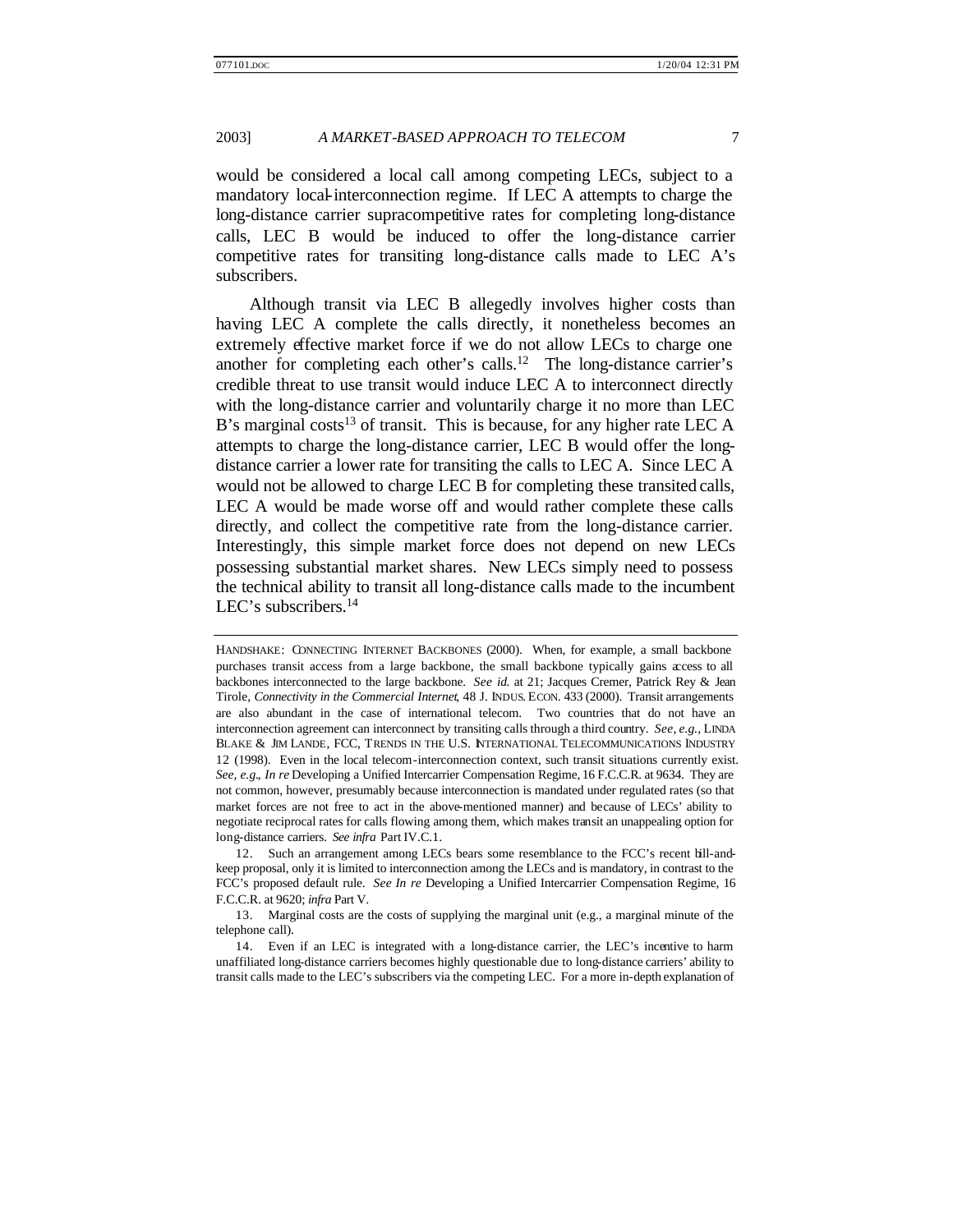would be considered a local call among competing LECs, subject to a mandatory local-interconnection regime. If LEC A attempts to charge the long-distance carrier supracompetitive rates for completing long-distance calls, LEC B would be induced to offer the long-distance carrier competitive rates for transiting long-distance calls made to LEC A's subscribers.

Although transit via LEC B allegedly involves higher costs than having LEC A complete the calls directly, it nonetheless becomes an extremely effective market force if we do not allow LECs to charge one another for completing each other's calls.[12] The long-distance carrier's credible threat to use transit would induce LEC A to interconnect directly with the long-distance carrier and voluntarily charge it no more than LEC B's marginal costs[13] of transit. This is because, for any higher rate LEC A attempts to charge the long-distance carrier, LEC B would offer the long-distance carrier a lower rate for transiting the calls to LEC A. Since LEC A would not be allowed to charge LEC B for completing these transited calls, LEC A would be made worse off and would rather complete these calls directly, and collect the competitive rate from the long-distance carrier. Interestingly, this simple market force does not depend on new LECs possessing substantial market shares. New LECs simply need to possess the technical ability to transit all long-distance calls made to the incumbent LEC's subscribers.[14]

---

HANDSHAKE: CONNECTING INTERNET BACKBONES (2000). When, for example, a small backbone purchases transit access from a large backbone, the small backbone typically gains access to all backbones interconnected to the large backbone. *See id.* at 21; Jacques Cremer, Patrick Rey & Jean Tirole, *Connectivity in the Commercial Internet*, 48 J. INDUS. ECON. 433 (2000). Transit arrangements are also abundant in the case of international telecom. Two countries that do not have an interconnection agreement can interconnect by transiting calls through a third country. *See, e.g.*, LINDA BLAKE & JIM LANDE, FCC, TRENDS IN THE U.S. INTERNATIONAL TELECOMMUNICATIONS INDUSTRY 12 (1998). Even in the local telecom-interconnection context, such transit situations currently exist. *See, e.g.*, *In re* Developing a Unified Intercarrier Compensation Regime, 16 F.C.C.R. at 9634. They are not common, however, presumably because interconnection is mandated under regulated rates (so that market forces are not free to act in the above-mentioned manner) and because of LECs' ability to negotiate reciprocal rates for calls flowing among them, which makes transit an unappealing option for long-distance carriers. *See infra* Part IV.C.1.

12. Such an arrangement among LECs bears some resemblance to the FCC's recent bill-and-keep proposal, only it is limited to interconnection among the LECs and is mandatory, in contrast to the FCC's proposed default rule. *See In re* Developing a Unified Intercarrier Compensation Regime, 16 F.C.C.R. at 9620; *infra* Part V.

13. Marginal costs are the costs of supplying the marginal unit (e.g., a marginal minute of the telephone call).

14. Even if an LEC is integrated with a long-distance carrier, the LEC's incentive to harm unaffiliated long-distance carriers becomes highly questionable due to long-distance carriers' ability to transit calls made to the LEC's subscribers via the competing LEC. For a more in-depth explanation of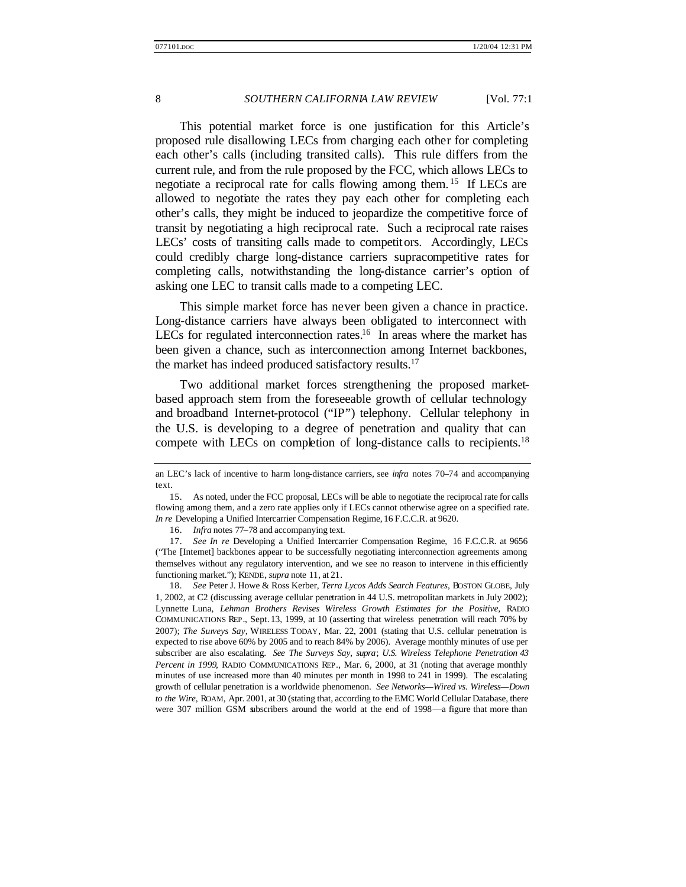This potential market force is one justification for this Article's proposed rule disallowing LECs from charging each other for completing each other's calls (including transited calls). This rule differs from the current rule, and from the rule proposed by the FCC, which allows LECs to negotiate a reciprocal rate for calls flowing among them.[15] If LECs are allowed to negotiate the rates they pay each other for completing each other's calls, they might be induced to jeopardize the competitive force of transit by negotiating a high reciprocal rate. Such a reciprocal rate raises LECs' costs of transiting calls made to competitors. Accordingly, LECs could credibly charge long-distance carriers supracompetitive rates for completing calls, notwithstanding the long-distance carrier's option of asking one LEC to transit calls made to a competing LEC.

This simple market force has never been given a chance in practice. Long-distance carriers have always been obligated to interconnect with LECs for regulated interconnection rates.[16] In areas where the market has been given a chance, such as interconnection among Internet backbones, the market has indeed produced satisfactory results.[17]

Two additional market forces strengthening the proposed market-based approach stem from the foreseeable growth of cellular technology and broadband Internet-protocol ("IP") telephony. Cellular telephony in the U.S. is developing to a degree of penetration and quality that can compete with LECs on completion of long-distance calls to recipients.[18]

---

an LEC's lack of incentive to harm long-distance carriers, see *infra* notes 70–74 and accompanying text.

15. As noted, under the FCC proposal, LECs will be able to negotiate the reciprocal rate for calls flowing among them, and a zero rate applies only if LECs cannot otherwise agree on a specified rate. *In re* Developing a Unified Intercarrier Compensation Regime, 16 F.C.C.R. at 9620.

16. *Infra* notes 77–78 and accompanying text.

17. *See In re* Developing a Unified Intercarrier Compensation Regime, 16 F.C.C.R. at 9656 ("The [Internet] backbones appear to be successfully negotiating interconnection agreements among themselves without any regulatory intervention, and we see no reason to intervene in this efficiently functioning market."); KENDE, *supra* note 11, at 21.

18. *See* Peter J. Howe & Ross Kerber, *Terra Lycos Adds Search Features*, BOSTON GLOBE, July 1, 2002, at C2 (discussing average cellular penetration in 44 U.S. metropolitan markets in July 2002); Lynnette Luna, *Lehman Brothers Revises Wireless Growth Estimates for the Positive*, RADIO COMMUNICATIONS REP., Sept. 13, 1999, at 10 (asserting that wireless penetration will reach 70% by 2007); *The Surveys Say*, WIRELESS TODAY, Mar. 22, 2001 (stating that U.S. cellular penetration is expected to rise above 60% by 2005 and to reach 84% by 2006). Average monthly minutes of use per subscriber are also escalating. *See The Surveys Say*, *supra*; *U.S. Wireless Telephone Penetration 43 Percent in 1999*, RADIO COMMUNICATIONS REP., Mar. 6, 2000, at 31 (noting that average monthly minutes of use increased more than 40 minutes per month in 1998 to 241 in 1999). The escalating growth of cellular penetration is a worldwide phenomenon. *See Networks—Wired vs. Wireless—Down to the Wire*, ROAM, Apr. 2001, at 30 (stating that, according to the EMC World Cellular Database, there were 307 million GSM subscribers around the world at the end of 1998—a figure that more than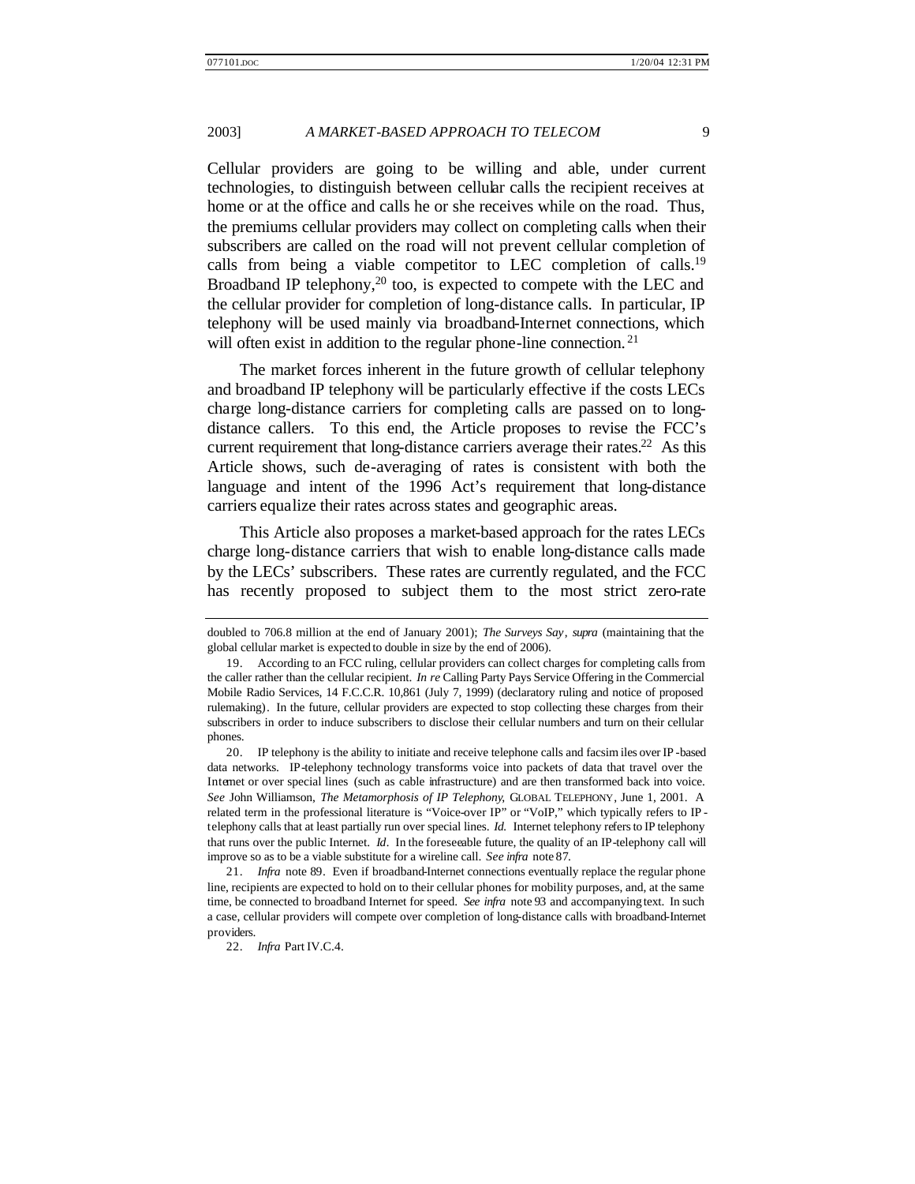Cellular providers are going to be willing and able, under current technologies, to distinguish between cellular calls the recipient receives at home or at the office and calls he or she receives while on the road. Thus, the premiums cellular providers may collect on completing calls when their subscribers are called on the road will not prevent cellular completion of calls from being a viable competitor to LEC completion of calls.[19] Broadband IP telephony,[20] too, is expected to compete with the LEC and the cellular provider for completion of long-distance calls. In particular, IP telephony will be used mainly via broadband-Internet connections, which will often exist in addition to the regular phone-line connection.[21]

The market forces inherent in the future growth of cellular telephony and broadband IP telephony will be particularly effective if the costs LECs charge long-distance carriers for completing calls are passed on to long-distance callers. To this end, the Article proposes to revise the FCC's current requirement that long-distance carriers average their rates.[22] As this Article shows, such de-averaging of rates is consistent with both the language and intent of the 1996 Act's requirement that long-distance carriers equalize their rates across states and geographic areas.

This Article also proposes a market-based approach for the rates LECs charge long-distance carriers that wish to enable long-distance calls made by the LECs' subscribers. These rates are currently regulated, and the FCC has recently proposed to subject them to the most strict zero-rate

---

doubled to 706.8 million at the end of January 2001); *The Surveys Say*, *supra* (maintaining that the global cellular market is expected to double in size by the end of 2006).

19. According to an FCC ruling, cellular providers can collect charges for completing calls from the caller rather than the cellular recipient. *In re* Calling Party Pays Service Offering in the Commercial Mobile Radio Services, 14 F.C.C.R. 10,861 (July 7, 1999) (declaratory ruling and notice of proposed rulemaking). In the future, cellular providers are expected to stop collecting these charges from their subscribers in order to induce subscribers to disclose their cellular numbers and turn on their cellular phones.

20. IP telephony is the ability to initiate and receive telephone calls and facsimiles over IP-based data networks. IP-telephony technology transforms voice into packets of data that travel over the Internet or over special lines (such as cable infrastructure) and are then transformed back into voice. *See* John Williamson, *The Metamorphosis of IP Telephony*, GLOBAL TELEPHONY, June 1, 2001. A related term in the professional literature is "Voice-over IP" or "VoIP," which typically refers to IP-telephony calls that at least partially run over special lines. *Id.* Internet telephony refers to IP telephony that runs over the public Internet. *Id*. In the foreseeable future, the quality of an IP-telephony call will improve so as to be a viable substitute for a wireline call. *See infra* note 87.

21. *Infra* note 89. Even if broadband-Internet connections eventually replace the regular phone line, recipients are expected to hold on to their cellular phones for mobility purposes, and, at the same time, be connected to broadband Internet for speed. *See infra* note 93 and accompanying text. In such a case, cellular providers will compete over completion of long-distance calls with broadband-Internet providers.

22. *Infra* Part IV.C.4.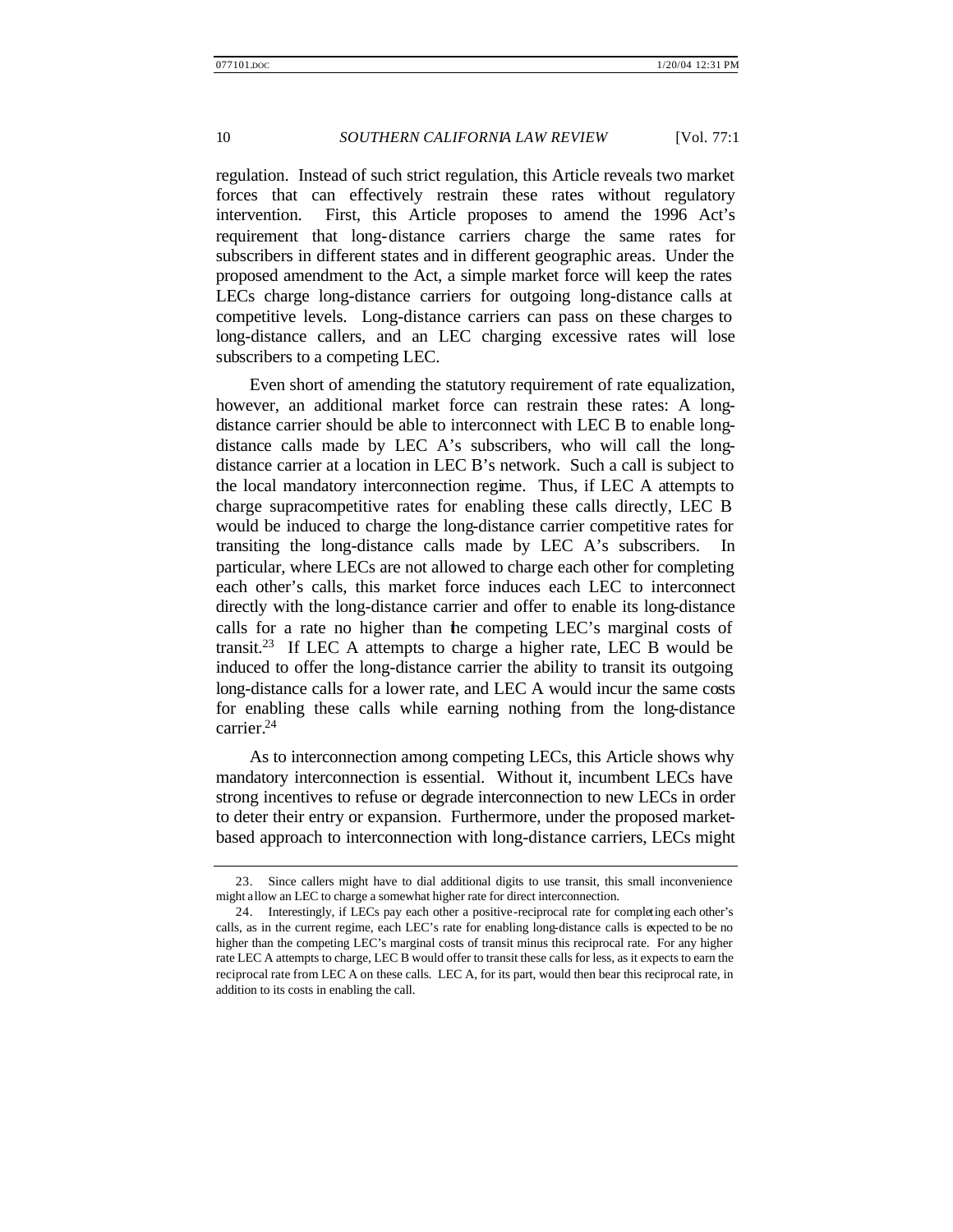regulation. Instead of such strict regulation, this Article reveals two market forces that can effectively restrain these rates without regulatory intervention. First, this Article proposes to amend the 1996 Act's requirement that long-distance carriers charge the same rates for subscribers in different states and in different geographic areas. Under the proposed amendment to the Act, a simple market force will keep the rates LECs charge long-distance carriers for outgoing long-distance calls at competitive levels. Long-distance carriers can pass on these charges to long-distance callers, and an LEC charging excessive rates will lose subscribers to a competing LEC.

Even short of amending the statutory requirement of rate equalization, however, an additional market force can restrain these rates: A long-distance carrier should be able to interconnect with LEC B to enable long-distance calls made by LEC A's subscribers, who will call the long-distance carrier at a location in LEC B's network. Such a call is subject to the local mandatory interconnection regime. Thus, if LEC A attempts to charge supracompetitive rates for enabling these calls directly, LEC B would be induced to charge the long-distance carrier competitive rates for transiting the long-distance calls made by LEC A's subscribers. In particular, where LECs are not allowed to charge each other for completing each other's calls, this market force induces each LEC to interconnect directly with the long-distance carrier and offer to enable its long-distance calls for a rate no higher than the competing LEC's marginal costs of transit.[23] If LEC A attempts to charge a higher rate, LEC B would be induced to offer the long-distance carrier the ability to transit its outgoing long-distance calls for a lower rate, and LEC A would incur the same costs for enabling these calls while earning nothing from the long-distance carrier.[24]

As to interconnection among competing LECs, this Article shows why mandatory interconnection is essential. Without it, incumbent LECs have strong incentives to refuse or degrade interconnection to new LECs in order to deter their entry or expansion. Furthermore, under the proposed market-based approach to interconnection with long-distance carriers, LECs might

---

23. Since callers might have to dial additional digits to use transit, this small inconvenience might allow an LEC to charge a somewhat higher rate for direct interconnection.

24. Interestingly, if LECs pay each other a positive-reciprocal rate for completing each other's calls, as in the current regime, each LEC's rate for enabling long-distance calls is expected to be no higher than the competing LEC's marginal costs of transit minus this reciprocal rate. For any higher rate LEC A attempts to charge, LEC B would offer to transit these calls for less, as it expects to earn the reciprocal rate from LEC A on these calls. LEC A, for its part, would then bear this reciprocal rate, in addition to its costs in enabling the call.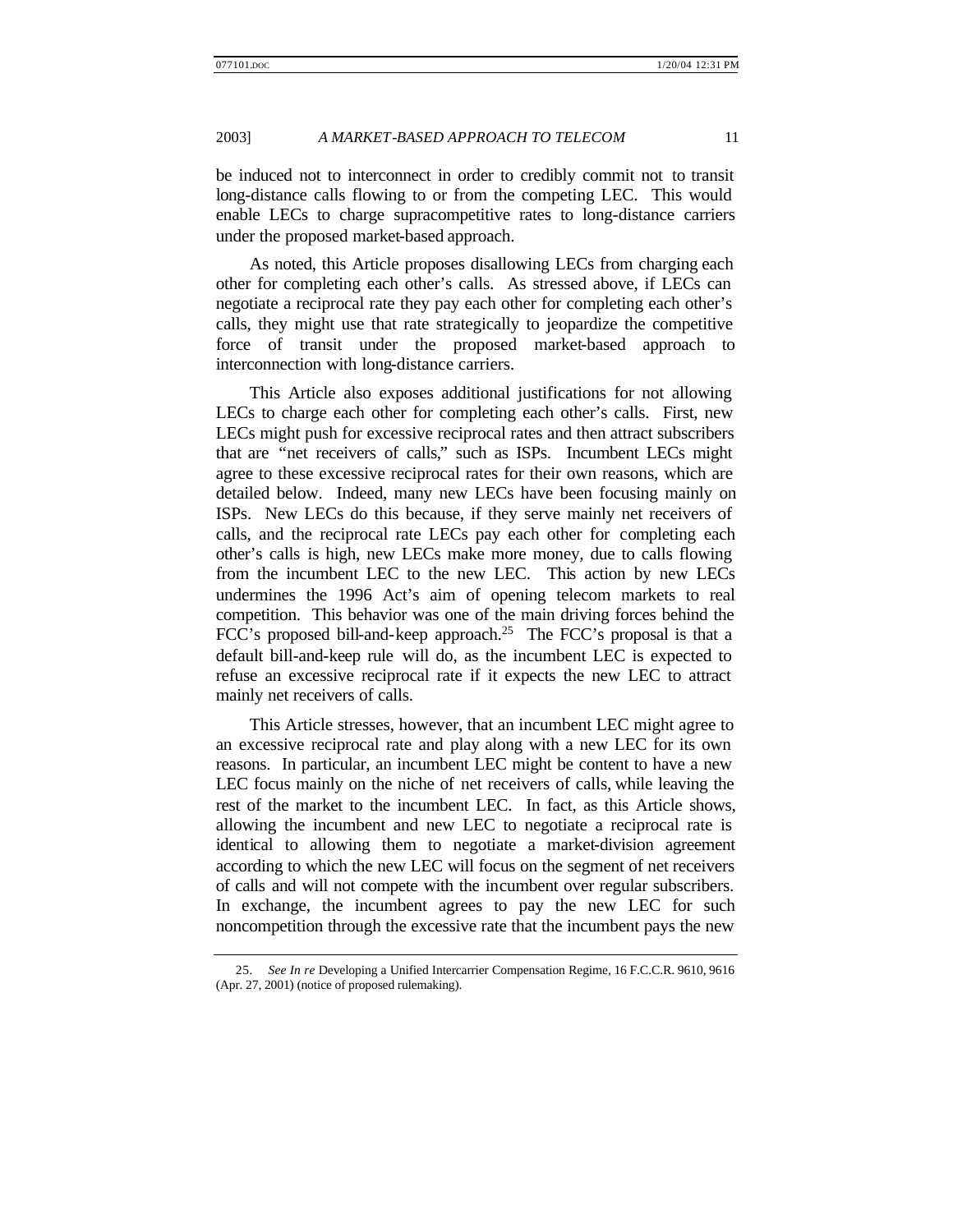be induced not to interconnect in order to credibly commit not to transit long-distance calls flowing to or from the competing LEC. This would enable LECs to charge supracompetitive rates to long-distance carriers under the proposed market-based approach.

As noted, this Article proposes disallowing LECs from charging each other for completing each other's calls. As stressed above, if LECs can negotiate a reciprocal rate they pay each other for completing each other's calls, they might use that rate strategically to jeopardize the competitive force of transit under the proposed market-based approach to interconnection with long-distance carriers.

This Article also exposes additional justifications for not allowing LECs to charge each other for completing each other's calls. First, new LECs might push for excessive reciprocal rates and then attract subscribers that are "net receivers of calls," such as ISPs. Incumbent LECs might agree to these excessive reciprocal rates for their own reasons, which are detailed below. Indeed, many new LECs have been focusing mainly on ISPs. New LECs do this because, if they serve mainly net receivers of calls, and the reciprocal rate LECs pay each other for completing each other's calls is high, new LECs make more money, due to calls flowing from the incumbent LEC to the new LEC. This action by new LECs undermines the 1996 Act's aim of opening telecom markets to real competition. This behavior was one of the main driving forces behind the FCC's proposed bill-and-keep approach.[25] The FCC's proposal is that a default bill-and-keep rule will do, as the incumbent LEC is expected to refuse an excessive reciprocal rate if it expects the new LEC to attract mainly net receivers of calls.

This Article stresses, however, that an incumbent LEC might agree to an excessive reciprocal rate and play along with a new LEC for its own reasons. In particular, an incumbent LEC might be content to have a new LEC focus mainly on the niche of net receivers of calls, while leaving the rest of the market to the incumbent LEC. In fact, as this Article shows, allowing the incumbent and new LEC to negotiate a reciprocal rate is identical to allowing them to negotiate a market-division agreement according to which the new LEC will focus on the segment of net receivers of calls and will not compete with the incumbent over regular subscribers. In exchange, the incumbent agrees to pay the new LEC for such noncompetition through the excessive rate that the incumbent pays the new

---

25. *See In re* Developing a Unified Intercarrier Compensation Regime, 16 F.C.C.R. 9610, 9616 (Apr. 27, 2001) (notice of proposed rulemaking).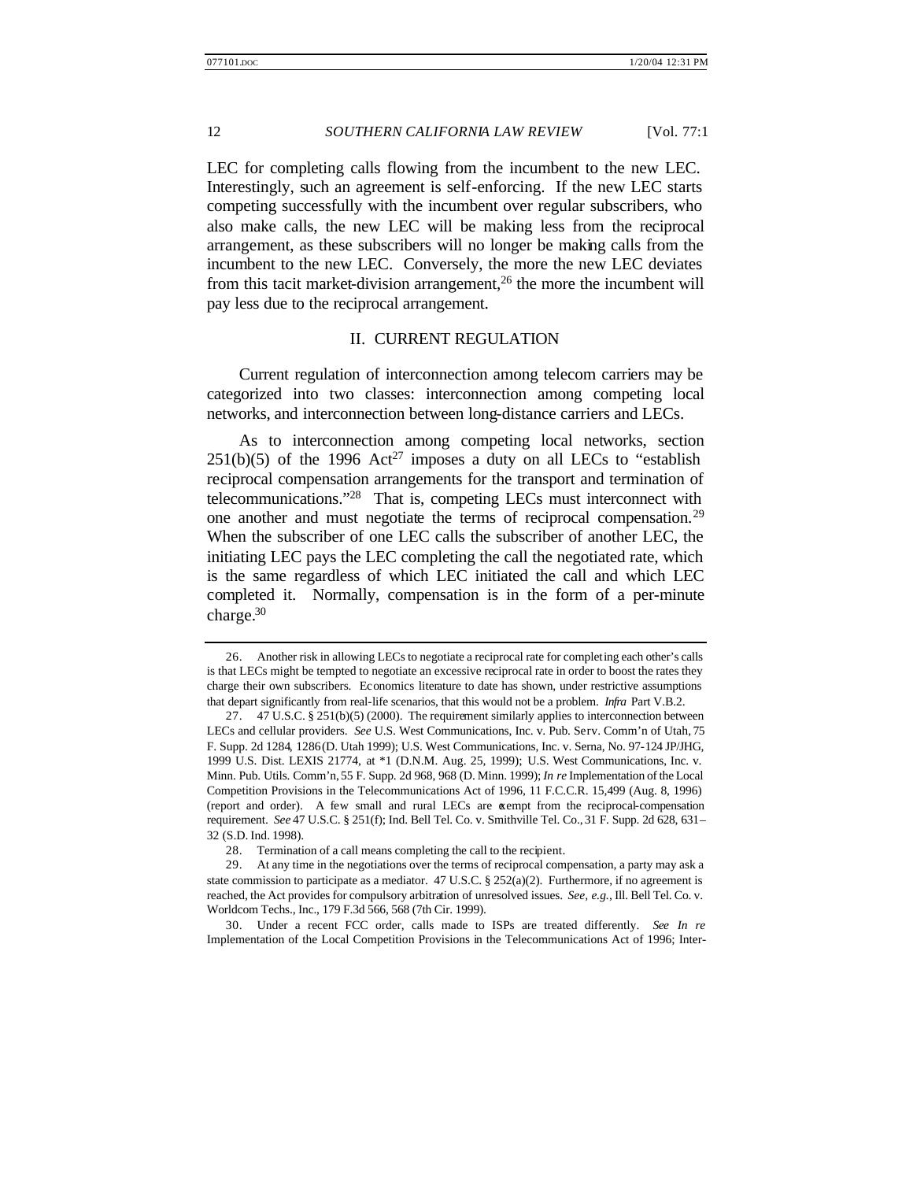LEC for completing calls flowing from the incumbent to the new LEC. Interestingly, such an agreement is self-enforcing. If the new LEC starts competing successfully with the incumbent over regular subscribers, who also make calls, the new LEC will be making less from the reciprocal arrangement, as these subscribers will no longer be making calls from the incumbent to the new LEC. Conversely, the more the new LEC deviates from this tacit market-division arrangement,[26] the more the incumbent will pay less due to the reciprocal arrangement.

## II. CURRENT REGULATION

Current regulation of interconnection among telecom carriers may be categorized into two classes: interconnection among competing local networks, and interconnection between long-distance carriers and LECs.

As to interconnection among competing local networks, section 251(b)(5) of the 1996 Act[27] imposes a duty on all LECs to "establish reciprocal compensation arrangements for the transport and termination of telecommunications."[28] That is, competing LECs must interconnect with one another and must negotiate the terms of reciprocal compensation.[29] When the subscriber of one LEC calls the subscriber of another LEC, the initiating LEC pays the LEC completing the call the negotiated rate, which is the same regardless of which LEC initiated the call and which LEC completed it. Normally, compensation is in the form of a per-minute charge.[30]

---

26. Another risk in allowing LECs to negotiate a reciprocal rate for completing each other's calls is that LECs might be tempted to negotiate an excessive reciprocal rate in order to boost the rates they charge their own subscribers. Economics literature to date has shown, under restrictive assumptions that depart significantly from real-life scenarios, that this would not be a problem. *Infra* Part V.B.2.

27. 47 U.S.C. § 251(b)(5) (2000). The requirement similarly applies to interconnection between LECs and cellular providers. *See* U.S. West Communications, Inc. v. Pub. Serv. Comm'n of Utah, 75 F. Supp. 2d 1284, 1286 (D. Utah 1999); U.S. West Communications, Inc. v. Serna, No. 97-124 JP/JHG, 1999 U.S. Dist. LEXIS 21774, at *1 (D.N.M. Aug. 25, 1999); U.S. West Communications, Inc. v. Minn. Pub. Utils. Comm'n, 55 F. Supp. 2d 968, 968 (D. Minn. 1999); *In re* Implementation of the Local Competition Provisions in the Telecommunications Act of 1996, 11 F.C.C.R. 15,499 (Aug. 8, 1996) (report and order). A few small and rural LECs are exempt from the reciprocal-compensation requirement. *See* 47 U.S.C. § 251(f); Ind. Bell Tel. Co. v. Smithville Tel. Co., 31 F. Supp. 2d 628, 631–32 (S.D. Ind. 1998).

28. Termination of a call means completing the call to the recipient.

29. At any time in the negotiations over the terms of reciprocal compensation, a party may ask a state commission to participate as a mediator. 47 U.S.C. § 252(a)(2). Furthermore, if no agreement is reached, the Act provides for compulsory arbitration of unresolved issues. *See, e.g.*, Ill. Bell Tel. Co. v. Worldcom Techs., Inc., 179 F.3d 566, 568 (7th Cir. 1999).

30. Under a recent FCC order, calls made to ISPs are treated differently. *See In re* Implementation of the Local Competition Provisions in the Telecommunications Act of 1996; Inter-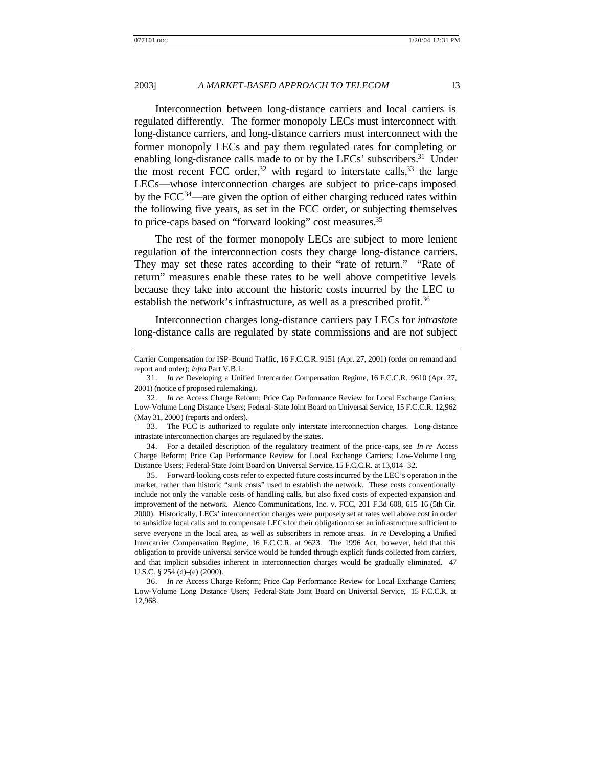Interconnection between long-distance carriers and local carriers is regulated differently. The former monopoly LECs must interconnect with long-distance carriers, and long-distance carriers must interconnect with the former monopoly LECs and pay them regulated rates for completing or enabling long-distance calls made to or by the LECs' subscribers.[31] Under the most recent FCC order,[32] with regard to interstate calls,[33] the large LECs—whose interconnection charges are subject to price-caps imposed by the FCC[34]—are given the option of either charging reduced rates within the following five years, as set in the FCC order, or subjecting themselves to price-caps based on "forward looking" cost measures.[35]

The rest of the former monopoly LECs are subject to more lenient regulation of the interconnection costs they charge long-distance carriers. They may set these rates according to their "rate of return." "Rate of return" measures enable these rates to be well above competitive levels because they take into account the historic costs incurred by the LEC to establish the network's infrastructure, as well as a prescribed profit.[36]

Interconnection charges long-distance carriers pay LECs for *intrastate* long-distance calls are regulated by state commissions and are not subject

---

Carrier Compensation for ISP-Bound Traffic, 16 F.C.C.R. 9151 (Apr. 27, 2001) (order on remand and report and order); *infra* Part V.B.1.

31. *In re* Developing a Unified Intercarrier Compensation Regime, 16 F.C.C.R. 9610 (Apr. 27, 2001) (notice of proposed rulemaking).

32. *In re* Access Charge Reform; Price Cap Performance Review for Local Exchange Carriers; Low-Volume Long Distance Users; Federal-State Joint Board on Universal Service, 15 F.C.C.R. 12,962 (May 31, 2000) (reports and orders).

33. The FCC is authorized to regulate only interstate interconnection charges. Long-distance intrastate interconnection charges are regulated by the states.

34. For a detailed description of the regulatory treatment of the price-caps, see *In re* Access Charge Reform; Price Cap Performance Review for Local Exchange Carriers; Low-Volume Long Distance Users; Federal-State Joint Board on Universal Service, 15 F.C.C.R. at 13,014–32.

35. Forward-looking costs refer to expected future costs incurred by the LEC's operation in the market, rather than historic "sunk costs" used to establish the network. These costs conventionally include not only the variable costs of handling calls, but also fixed costs of expected expansion and improvement of the network. Alenco Communications, Inc. v. FCC, 201 F.3d 608, 615–16 (5th Cir. 2000). Historically, LECs' interconnection charges were purposely set at rates well above cost in order to subsidize local calls and to compensate LECs for their obligation to set an infrastructure sufficient to serve everyone in the local area, as well as subscribers in remote areas. *In re* Developing a Unified Intercarrier Compensation Regime, 16 F.C.C.R. at 9623. The 1996 Act, however, held that this obligation to provide universal service would be funded through explicit funds collected from carriers, and that implicit subsidies inherent in interconnection charges would be gradually eliminated. 47 U.S.C. § 254 (d)–(e) (2000).

36. *In re* Access Charge Reform; Price Cap Performance Review for Local Exchange Carriers; Low-Volume Long Distance Users; Federal-State Joint Board on Universal Service, 15 F.C.C.R. at 12,968.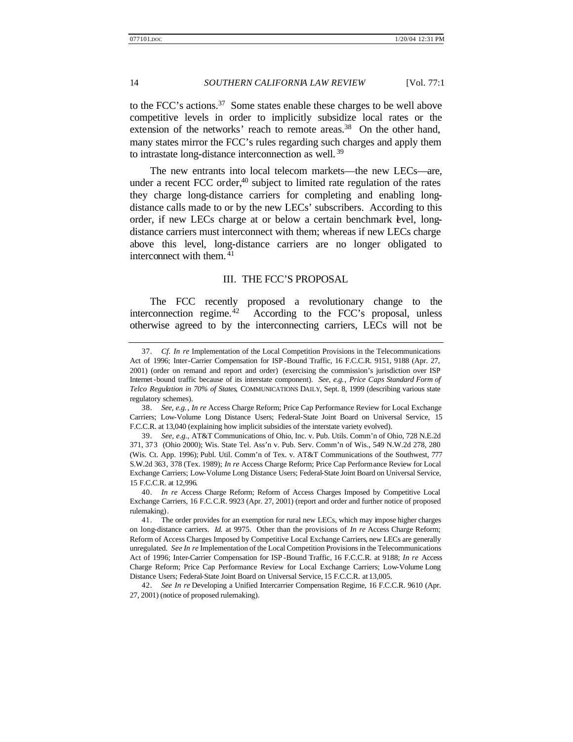to the FCC's actions.[37] Some states enable these charges to be well above competitive levels in order to implicitly subsidize local rates or the extension of the networks' reach to remote areas.[38] On the other hand, many states mirror the FCC's rules regarding such charges and apply them to intrastate long-distance interconnection as well.[39]

The new entrants into local telecom markets—the new LECs—are, under a recent FCC order,[40] subject to limited rate regulation of the rates they charge long-distance carriers for completing and enabling long-distance calls made to or by the new LECs' subscribers. According to this order, if new LECs charge at or below a certain benchmark level, long-distance carriers must interconnect with them; whereas if new LECs charge above this level, long-distance carriers are no longer obligated to interconnect with them.[41]

## III. THE FCC'S PROPOSAL

The FCC recently proposed a revolutionary change to the interconnection regime.[42] According to the FCC's proposal, unless otherwise agreed to by the interconnecting carriers, LECs will not be

---

37. *Cf. In re* Implementation of the Local Competition Provisions in the Telecommunications Act of 1996; Inter-Carrier Compensation for ISP-Bound Traffic, 16 F.C.C.R. 9151, 9188 (Apr. 27, 2001) (order on remand and report and order) (exercising the commission's jurisdiction over ISP Internet-bound traffic because of its interstate component). *See, e.g.*, *Price Caps Standard Form of Telco Regulation in 70% of States*, COMMUNICATIONS DAILY, Sept. 8, 1999 (describing various state regulatory schemes).

38. *See, e.g.*, *In re* Access Charge Reform; Price Cap Performance Review for Local Exchange Carriers; Low-Volume Long Distance Users; Federal-State Joint Board on Universal Service, 15 F.C.C.R. at 13,040 (explaining how implicit subsidies of the interstate variety evolved).

39. *See, e.g.*, AT&T Communications of Ohio, Inc. v. Pub. Utils. Comm'n of Ohio, 728 N.E.2d 371, 373 (Ohio 2000); Wis. State Tel. Ass'n v. Pub. Serv. Comm'n of Wis., 549 N.W.2d 278, 280 (Wis. Ct. App. 1996); Publ. Util. Comm'n of Tex. v. AT&T Communications of the Southwest, 777 S.W.2d 363, 378 (Tex. 1989); *In re* Access Charge Reform; Price Cap Performance Review for Local Exchange Carriers; Low-Volume Long Distance Users; Federal-State Joint Board on Universal Service, 15 F.C.C.R. at 12,996.

40. *In re* Access Charge Reform; Reform of Access Charges Imposed by Competitive Local Exchange Carriers, 16 F.C.C.R. 9923 (Apr. 27, 2001) (report and order and further notice of proposed rulemaking).

41. The order provides for an exemption for rural new LECs, which may impose higher charges on long-distance carriers. *Id.* at 9975. Other than the provisions of *In re* Access Charge Reform; Reform of Access Charges Imposed by Competitive Local Exchange Carriers, new LECs are generally unregulated. *See In re* Implementation of the Local Competition Provisions in the Telecommunications Act of 1996; Inter-Carrier Compensation for ISP-Bound Traffic, 16 F.C.C.R. at 9188; *In re* Access Charge Reform; Price Cap Performance Review for Local Exchange Carriers; Low-Volume Long Distance Users; Federal-State Joint Board on Universal Service, 15 F.C.C.R. at 13,005.

42. *See In re* Developing a Unified Intercarrier Compensation Regime, 16 F.C.C.R. 9610 (Apr. 27, 2001) (notice of proposed rulemaking).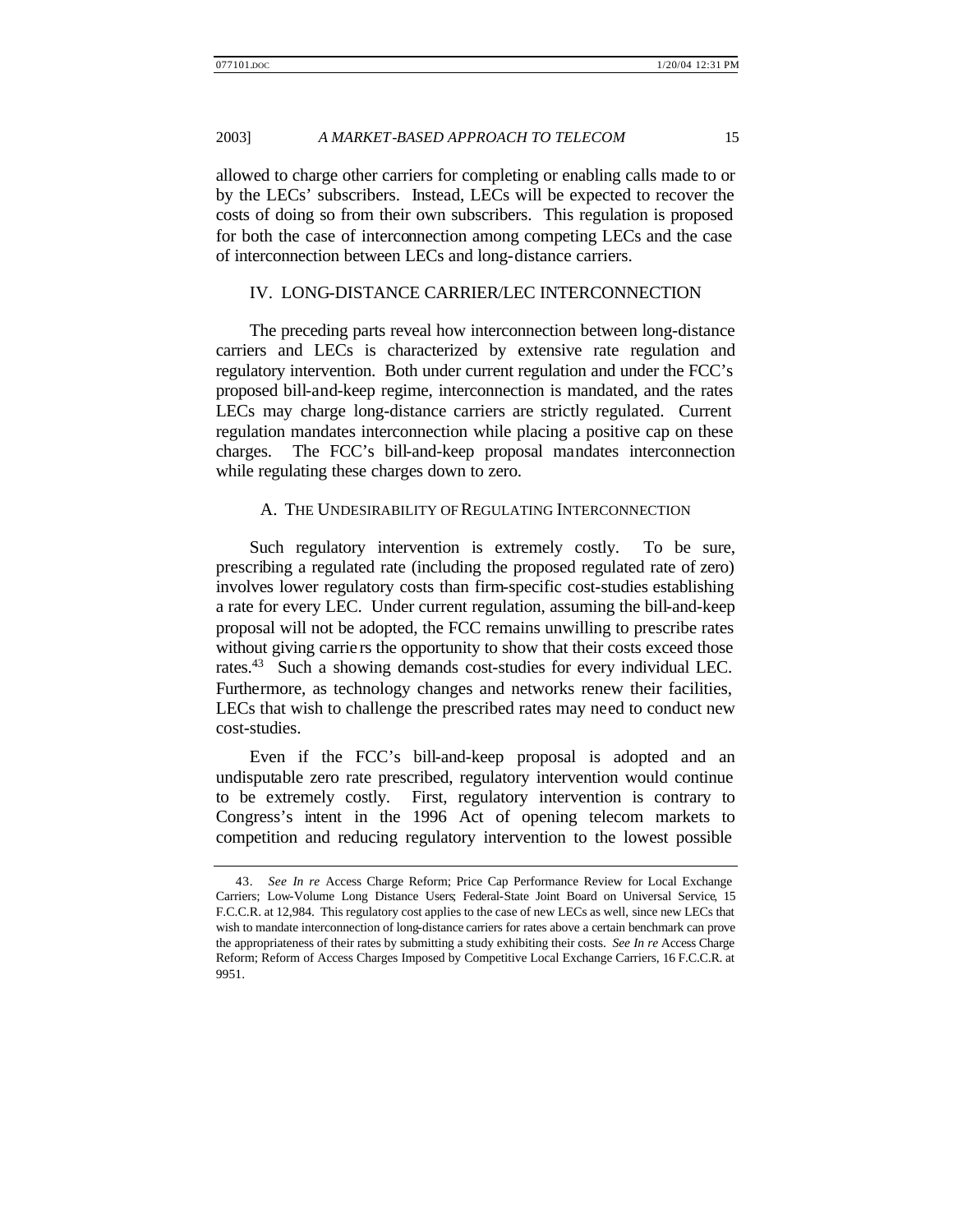allowed to charge other carriers for completing or enabling calls made to or by the LECs' subscribers. Instead, LECs will be expected to recover the costs of doing so from their own subscribers. This regulation is proposed for both the case of interconnection among competing LECs and the case of interconnection between LECs and long-distance carriers.

## IV. LONG-DISTANCE CARRIER/LEC INTERCONNECTION

The preceding parts reveal how interconnection between long-distance carriers and LECs is characterized by extensive rate regulation and regulatory intervention. Both under current regulation and under the FCC's proposed bill-and-keep regime, interconnection is mandated, and the rates LECs may charge long-distance carriers are strictly regulated. Current regulation mandates interconnection while placing a positive cap on these charges. The FCC's bill-and-keep proposal mandates interconnection while regulating these charges down to zero.

### A. The Undesirability of Regulating Interconnection

Such regulatory intervention is extremely costly. To be sure, prescribing a regulated rate (including the proposed regulated rate of zero) involves lower regulatory costs than firm-specific cost-studies establishing a rate for every LEC. Under current regulation, assuming the bill-and-keep proposal will not be adopted, the FCC remains unwilling to prescribe rates without giving carriers the opportunity to show that their costs exceed those rates.[43] Such a showing demands cost-studies for every individual LEC. Furthermore, as technology changes and networks renew their facilities, LECs that wish to challenge the prescribed rates may need to conduct new cost-studies.

Even if the FCC's bill-and-keep proposal is adopted and an undisputable zero rate prescribed, regulatory intervention would continue to be extremely costly. First, regulatory intervention is contrary to Congress's intent in the 1996 Act of opening telecom markets to competition and reducing regulatory intervention to the lowest possible

---

43. *See In re* Access Charge Reform; Price Cap Performance Review for Local Exchange Carriers; Low-Volume Long Distance Users; Federal-State Joint Board on Universal Service, 15 F.C.C.R. at 12,984. This regulatory cost applies to the case of new LECs as well, since new LECs that wish to mandate interconnection of long-distance carriers for rates above a certain benchmark can prove the appropriateness of their rates by submitting a study exhibiting their costs. *See In re* Access Charge Reform; Reform of Access Charges Imposed by Competitive Local Exchange Carriers, 16 F.C.C.R. at 9951.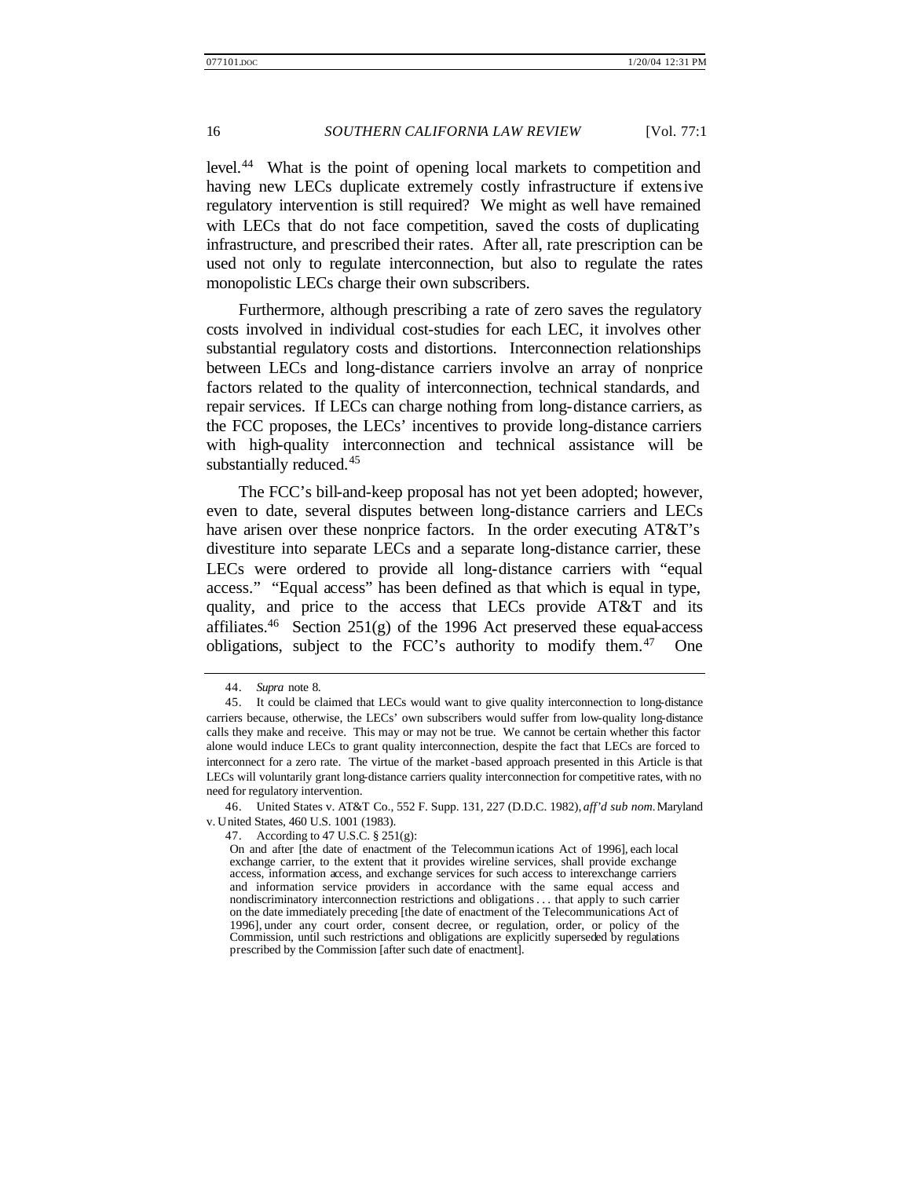level.[44] What is the point of opening local markets to competition and having new LECs duplicate extremely costly infrastructure if extensive regulatory intervention is still required? We might as well have remained with LECs that do not face competition, saved the costs of duplicating infrastructure, and prescribed their rates. After all, rate prescription can be used not only to regulate interconnection, but also to regulate the rates monopolistic LECs charge their own subscribers.

Furthermore, although prescribing a rate of zero saves the regulatory costs involved in individual cost-studies for each LEC, it involves other substantial regulatory costs and distortions. Interconnection relationships between LECs and long-distance carriers involve an array of nonprice factors related to the quality of interconnection, technical standards, and repair services. If LECs can charge nothing from long-distance carriers, as the FCC proposes, the LECs' incentives to provide long-distance carriers with high-quality interconnection and technical assistance will be substantially reduced.[45]

The FCC's bill-and-keep proposal has not yet been adopted; however, even to date, several disputes between long-distance carriers and LECs have arisen over these nonprice factors. In the order executing AT&T's divestiture into separate LECs and a separate long-distance carrier, these LECs were ordered to provide all long-distance carriers with "equal access." "Equal access" has been defined as that which is equal in type, quality, and price to the access that LECs provide AT&T and its affiliates.[46] Section 251(g) of the 1996 Act preserved these equal-access obligations, subject to the FCC's authority to modify them.[47] One

---

44. *Supra* note 8.

45. It could be claimed that LECs would want to give quality interconnection to long-distance carriers because, otherwise, the LECs' own subscribers would suffer from low-quality long-distance calls they make and receive. This may or may not be true. We cannot be certain whether this factor alone would induce LECs to grant quality interconnection, despite the fact that LECs are forced to interconnect for a zero rate. The virtue of the market-based approach presented in this Article is that LECs will voluntarily grant long-distance carriers quality interconnection for competitive rates, with no need for regulatory intervention.

46. United States v. AT&T Co., 552 F. Supp. 131, 227 (D.D.C. 1982), *aff'd sub nom.* Maryland v. United States, 460 U.S. 1001 (1983).

47. According to 47 U.S.C. § 251(g):

> On and after [the date of enactment of the Telecommunications Act of 1996], each local exchange carrier, to the extent that it provides wireline services, shall provide exchange access, information access, and exchange services for such access to interexchange carriers and information service providers in accordance with the same equal access and nondiscriminatory interconnection restrictions and obligations . . . that apply to such carrier on the date immediately preceding [the date of enactment of the Telecommunications Act of 1996], under any court order, consent decree, or regulation, order, or policy of the Commission, until such restrictions and obligations are explicitly superseded by regulations prescribed by the Commission [after such date of enactment].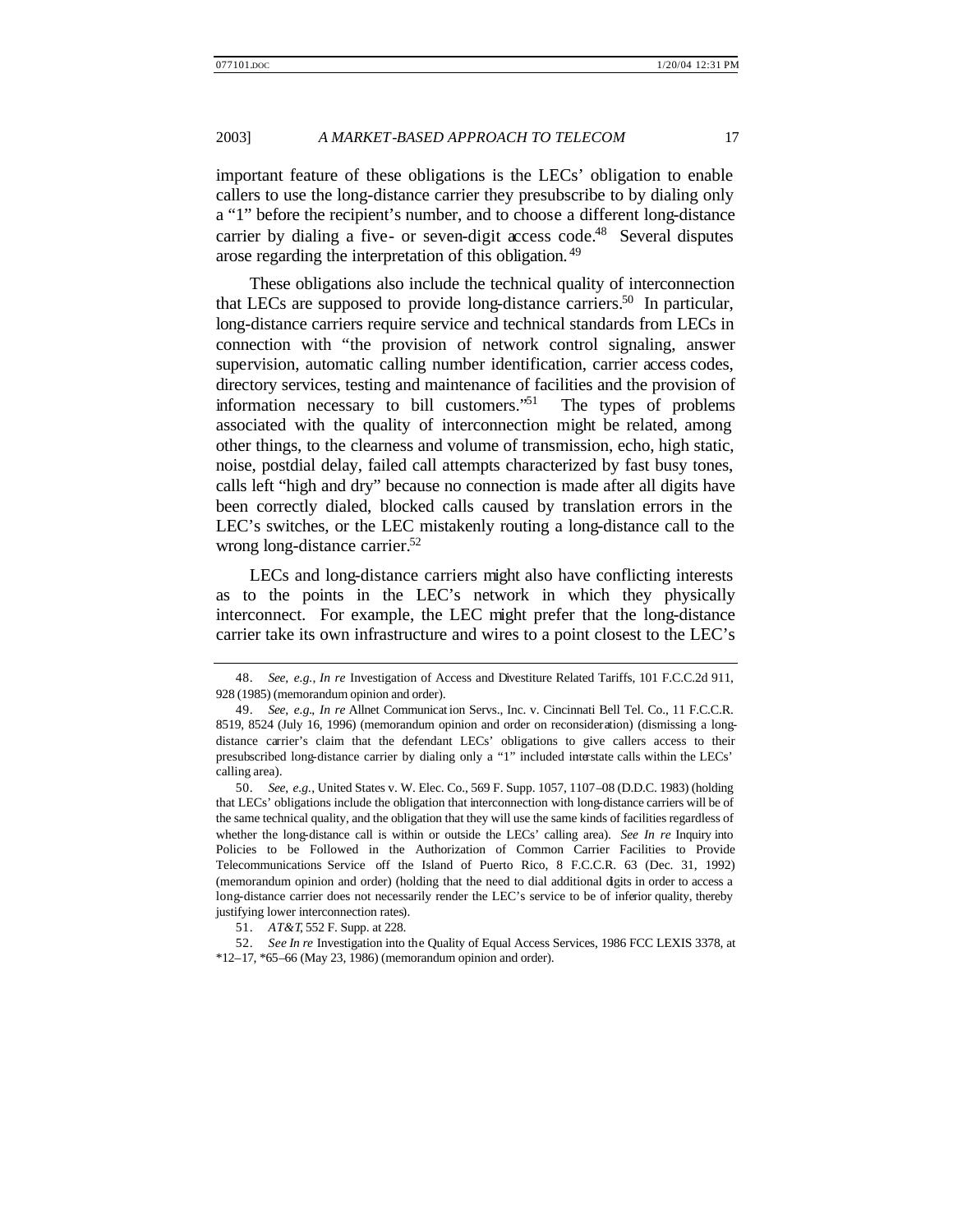important feature of these obligations is the LECs' obligation to enable callers to use the long-distance carrier they presubscribe to by dialing only a "1" before the recipient's number, and to choose a different long-distance carrier by dialing a five- or seven-digit access code.[48] Several disputes arose regarding the interpretation of this obligation.[49]

These obligations also include the technical quality of interconnection that LECs are supposed to provide long-distance carriers.[50] In particular, long-distance carriers require service and technical standards from LECs in connection with "the provision of network control signaling, answer supervision, automatic calling number identification, carrier access codes, directory services, testing and maintenance of facilities and the provision of information necessary to bill customers."[51] The types of problems associated with the quality of interconnection might be related, among other things, to the clearness and volume of transmission, echo, high static, noise, postdial delay, failed call attempts characterized by fast busy tones, calls left "high and dry" because no connection is made after all digits have been correctly dialed, blocked calls caused by translation errors in the LEC's switches, or the LEC mistakenly routing a long-distance call to the wrong long-distance carrier.[52]

LECs and long-distance carriers might also have conflicting interests as to the points in the LEC's network in which they physically interconnect. For example, the LEC might prefer that the long-distance carrier take its own infrastructure and wires to a point closest to the LEC's

---

48. *See, e.g.*, *In re* Investigation of Access and Divestiture Related Tariffs, 101 F.C.C.2d 911, 928 (1985) (memorandum opinion and order).

49. *See, e.g.*, *In re* Allnet Communication Servs., Inc. v. Cincinnati Bell Tel. Co., 11 F.C.C.R. 8519, 8524 (July 16, 1996) (memorandum opinion and order on reconsideration) (dismissing a long-distance carrier's claim that the defendant LECs' obligations to give callers access to their presubscribed long-distance carrier by dialing only a "1" included interstate calls within the LECs' calling area).

50. *See, e.g.*, United States v. W. Elec. Co., 569 F. Supp. 1057, 1107–08 (D.D.C. 1983) (holding that LECs' obligations include the obligation that interconnection with long-distance carriers will be of the same technical quality, and the obligation that they will use the same kinds of facilities regardless of whether the long-distance call is within or outside the LECs' calling area). *See In re* Inquiry into Policies to be Followed in the Authorization of Common Carrier Facilities to Provide Telecommunications Service off the Island of Puerto Rico, 8 F.C.C.R. 63 (Dec. 31, 1992) (memorandum opinion and order) (holding that the need to dial additional digits in order to access a long-distance carrier does not necessarily render the LEC's service to be of inferior quality, thereby justifying lower interconnection rates).

51. *AT&T*, 552 F. Supp. at 228.

52. *See In re* Investigation into the Quality of Equal Access Services, 1986 FCC LEXIS 3378, at *12–17, *65–66 (May 23, 1986) (memorandum opinion and order).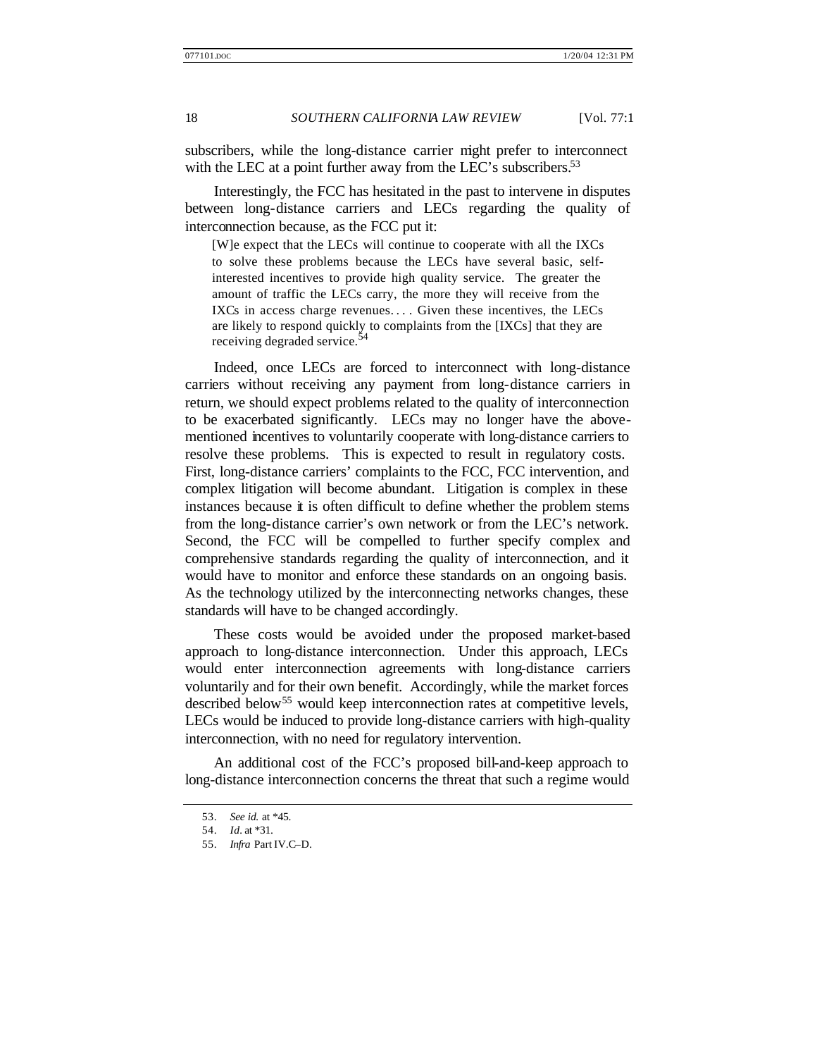subscribers, while the long-distance carrier might prefer to interconnect with the LEC at a point further away from the LEC's subscribers.[53]

Interestingly, the FCC has hesitated in the past to intervene in disputes between long-distance carriers and LECs regarding the quality of interconnection because, as the FCC put it:

> [W]e expect that the LECs will continue to cooperate with all the IXCs to solve these problems because the LECs have several basic, self-interested incentives to provide high quality service. The greater the amount of traffic the LECs carry, the more they will receive from the IXCs in access charge revenues. . . . Given these incentives, the LECs are likely to respond quickly to complaints from the [IXCs] that they are receiving degraded service.[54]

Indeed, once LECs are forced to interconnect with long-distance carriers without receiving any payment from long-distance carriers in return, we should expect problems related to the quality of interconnection to be exacerbated significantly. LECs may no longer have the above-mentioned incentives to voluntarily cooperate with long-distance carriers to resolve these problems. This is expected to result in regulatory costs. First, long-distance carriers' complaints to the FCC, FCC intervention, and complex litigation will become abundant. Litigation is complex in these instances because it is often difficult to define whether the problem stems from the long-distance carrier's own network or from the LEC's network. Second, the FCC will be compelled to further specify complex and comprehensive standards regarding the quality of interconnection, and it would have to monitor and enforce these standards on an ongoing basis. As the technology utilized by the interconnecting networks changes, these standards will have to be changed accordingly.

These costs would be avoided under the proposed market-based approach to long-distance interconnection. Under this approach, LECs would enter interconnection agreements with long-distance carriers voluntarily and for their own benefit. Accordingly, while the market forces described below[55] would keep interconnection rates at competitive levels, LECs would be induced to provide long-distance carriers with high-quality interconnection, with no need for regulatory intervention.

An additional cost of the FCC's proposed bill-and-keep approach to long-distance interconnection concerns the threat that such a regime would

---

53. *See id.* at *45.

54. *Id.* at *31.

55. *Infra* Part IV.C–D.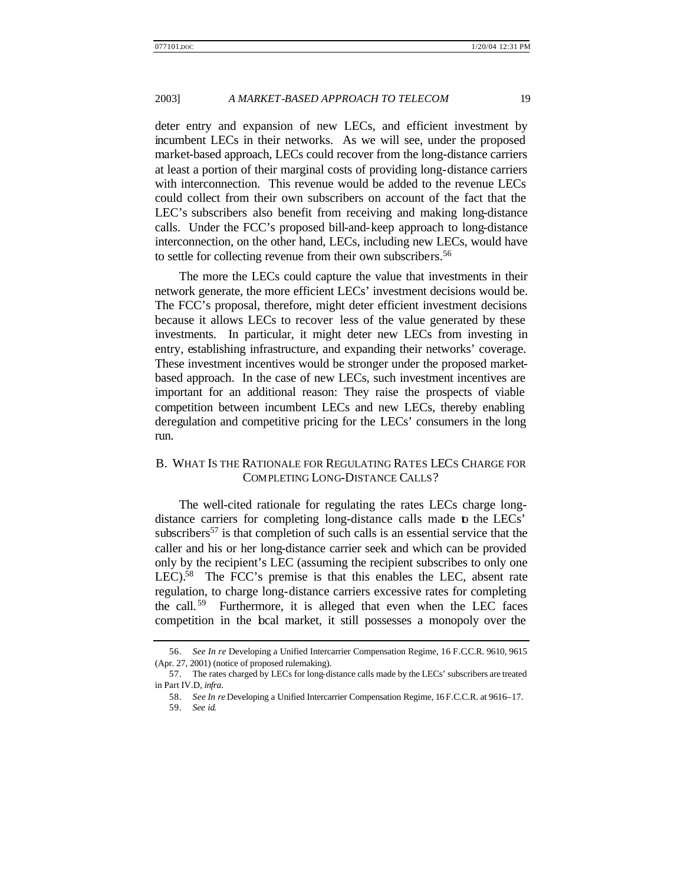deter entry and expansion of new LECs, and efficient investment by incumbent LECs in their networks. As we will see, under the proposed market-based approach, LECs could recover from the long-distance carriers at least a portion of their marginal costs of providing long-distance carriers with interconnection. This revenue would be added to the revenue LECs could collect from their own subscribers on account of the fact that the LEC's subscribers also benefit from receiving and making long-distance calls. Under the FCC's proposed bill-and-keep approach to long-distance interconnection, on the other hand, LECs, including new LECs, would have to settle for collecting revenue from their own subscribers.[56]

The more the LECs could capture the value that investments in their network generate, the more efficient LECs' investment decisions would be. The FCC's proposal, therefore, might deter efficient investment decisions because it allows LECs to recover less of the value generated by these investments. In particular, it might deter new LECs from investing in entry, establishing infrastructure, and expanding their networks' coverage. These investment incentives would be stronger under the proposed market-based approach. In the case of new LECs, such investment incentives are important for an additional reason: They raise the prospects of viable competition between incumbent LECs and new LECs, thereby enabling deregulation and competitive pricing for the LECs' consumers in the long run.

## B. What Is the Rationale for Regulating Rates LECs Charge for Completing Long-Distance Calls?

The well-cited rationale for regulating the rates LECs charge long-distance carriers for completing long-distance calls made to the LECs' subscribers[57] is that completion of such calls is an essential service that the caller and his or her long-distance carrier seek and which can be provided only by the recipient's LEC (assuming the recipient subscribes to only one LEC).[58] The FCC's premise is that this enables the LEC, absent rate regulation, to charge long-distance carriers excessive rates for completing the call.[59] Furthermore, it is alleged that even when the LEC faces competition in the local market, it still possesses a monopoly over the

---

56. *See In re* Developing a Unified Intercarrier Compensation Regime, 16 F.C.C.R. 9610, 9615 (Apr. 27, 2001) (notice of proposed rulemaking).

57. The rates charged by LECs for long-distance calls made by the LECs' subscribers are treated in Part IV.D, *infra*.

58. *See In re* Developing a Unified Intercarrier Compensation Regime, 16 F.C.C.R. at 9616–17.

59. *See id.*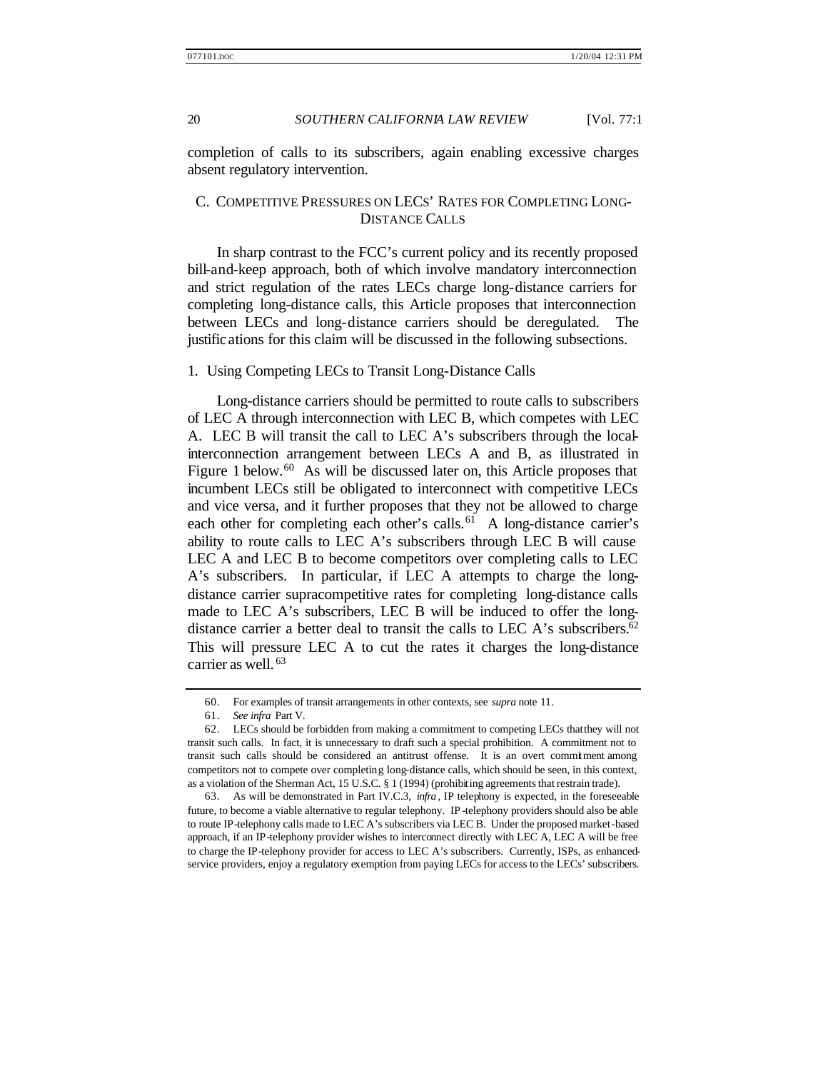completion of calls to its subscribers, again enabling excessive charges absent regulatory intervention.

### C. COMPETITIVE PRESSURES ON LECS' RATES FOR COMPLETING LONG-DISTANCE CALLS

In sharp contrast to the FCC's current policy and its recently proposed bill-and-keep approach, both of which involve mandatory interconnection and strict regulation of the rates LECs charge long-distance carriers for completing long-distance calls, this Article proposes that interconnection between LECs and long-distance carriers should be deregulated. The justifications for this claim will be discussed in the following subsections.

#### 1. Using Competing LECs to Transit Long-Distance Calls

Long-distance carriers should be permitted to route calls to subscribers of LEC A through interconnection with LEC B, which competes with LEC A. LEC B will transit the call to LEC A's subscribers through the local-interconnection arrangement between LECs A and B, as illustrated in Figure 1 below.[60] As will be discussed later on, this Article proposes that incumbent LECs still be obligated to interconnect with competitive LECs and vice versa, and it further proposes that they not be allowed to charge each other for completing each other's calls.[61] A long-distance carrier's ability to route calls to LEC A's subscribers through LEC B will cause LEC A and LEC B to become competitors over completing calls to LEC A's subscribers. In particular, if LEC A attempts to charge the long-distance carrier supracompetitive rates for completing long-distance calls made to LEC A's subscribers, LEC B will be induced to offer the long-distance carrier a better deal to transit the calls to LEC A's subscribers.[62] This will pressure LEC A to cut the rates it charges the long-distance carrier as well.[63]

---

60. For examples of transit arrangements in other contexts, see *supra* note 11.

61. *See infra* Part V.

62. LECs should be forbidden from making a commitment to competing LECs that they will not transit such calls. In fact, it is unnecessary to draft such a special prohibition. A commitment not to transit such calls should be considered an antitrust offense. It is an overt commitment among competitors not to compete over completing long-distance calls, which should be seen, in this context, as a violation of the Sherman Act, 15 U.S.C. § 1 (1994) (prohibiting agreements that restrain trade).

63. As will be demonstrated in Part IV.C.3, *infra*, IP telephony is expected, in the foreseeable future, to become a viable alternative to regular telephony. IP-telephony providers should also be able to route IP-telephony calls made to LEC A's subscribers via LEC B. Under the proposed market-based approach, if an IP-telephony provider wishes to interconnect directly with LEC A, LEC A will be free to charge the IP-telephony provider for access to LEC A's subscribers. Currently, ISPs, as enhanced-service providers, enjoy a regulatory exemption from paying LECs for access to the LECs' subscribers.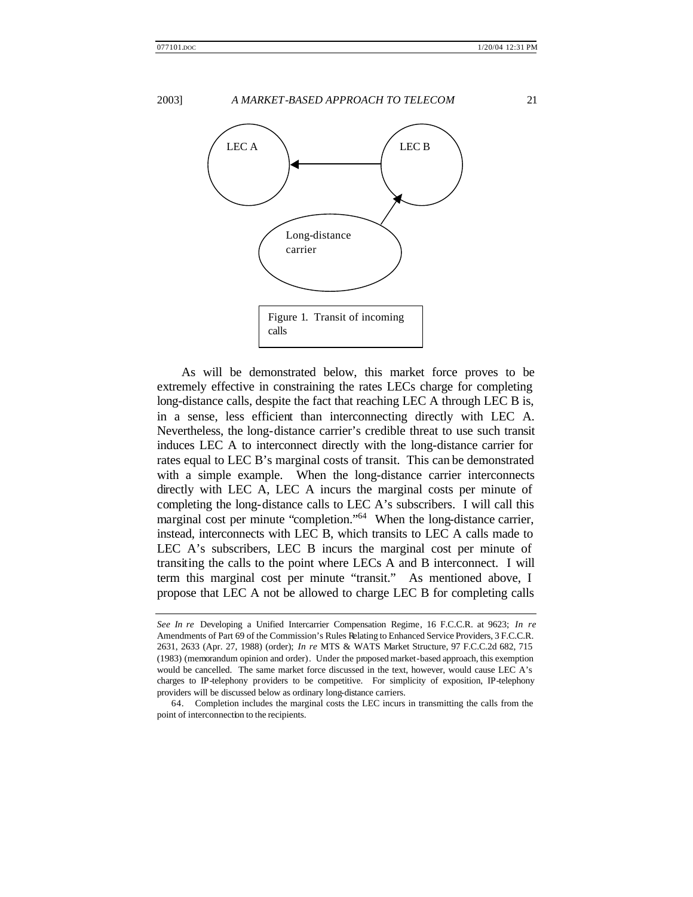Figure 1. Transit of incoming calls

As will be demonstrated below, this market force proves to be extremely effective in constraining the rates LECs charge for completing long-distance calls, despite the fact that reaching LEC A through LEC B is, in a sense, less efficient than interconnecting directly with LEC A. Nevertheless, the long-distance carrier's credible threat to use such transit induces LEC A to interconnect directly with the long-distance carrier for rates equal to LEC B's marginal costs of transit. This can be demonstrated with a simple example. When the long-distance carrier interconnects directly with LEC A, LEC A incurs the marginal costs per minute of completing the long-distance calls to LEC A's subscribers. I will call this marginal cost per minute "completion."[64] When the long-distance carrier, instead, interconnects with LEC B, which transits to LEC A calls made to LEC A's subscribers, LEC B incurs the marginal cost per minute of transiting the calls to the point where LECs A and B interconnect. I will term this marginal cost per minute "transit." As mentioned above, I propose that LEC A not be allowed to charge LEC B for completing calls

---

*See In re* Developing a Unified Intercarrier Compensation Regime, 16 F.C.C.R. at 9623; *In re* Amendments of Part 69 of the Commission's Rules Relating to Enhanced Service Providers, 3 F.C.C.R. 2631, 2633 (Apr. 27, 1988) (order); *In re* MTS & WATS Market Structure, 97 F.C.C.2d 682, 715 (1983) (memorandum opinion and order). Under the proposed market-based approach, this exemption would be cancelled. The same market force discussed in the text, however, would cause LEC A's charges to IP-telephony providers to be competitive. For simplicity of exposition, IP-telephony providers will be discussed below as ordinary long-distance carriers.

64. Completion includes the marginal costs the LEC incurs in transmitting the calls from the point of interconnection to the recipients.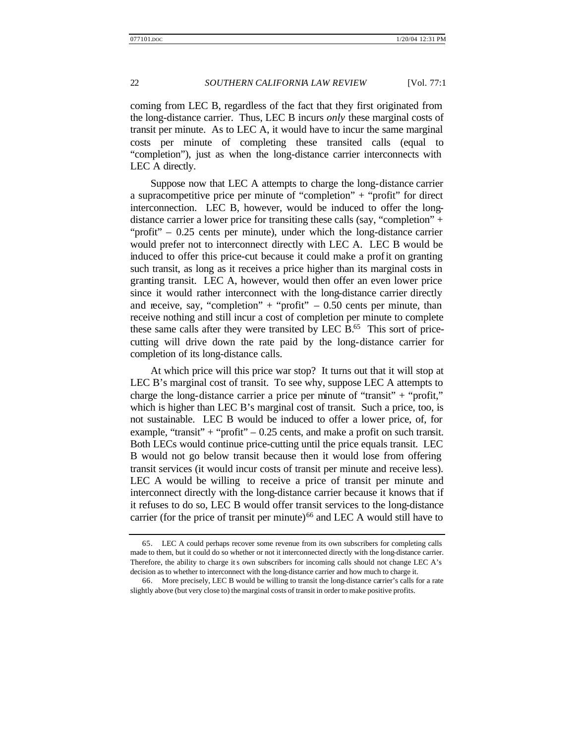coming from LEC B, regardless of the fact that they first originated from the long-distance carrier. Thus, LEC B incurs *only* these marginal costs of transit per minute. As to LEC A, it would have to incur the same marginal costs per minute of completing these transited calls (equal to "completion"), just as when the long-distance carrier interconnects with LEC A directly.

Suppose now that LEC A attempts to charge the long-distance carrier a supracompetitive price per minute of "completion" + "profit" for direct interconnection. LEC B, however, would be induced to offer the long-distance carrier a lower price for transiting these calls (say, "completion" + "profit" – 0.25 cents per minute), under which the long-distance carrier would prefer not to interconnect directly with LEC A. LEC B would be induced to offer this price-cut because it could make a profit on granting such transit, as long as it receives a price higher than its marginal costs in granting transit. LEC A, however, would then offer an even lower price since it would rather interconnect with the long-distance carrier directly and receive, say, "completion" + "profit" – 0.50 cents per minute, than receive nothing and still incur a cost of completion per minute to complete these same calls after they were transited by LEC B.[65] This sort of price-cutting will drive down the rate paid by the long-distance carrier for completion of its long-distance calls.

At which price will this price war stop? It turns out that it will stop at LEC B's marginal cost of transit. To see why, suppose LEC A attempts to charge the long-distance carrier a price per minute of "transit" + "profit," which is higher than LEC B's marginal cost of transit. Such a price, too, is not sustainable. LEC B would be induced to offer a lower price, of, for example, "transit" + "profit" – 0.25 cents, and make a profit on such transit. Both LECs would continue price-cutting until the price equals transit. LEC B would not go below transit because then it would lose from offering transit services (it would incur costs of transit per minute and receive less). LEC A would be willing to receive a price of transit per minute and interconnect directly with the long-distance carrier because it knows that if it refuses to do so, LEC B would offer transit services to the long-distance carrier (for the price of transit per minute)[66] and LEC A would still have to

---

65. LEC A could perhaps recover some revenue from its own subscribers for completing calls made to them, but it could do so whether or not it interconnected directly with the long-distance carrier. Therefore, the ability to charge its own subscribers for incoming calls should not change LEC A's decision as to whether to interconnect with the long-distance carrier and how much to charge it.

66. More precisely, LEC B would be willing to transit the long-distance carrier's calls for a rate slightly above (but very close to) the marginal costs of transit in order to make positive profits.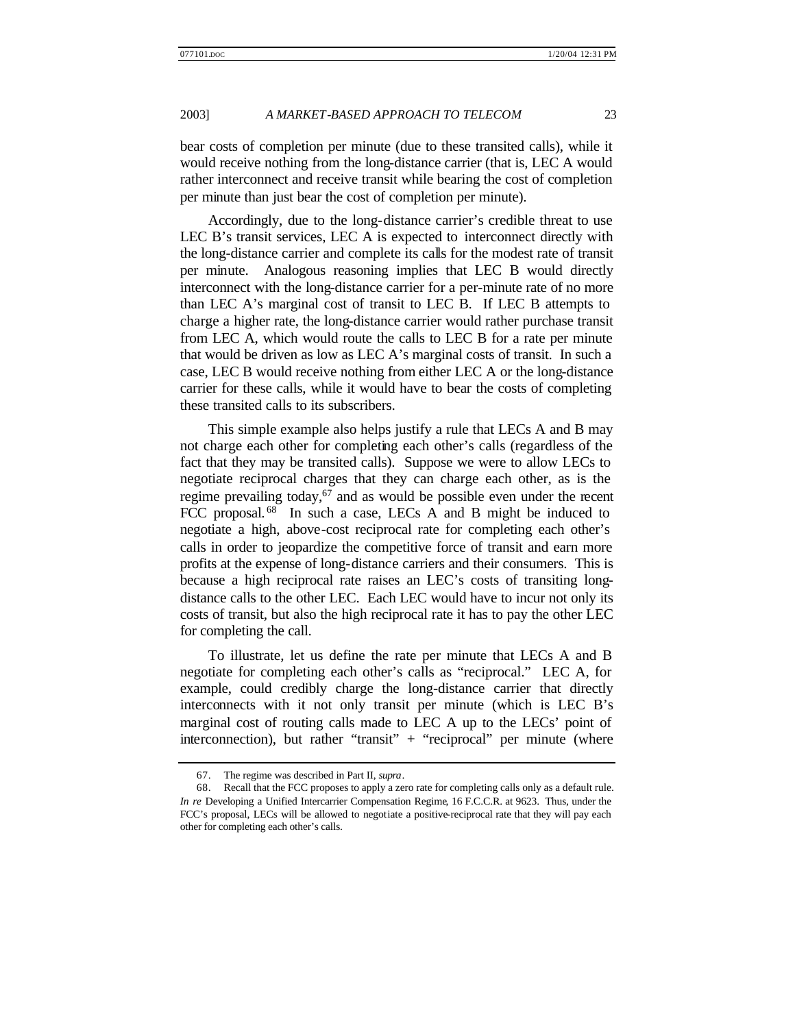bear costs of completion per minute (due to these transited calls), while it would receive nothing from the long-distance carrier (that is, LEC A would rather interconnect and receive transit while bearing the cost of completion per minute than just bear the cost of completion per minute).

Accordingly, due to the long-distance carrier's credible threat to use LEC B's transit services, LEC A is expected to interconnect directly with the long-distance carrier and complete its calls for the modest rate of transit per minute. Analogous reasoning implies that LEC B would directly interconnect with the long-distance carrier for a per-minute rate of no more than LEC A's marginal cost of transit to LEC B. If LEC B attempts to charge a higher rate, the long-distance carrier would rather purchase transit from LEC A, which would route the calls to LEC B for a rate per minute that would be driven as low as LEC A's marginal costs of transit. In such a case, LEC B would receive nothing from either LEC A or the long-distance carrier for these calls, while it would have to bear the costs of completing these transited calls to its subscribers.

This simple example also helps justify a rule that LECs A and B may not charge each other for completing each other's calls (regardless of the fact that they may be transited calls). Suppose we were to allow LECs to negotiate reciprocal charges that they can charge each other, as is the regime prevailing today,[67] and as would be possible even under the recent FCC proposal.[68] In such a case, LECs A and B might be induced to negotiate a high, above-cost reciprocal rate for completing each other's calls in order to jeopardize the competitive force of transit and earn more profits at the expense of long-distance carriers and their consumers. This is because a high reciprocal rate raises an LEC's costs of transiting long-distance calls to the other LEC. Each LEC would have to incur not only its costs of transit, but also the high reciprocal rate it has to pay the other LEC for completing the call.

To illustrate, let us define the rate per minute that LECs A and B negotiate for completing each other's calls as "reciprocal." LEC A, for example, could credibly charge the long-distance carrier that directly interconnects with it not only transit per minute (which is LEC B's marginal cost of routing calls made to LEC A up to the LECs' point of interconnection), but rather "transit" + "reciprocal" per minute (where

---

67. The regime was described in Part II, *supra*.

68. Recall that the FCC proposes to apply a zero rate for completing calls only as a default rule. *In re* Developing a Unified Intercarrier Compensation Regime, 16 F.C.C.R. at 9623. Thus, under the FCC's proposal, LECs will be allowed to negotiate a positive-reciprocal rate that they will pay each other for completing each other's calls.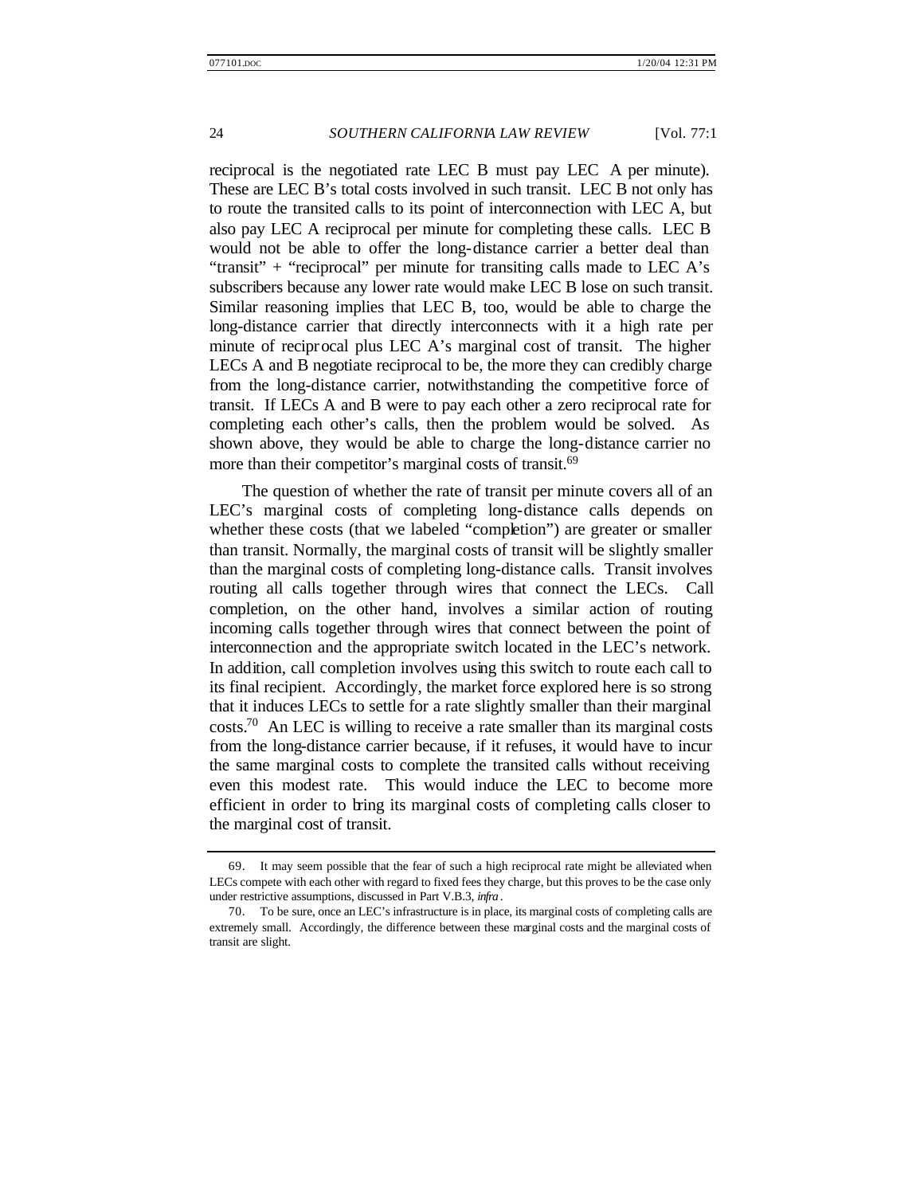reciprocal is the negotiated rate LEC B must pay LEC A per minute). These are LEC B's total costs involved in such transit. LEC B not only has to route the transited calls to its point of interconnection with LEC A, but also pay LEC A reciprocal per minute for completing these calls. LEC B would not be able to offer the long-distance carrier a better deal than "transit" + "reciprocal" per minute for transiting calls made to LEC A's subscribers because any lower rate would make LEC B lose on such transit. Similar reasoning implies that LEC B, too, would be able to charge the long-distance carrier that directly interconnects with it a high rate per minute of reciprocal plus LEC A's marginal cost of transit. The higher LECs A and B negotiate reciprocal to be, the more they can credibly charge from the long-distance carrier, notwithstanding the competitive force of transit. If LECs A and B were to pay each other a zero reciprocal rate for completing each other's calls, then the problem would be solved. As shown above, they would be able to charge the long-distance carrier no more than their competitor's marginal costs of transit.[69]

The question of whether the rate of transit per minute covers all of an LEC's marginal costs of completing long-distance calls depends on whether these costs (that we labeled "completion") are greater or smaller than transit. Normally, the marginal costs of transit will be slightly smaller than the marginal costs of completing long-distance calls. Transit involves routing all calls together through wires that connect the LECs. Call completion, on the other hand, involves a similar action of routing incoming calls together through wires that connect between the point of interconnection and the appropriate switch located in the LEC's network. In addition, call completion involves using this switch to route each call to its final recipient. Accordingly, the market force explored here is so strong that it induces LECs to settle for a rate slightly smaller than their marginal costs.[70] An LEC is willing to receive a rate smaller than its marginal costs from the long-distance carrier because, if it refuses, it would have to incur the same marginal costs to complete the transited calls without receiving even this modest rate. This would induce the LEC to become more efficient in order to bring its marginal costs of completing calls closer to the marginal cost of transit.

---

69. It may seem possible that the fear of such a high reciprocal rate might be alleviated when LECs compete with each other with regard to fixed fees they charge, but this proves to be the case only under restrictive assumptions, discussed in Part V.B.3, *infra*.

70. To be sure, once an LEC's infrastructure is in place, its marginal costs of completing calls are extremely small. Accordingly, the difference between these marginal costs and the marginal costs of transit are slight.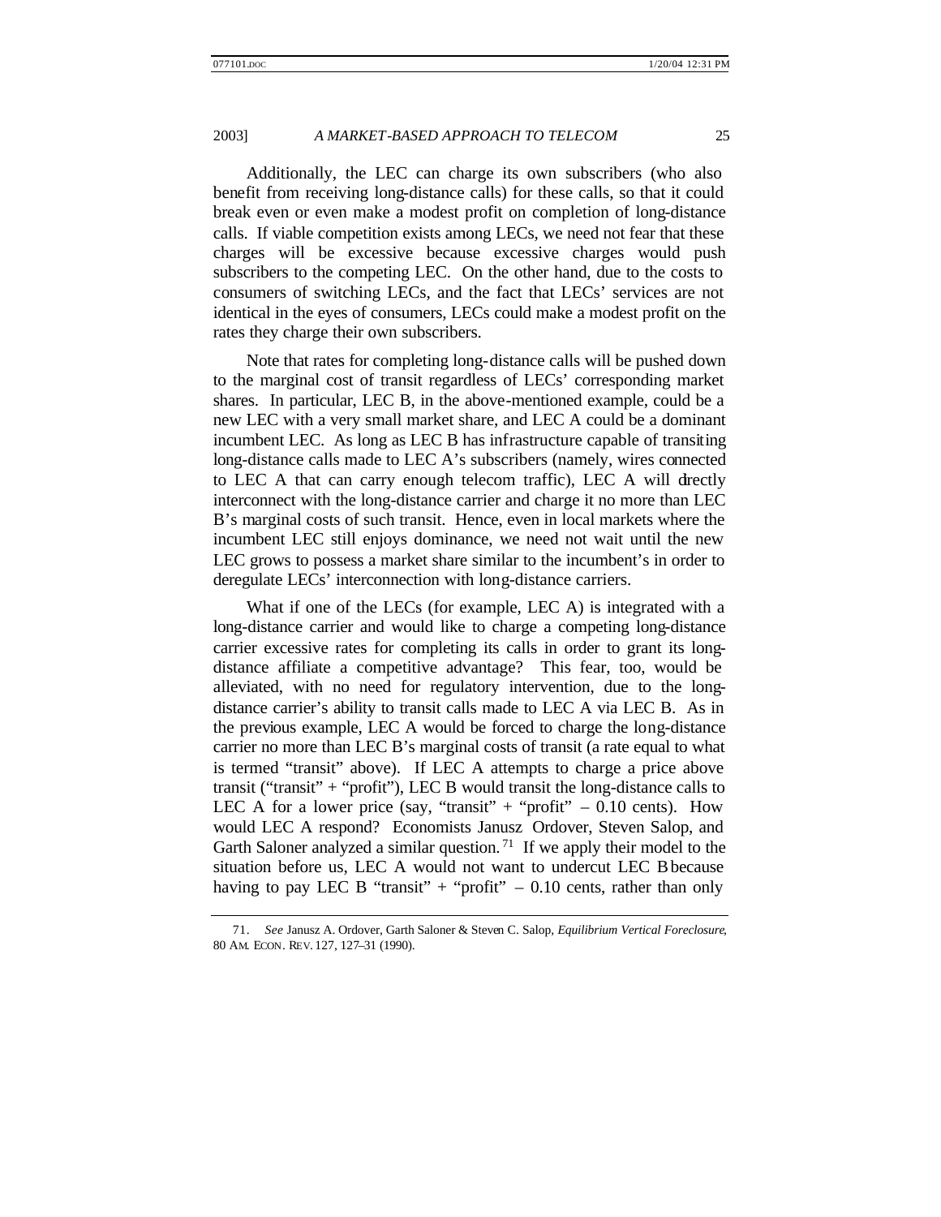Additionally, the LEC can charge its own subscribers (who also benefit from receiving long-distance calls) for these calls, so that it could break even or even make a modest profit on completion of long-distance calls. If viable competition exists among LECs, we need not fear that these charges will be excessive because excessive charges would push subscribers to the competing LEC. On the other hand, due to the costs to consumers of switching LECs, and the fact that LECs' services are not identical in the eyes of consumers, LECs could make a modest profit on the rates they charge their own subscribers.

Note that rates for completing long-distance calls will be pushed down to the marginal cost of transit regardless of LECs' corresponding market shares. In particular, LEC B, in the above-mentioned example, could be a new LEC with a very small market share, and LEC A could be a dominant incumbent LEC. As long as LEC B has infrastructure capable of transiting long-distance calls made to LEC A's subscribers (namely, wires connected to LEC A that can carry enough telecom traffic), LEC A will directly interconnect with the long-distance carrier and charge it no more than LEC B's marginal costs of such transit. Hence, even in local markets where the incumbent LEC still enjoys dominance, we need not wait until the new LEC grows to possess a market share similar to the incumbent's in order to deregulate LECs' interconnection with long-distance carriers.

What if one of the LECs (for example, LEC A) is integrated with a long-distance carrier and would like to charge a competing long-distance carrier excessive rates for completing its calls in order to grant its long-distance affiliate a competitive advantage? This fear, too, would be alleviated, with no need for regulatory intervention, due to the long-distance carrier's ability to transit calls made to LEC A via LEC B. As in the previous example, LEC A would be forced to charge the long-distance carrier no more than LEC B's marginal costs of transit (a rate equal to what is termed "transit" above). If LEC A attempts to charge a price above transit ("transit" + "profit"), LEC B would transit the long-distance calls to LEC A for a lower price (say, "transit" + "profit" – 0.10 cents). How would LEC A respond? Economists Janusz Ordover, Steven Salop, and Garth Saloner analyzed a similar question.[71] If we apply their model to the situation before us, LEC A would not want to undercut LEC B because having to pay LEC B "transit" + "profit" – 0.10 cents, rather than only

71. *See* Janusz A. Ordover, Garth Saloner & Steven C. Salop, *Equilibrium Vertical Foreclosure*, 80 AM. ECON. REV. 127, 127–31 (1990).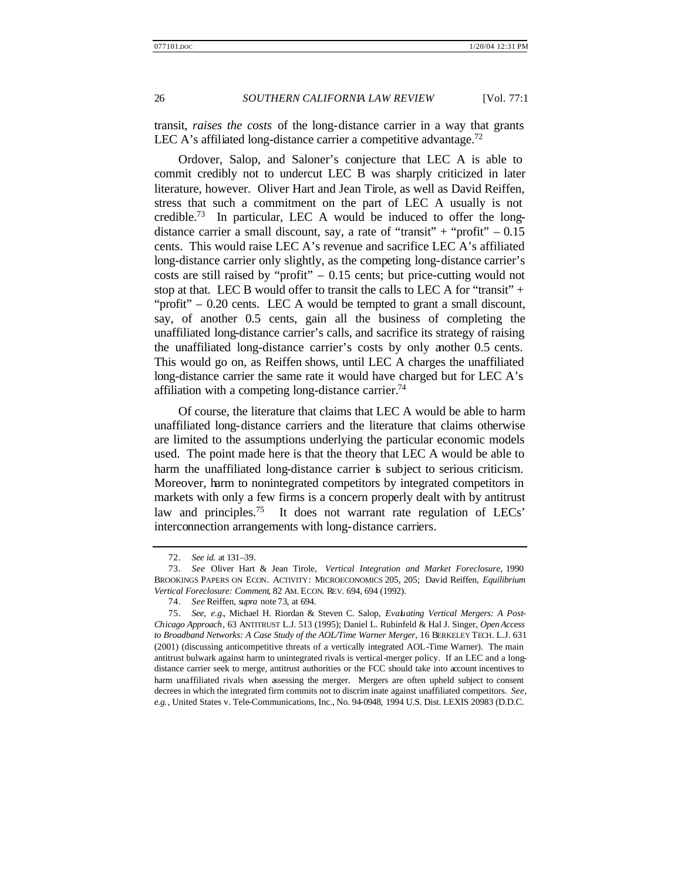transit, *raises the costs* of the long-distance carrier in a way that grants LEC A's affiliated long-distance carrier a competitive advantage.[72]

Ordover, Salop, and Saloner's conjecture that LEC A is able to commit credibly not to undercut LEC B was sharply criticized in later literature, however. Oliver Hart and Jean Tirole, as well as David Reiffen, stress that such a commitment on the part of LEC A usually is not credible.[73] In particular, LEC A would be induced to offer the long-distance carrier a small discount, say, a rate of "transit" + "profit" – 0.15 cents. This would raise LEC A's revenue and sacrifice LEC A's affiliated long-distance carrier only slightly, as the competing long-distance carrier's costs are still raised by "profit" – 0.15 cents; but price-cutting would not stop at that. LEC B would offer to transit the calls to LEC A for "transit" + "profit" – 0.20 cents. LEC A would be tempted to grant a small discount, say, of another 0.5 cents, gain all the business of completing the unaffiliated long-distance carrier's calls, and sacrifice its strategy of raising the unaffiliated long-distance carrier's costs by only another 0.5 cents. This would go on, as Reiffen shows, until LEC A charges the unaffiliated long-distance carrier the same rate it would have charged but for LEC A's affiliation with a competing long-distance carrier.[74]

Of course, the literature that claims that LEC A would be able to harm unaffiliated long-distance carriers and the literature that claims otherwise are limited to the assumptions underlying the particular economic models used. The point made here is that the theory that LEC A would be able to harm the unaffiliated long-distance carrier is subject to serious criticism. Moreover, harm to nonintegrated competitors by integrated competitors in markets with only a few firms is a concern properly dealt with by antitrust law and principles.[75] It does not warrant rate regulation of LECs' interconnection arrangements with long-distance carriers.

---

72. *See id.* at 131–39.

73. *See* Oliver Hart & Jean Tirole, *Vertical Integration and Market Foreclosure*, 1990 BROOKINGS PAPERS ON ECON. ACTIVITY: MICROECONOMICS 205, 205; David Reiffen, *Equilibrium Vertical Foreclosure: Comment*, 82 AM. ECON. REV. 694, 694 (1992).

74. *See* Reiffen, *supra* note 73, at 694.

75. *See, e.g.*, Michael H. Riordan & Steven C. Salop, *Evaluating Vertical Mergers: A Post-Chicago Approach*, 63 ANTITRUST L.J. 513 (1995); Daniel L. Rubinfeld & Hal J. Singer, *Open Access to Broadband Networks: A Case Study of the AOL/Time Warner Merger*, 16 BERKELEY TECH. L.J. 631 (2001) (discussing anticompetitive threats of a vertically integrated AOL-Time Warner). The main antitrust bulwark against harm to unintegrated rivals is vertical-merger policy. If an LEC and a long-distance carrier seek to merge, antitrust authorities or the FCC should take into account incentives to harm unaffiliated rivals when assessing the merger. Mergers are often upheld subject to consent decrees in which the integrated firm commits not to discriminate against unaffiliated competitors. *See, e.g.*, United States v. Tele-Communications, Inc., No. 94-0948, 1994 U.S. Dist. LEXIS 20983 (D.D.C.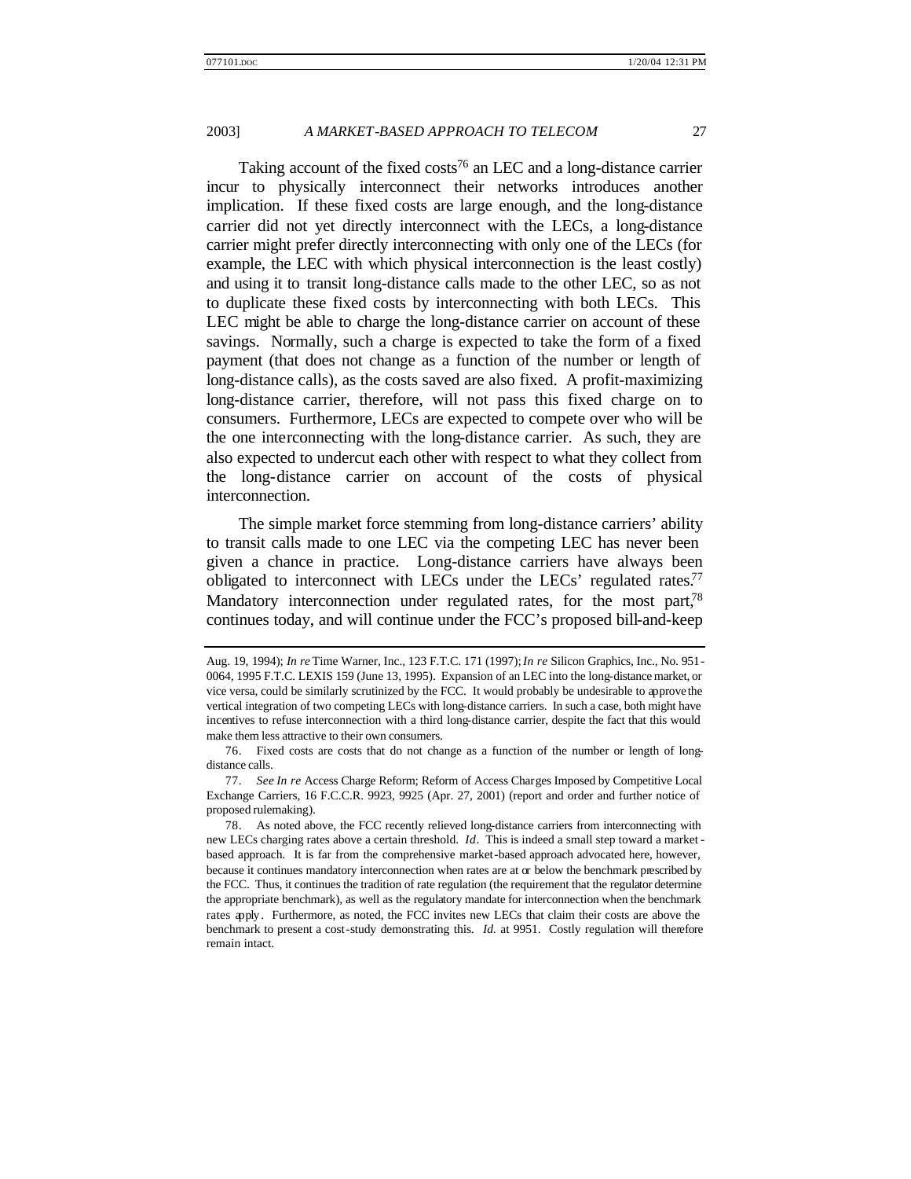Taking account of the fixed costs[76] an LEC and a long-distance carrier incur to physically interconnect their networks introduces another implication. If these fixed costs are large enough, and the long-distance carrier did not yet directly interconnect with the LECs, a long-distance carrier might prefer directly interconnecting with only one of the LECs (for example, the LEC with which physical interconnection is the least costly) and using it to transit long-distance calls made to the other LEC, so as not to duplicate these fixed costs by interconnecting with both LECs. This LEC might be able to charge the long-distance carrier on account of these savings. Normally, such a charge is expected to take the form of a fixed payment (that does not change as a function of the number or length of long-distance calls), as the costs saved are also fixed. A profit-maximizing long-distance carrier, therefore, will not pass this fixed charge on to consumers. Furthermore, LECs are expected to compete over who will be the one interconnecting with the long-distance carrier. As such, they are also expected to undercut each other with respect to what they collect from the long-distance carrier on account of the costs of physical interconnection.

The simple market force stemming from long-distance carriers' ability to transit calls made to one LEC via the competing LEC has never been given a chance in practice. Long-distance carriers have always been obligated to interconnect with LECs under the LECs' regulated rates.[77] Mandatory interconnection under regulated rates, for the most part,[78] continues today, and will continue under the FCC's proposed bill-and-keep

---

Aug. 19, 1994); *In re* Time Warner, Inc., 123 F.T.C. 171 (1997); *In re* Silicon Graphics, Inc., No. 951-0064, 1995 F.T.C. LEXIS 159 (June 13, 1995). Expansion of an LEC into the long-distance market, or vice versa, could be similarly scrutinized by the FCC. It would probably be undesirable to approve the vertical integration of two competing LECs with long-distance carriers. In such a case, both might have incentives to refuse interconnection with a third long-distance carrier, despite the fact that this would make them less attractive to their own consumers.

76. Fixed costs are costs that do not change as a function of the number or length of long-distance calls.

77. *See In re* Access Charge Reform; Reform of Access Charges Imposed by Competitive Local Exchange Carriers, 16 F.C.C.R. 9923, 9925 (Apr. 27, 2001) (report and order and further notice of proposed rulemaking).

78. As noted above, the FCC recently relieved long-distance carriers from interconnecting with new LECs charging rates above a certain threshold. *Id*. This is indeed a small step toward a market-based approach. It is far from the comprehensive market-based approach advocated here, however, because it continues mandatory interconnection when rates are at or below the benchmark prescribed by the FCC. Thus, it continues the tradition of rate regulation (the requirement that the regulator determine the appropriate benchmark), as well as the regulatory mandate for interconnection when the benchmark rates apply. Furthermore, as noted, the FCC invites new LECs that claim their costs are above the benchmark to present a cost-study demonstrating this. *Id.* at 9951. Costly regulation will therefore remain intact.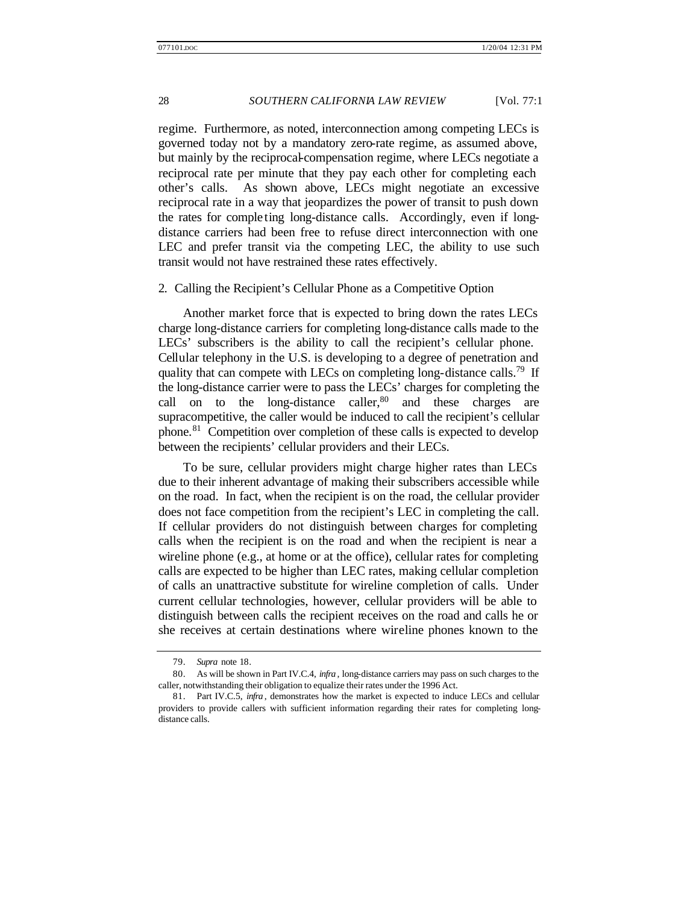regime. Furthermore, as noted, interconnection among competing LECs is governed today not by a mandatory zero-rate regime, as assumed above, but mainly by the reciprocal-compensation regime, where LECs negotiate a reciprocal rate per minute that they pay each other for completing each other's calls. As shown above, LECs might negotiate an excessive reciprocal rate in a way that jeopardizes the power of transit to push down the rates for completing long-distance calls. Accordingly, even if long-distance carriers had been free to refuse direct interconnection with one LEC and prefer transit via the competing LEC, the ability to use such transit would not have restrained these rates effectively.

### 2. Calling the Recipient's Cellular Phone as a Competitive Option

Another market force that is expected to bring down the rates LECs charge long-distance carriers for completing long-distance calls made to the LECs' subscribers is the ability to call the recipient's cellular phone. Cellular telephony in the U.S. is developing to a degree of penetration and quality that can compete with LECs on completing long-distance calls.[79] If the long-distance carrier were to pass the LECs' charges for completing the call on to the long-distance caller,[80] and these charges are supracompetitive, the caller would be induced to call the recipient's cellular phone.[81] Competition over completion of these calls is expected to develop between the recipients' cellular providers and their LECs.

To be sure, cellular providers might charge higher rates than LECs due to their inherent advantage of making their subscribers accessible while on the road. In fact, when the recipient is on the road, the cellular provider does not face competition from the recipient's LEC in completing the call. If cellular providers do not distinguish between charges for completing calls when the recipient is on the road and when the recipient is near a wireline phone (e.g., at home or at the office), cellular rates for completing calls are expected to be higher than LEC rates, making cellular completion of calls an unattractive substitute for wireline completion of calls. Under current cellular technologies, however, cellular providers will be able to distinguish between calls the recipient receives on the road and calls he or she receives at certain destinations where wireline phones known to the

---

79. *Supra* note 18.

80. As will be shown in Part IV.C.4, *infra*, long-distance carriers may pass on such charges to the caller, notwithstanding their obligation to equalize their rates under the 1996 Act.

81. Part IV.C.5, *infra*, demonstrates how the market is expected to induce LECs and cellular providers to provide callers with sufficient information regarding their rates for completing long-distance calls.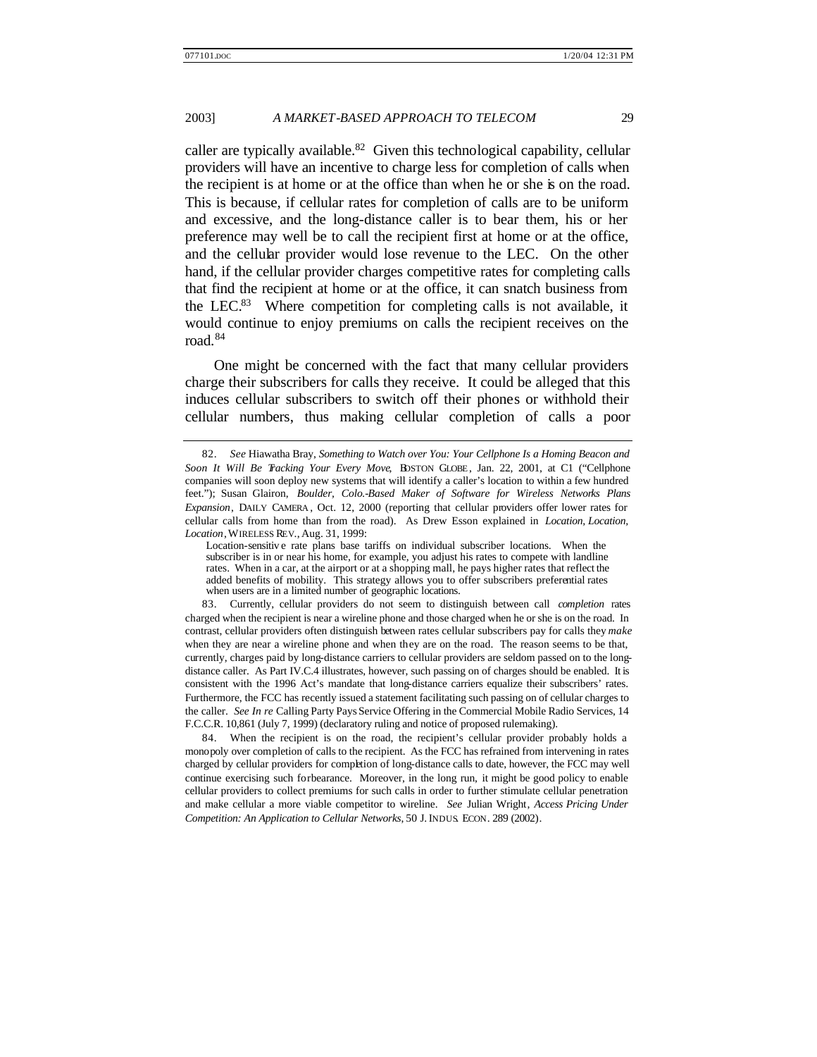caller are typically available.[82] Given this technological capability, cellular providers will have an incentive to charge less for completion of calls when the recipient is at home or at the office than when he or she is on the road. This is because, if cellular rates for completion of calls are to be uniform and excessive, and the long-distance caller is to bear them, his or her preference may well be to call the recipient first at home or at the office, and the cellular provider would lose revenue to the LEC. On the other hand, if the cellular provider charges competitive rates for completing calls that find the recipient at home or at the office, it can snatch business from the LEC.[83] Where competition for completing calls is not available, it would continue to enjoy premiums on calls the recipient receives on the road.[84]

One might be concerned with the fact that many cellular providers charge their subscribers for calls they receive. It could be alleged that this induces cellular subscribers to switch off their phones or withhold their cellular numbers, thus making cellular completion of calls a poor

---

82. *See* Hiawatha Bray, *Something to Watch over You: Your Cellphone Is a Homing Beacon and Soon It Will Be Tracking Your Every Move*, BOSTON GLOBE, Jan. 22, 2001, at C1 ("Cellphone companies will soon deploy new systems that will identify a caller's location to within a few hundred feet."); Susan Glairon, *Boulder, Colo.-Based Maker of Software for Wireless Networks Plans Expansion*, DAILY CAMERA, Oct. 12, 2000 (reporting that cellular providers offer lower rates for cellular calls from home than from the road). As Drew Esson explained in *Location, Location, Location*, WIRELESS REV., Aug. 31, 1999:

> Location-sensitive rate plans base tariffs on individual subscriber locations. When the subscriber is in or near his home, for example, you adjust his rates to compete with landline rates. When in a car, at the airport or at a shopping mall, he pays higher rates that reflect the added benefits of mobility. This strategy allows you to offer subscribers preferential rates when users are in a limited number of geographic locations.

83. Currently, cellular providers do not seem to distinguish between call *completion* rates charged when the recipient is near a wireline phone and those charged when he or she is on the road. In contrast, cellular providers often distinguish between rates cellular subscribers pay for calls they *make* when they are near a wireline phone and when they are on the road. The reason seems to be that, currently, charges paid by long-distance carriers to cellular providers are seldom passed on to the long-distance caller. As Part IV.C.4 illustrates, however, such passing on of charges should be enabled. It is consistent with the 1996 Act's mandate that long-distance carriers equalize their subscribers' rates. Furthermore, the FCC has recently issued a statement facilitating such passing on of cellular charges to the caller. *See In re* Calling Party Pays Service Offering in the Commercial Mobile Radio Services, 14 F.C.C.R. 10,861 (July 7, 1999) (declaratory ruling and notice of proposed rulemaking).

84. When the recipient is on the road, the recipient's cellular provider probably holds a monopoly over completion of calls to the recipient. As the FCC has refrained from intervening in rates charged by cellular providers for completion of long-distance calls to date, however, the FCC may well continue exercising such forbearance. Moreover, in the long run, it might be good policy to enable cellular providers to collect premiums for such calls in order to further stimulate cellular penetration and make cellular a more viable competitor to wireline. *See* Julian Wright, *Access Pricing Under Competition: An Application to Cellular Networks*, 50 J. INDUS. ECON. 289 (2002).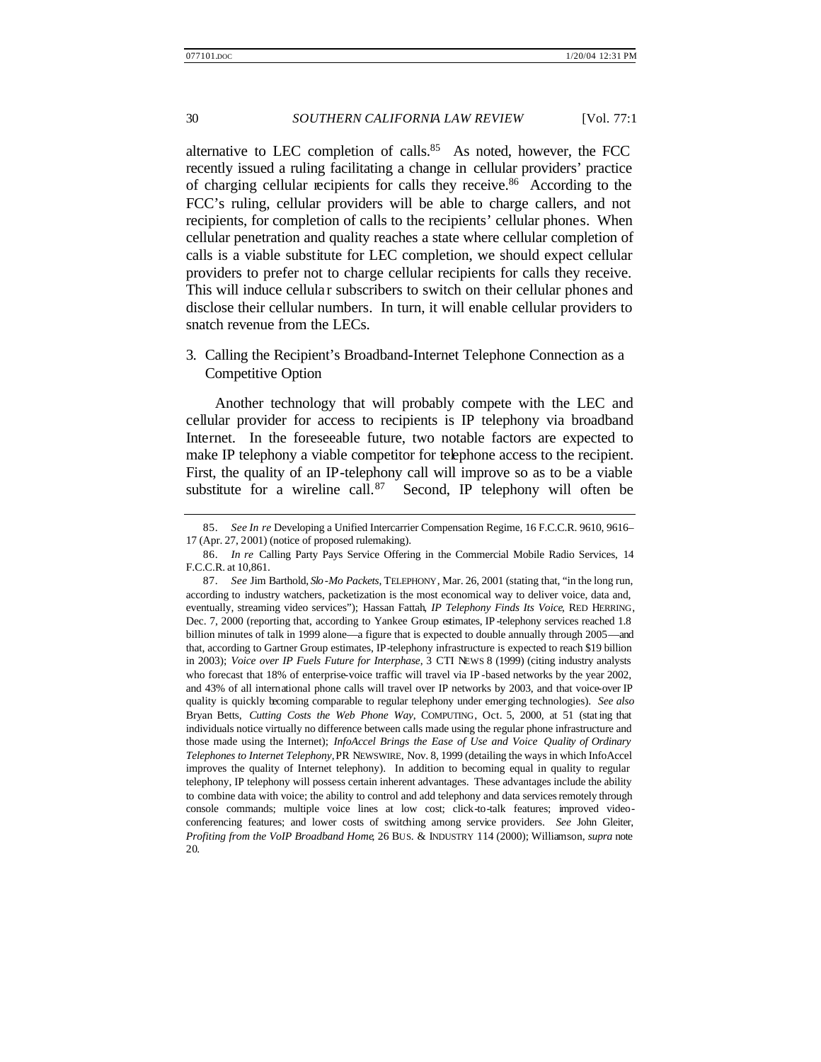alternative to LEC completion of calls.[85] As noted, however, the FCC recently issued a ruling facilitating a change in cellular providers' practice of charging cellular recipients for calls they receive.[86] According to the FCC's ruling, cellular providers will be able to charge callers, and not recipients, for completion of calls to the recipients' cellular phones. When cellular penetration and quality reaches a state where cellular completion of calls is a viable substitute for LEC completion, we should expect cellular providers to prefer not to charge cellular recipients for calls they receive. This will induce cellular subscribers to switch on their cellular phones and disclose their cellular numbers. In turn, it will enable cellular providers to snatch revenue from the LECs.

3. Calling the Recipient's Broadband-Internet Telephone Connection as a Competitive Option

Another technology that will probably compete with the LEC and cellular provider for access to recipients is IP telephony via broadband Internet. In the foreseeable future, two notable factors are expected to make IP telephony a viable competitor for telephone access to the recipient. First, the quality of an IP-telephony call will improve so as to be a viable substitute for a wireline call.[87] Second, IP telephony will often be

---

85. *See In re* Developing a Unified Intercarrier Compensation Regime, 16 F.C.C.R. 9610, 9616–17 (Apr. 27, 2001) (notice of proposed rulemaking).

86. *In re* Calling Party Pays Service Offering in the Commercial Mobile Radio Services, 14 F.C.C.R. at 10,861.

87. *See* Jim Barthold, *Slo-Mo Packets*, TELEPHONY, Mar. 26, 2001 (stating that, "in the long run, according to industry watchers, packetization is the most economical way to deliver voice, data and, eventually, streaming video services"); Hassan Fattah, *IP Telephony Finds Its Voice*, RED HERRING, Dec. 7, 2000 (reporting that, according to Yankee Group estimates, IP-telephony services reached 1.8 billion minutes of talk in 1999 alone—a figure that is expected to double annually through 2005—and that, according to Gartner Group estimates, IP-telephony infrastructure is expected to reach $19 billion in 2003); *Voice over IP Fuels Future for Interphase*, 3 CTI NEWS 8 (1999) (citing industry analysts who forecast that 18% of enterprise-voice traffic will travel via IP-based networks by the year 2002, and 43% of all international phone calls will travel over IP networks by 2003, and that voice-over IP quality is quickly becoming comparable to regular telephony under emerging technologies). *See also* Bryan Betts, *Cutting Costs the Web Phone Way*, COMPUTING, Oct. 5, 2000, at 51 (stating that individuals notice virtually no difference between calls made using the regular phone infrastructure and those made using the Internet); *InfoAccel Brings the Ease of Use and Voice Quality of Ordinary Telephones to Internet Telephony*, PR NEWSWIRE, Nov. 8, 1999 (detailing the ways in which InfoAccel improves the quality of Internet telephony). In addition to becoming equal in quality to regular telephony, IP telephony will possess certain inherent advantages. These advantages include the ability to combine data with voice; the ability to control and add telephony and data services remotely through console commands; multiple voice lines at low cost; click-to-talk features; improved video-conferencing features; and lower costs of switching among service providers. *See* John Gleiter, *Profiting from the VoIP Broadband Home*, 26 BUS. & INDUSTRY 114 (2000); Williamson, *supra* note 20.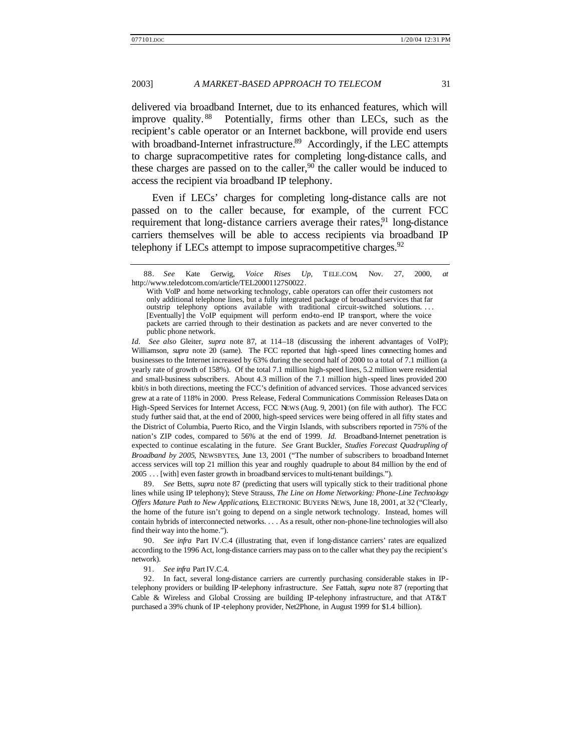delivered via broadband Internet, due to its enhanced features, which will improve quality.[88] Potentially, firms other than LECs, such as the recipient's cable operator or an Internet backbone, will provide end users with broadband-Internet infrastructure.[89] Accordingly, if the LEC attempts to charge supracompetitive rates for completing long-distance calls, and these charges are passed on to the caller,[90] the caller would be induced to access the recipient via broadband IP telephony.

Even if LECs' charges for completing long-distance calls are not passed on to the caller because, for example, of the current FCC requirement that long-distance carriers average their rates,[91] long-distance carriers themselves will be able to access recipients via broadband IP telephony if LECs attempt to impose supracompetitive charges.[92]

---

88. *See* Kate Gerwig, *Voice Rises Up*, TELE.COM, Nov. 27, 2000, *at* http://www.teledotcom.com/article/TEL20001127S0022.

> With VoIP and home networking technology, cable operators can offer their customers not only additional telephone lines, but a fully integrated package of broadband services that far outstrip telephony options available with traditional circuit-switched solutions. . . . [Eventually] the VoIP equipment will perform end-to-end IP transport, where the voice packets are carried through to their destination as packets and are never converted to the public phone network.

*Id.* *See also* Gleiter, *supra* note 87, at 114–18 (discussing the inherent advantages of VoIP); Williamson, *supra* note 20 (same). The FCC reported that high-speed lines connecting homes and businesses to the Internet increased by 63% during the second half of 2000 to a total of 7.1 million (a yearly rate of growth of 158%). Of the total 7.1 million high-speed lines, 5.2 million were residential and small-business subscribers. About 4.3 million of the 7.1 million high-speed lines provided 200 kbit/s in both directions, meeting the FCC's definition of advanced services. Those advanced services grew at a rate of 118% in 2000. Press Release, Federal Communications Commission Releases Data on High-Speed Services for Internet Access, FCC NEWS (Aug. 9, 2001) (on file with author). The FCC study further said that, at the end of 2000, high-speed services were being offered in all fifty states and the District of Columbia, Puerto Rico, and the Virgin Islands, with subscribers reported in 75% of the nation's ZIP codes, compared to 56% at the end of 1999. *Id.* Broadband-Internet penetration is expected to continue escalating in the future. *See* Grant Buckler, *Studies Forecast Quadrupling of Broadband by 2005*, NEWSBYTES, June 13, 2001 ("The number of subscribers to broadband Internet access services will top 21 million this year and roughly quadruple to about 84 million by the end of 2005 . . . [with] even faster growth in broadband services to multi-tenant buildings.").

89. *See* Betts, *supra* note 87 (predicting that users will typically stick to their traditional phone lines while using IP telephony); Steve Strauss, *The Line on Home Networking: Phone-Line Technology Offers Mature Path to New Applications*, ELECTRONIC BUYERS NEWS, June 18, 2001, at 32 ("Clearly, the home of the future isn't going to depend on a single network technology. Instead, homes will contain hybrids of interconnected networks. . . . As a result, other non-phone-line technologies will also find their way into the home.").

90. *See infra* Part IV.C.4 (illustrating that, even if long-distance carriers' rates are equalized according to the 1996 Act, long-distance carriers may pass on to the caller what they pay the recipient's network).

91. *See infra* Part IV.C.4.

92. In fact, several long-distance carriers are currently purchasing considerable stakes in IP-telephony providers or building IP-telephony infrastructure. *See* Fattah, *supra* note 87 (reporting that Cable & Wireless and Global Crossing are building IP-telephony infrastructure, and that AT&T purchased a 39% chunk of IP-telephony provider, Net2Phone, in August 1999 for $1.4 billion).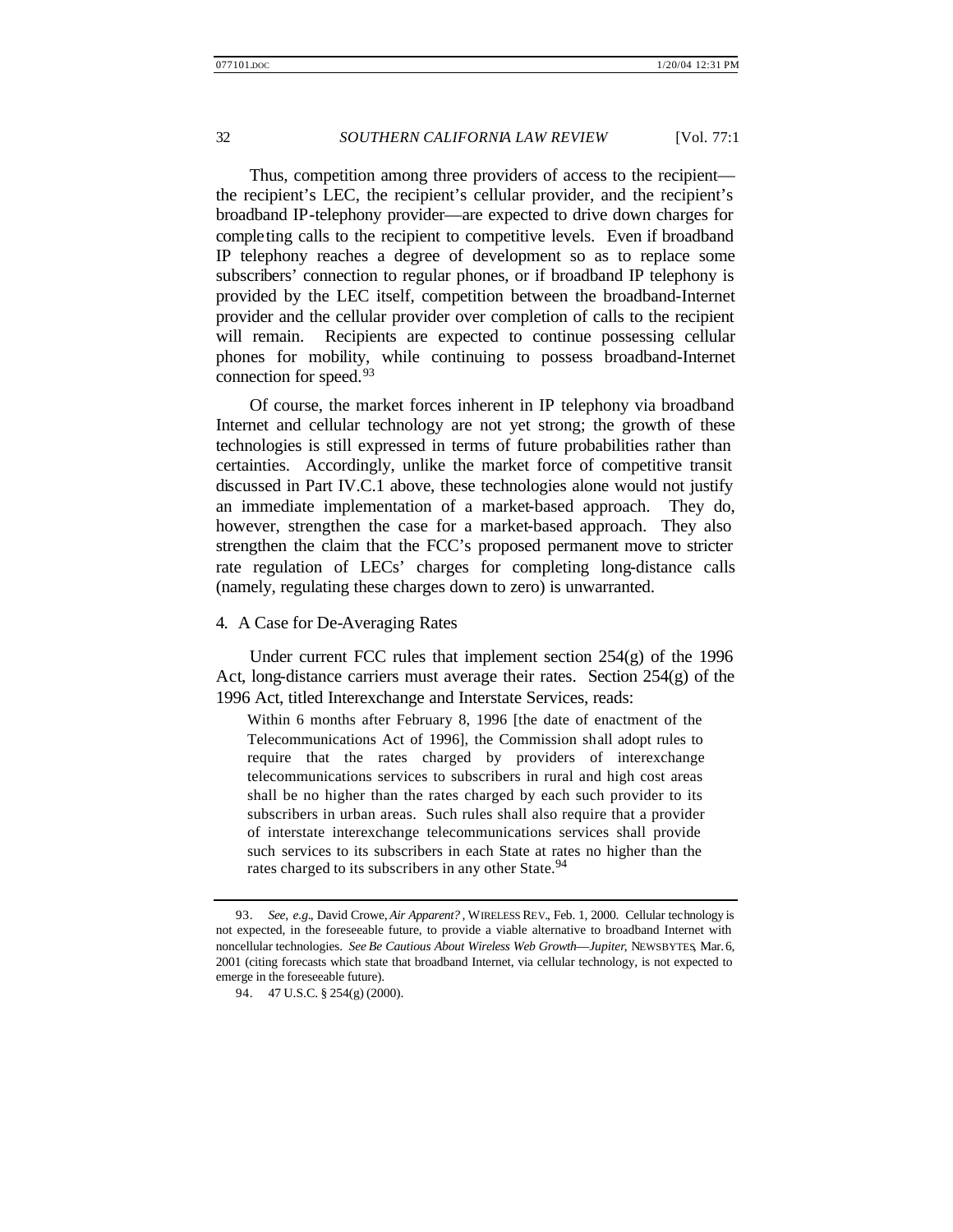Thus, competition among three providers of access to the recipient—the recipient's LEC, the recipient's cellular provider, and the recipient's broadband IP-telephony provider—are expected to drive down charges for completing calls to the recipient to competitive levels. Even if broadband IP telephony reaches a degree of development so as to replace some subscribers' connection to regular phones, or if broadband IP telephony is provided by the LEC itself, competition between the broadband-Internet provider and the cellular provider over completion of calls to the recipient will remain. Recipients are expected to continue possessing cellular phones for mobility, while continuing to possess broadband-Internet connection for speed.[93]

Of course, the market forces inherent in IP telephony via broadband Internet and cellular technology are not yet strong; the growth of these technologies is still expressed in terms of future probabilities rather than certainties. Accordingly, unlike the market force of competitive transit discussed in Part IV.C.1 above, these technologies alone would not justify an immediate implementation of a market-based approach. They do, however, strengthen the case for a market-based approach. They also strengthen the claim that the FCC's proposed permanent move to stricter rate regulation of LECs' charges for completing long-distance calls (namely, regulating these charges down to zero) is unwarranted.

#### 4. A Case for De-Averaging Rates

Under current FCC rules that implement section 254(g) of the 1996 Act, long-distance carriers must average their rates. Section 254(g) of the 1996 Act, titled Interexchange and Interstate Services, reads:

> Within 6 months after February 8, 1996 [the date of enactment of the Telecommunications Act of 1996], the Commission shall adopt rules to require that the rates charged by providers of interexchange telecommunications services to subscribers in rural and high cost areas shall be no higher than the rates charged by each such provider to its subscribers in urban areas. Such rules shall also require that a provider of interstate interexchange telecommunications services shall provide such services to its subscribers in each State at rates no higher than the rates charged to its subscribers in any other State.[94]

---

93. *See, e.g.*, David Crowe, *Air Apparent?*, WIRELESS REV., Feb. 1, 2000. Cellular technology is not expected, in the foreseeable future, to provide a viable alternative to broadband Internet with noncellular technologies. *See Be Cautious About Wireless Web Growth—Jupiter*, NEWSBYTES, Mar. 6, 2001 (citing forecasts which state that broadband Internet, via cellular technology, is not expected to emerge in the foreseeable future).

94. 47 U.S.C. § 254(g) (2000).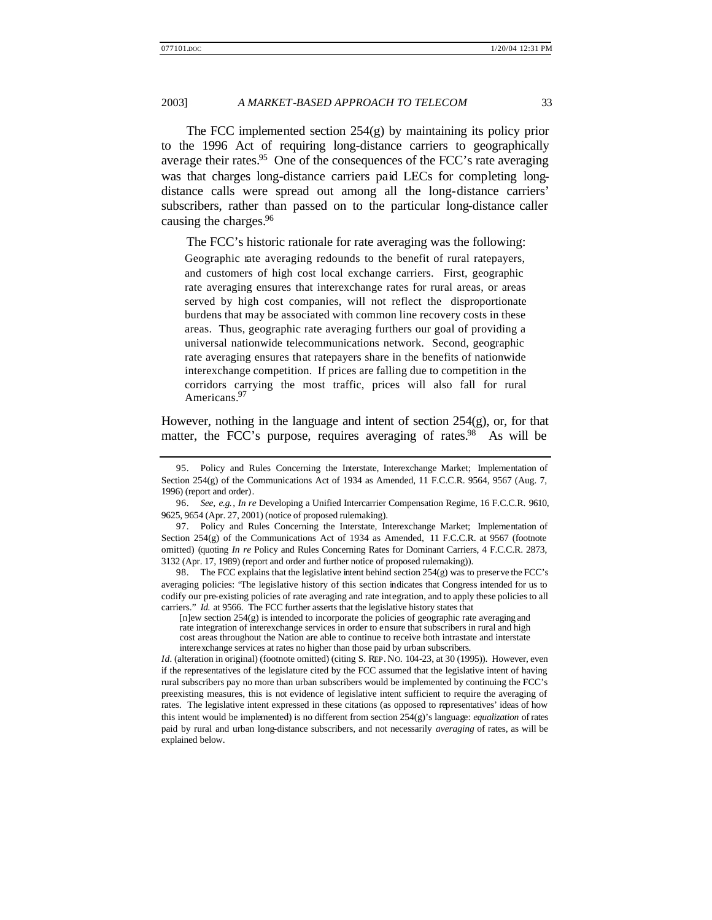The FCC implemented section 254(g) by maintaining its policy prior to the 1996 Act of requiring long-distance carriers to geographically average their rates.[95] One of the consequences of the FCC's rate averaging was that charges long-distance carriers paid LECs for completing long-distance calls were spread out among all the long-distance carriers' subscribers, rather than passed on to the particular long-distance caller causing the charges.[96]

The FCC's historic rationale for rate averaging was the following:

> Geographic rate averaging redounds to the benefit of rural ratepayers, and customers of high cost local exchange carriers. First, geographic rate averaging ensures that interexchange rates for rural areas, or areas served by high cost companies, will not reflect the disproportionate burdens that may be associated with common line recovery costs in these areas. Thus, geographic rate averaging furthers our goal of providing a universal nationwide telecommunications network. Second, geographic rate averaging ensures that ratepayers share in the benefits of nationwide interexchange competition. If prices are falling due to competition in the corridors carrying the most traffic, prices will also fall for rural Americans.[97]

However, nothing in the language and intent of section 254(g), or, for that matter, the FCC's purpose, requires averaging of rates.[98] As will be

---

95. Policy and Rules Concerning the Interstate, Interexchange Market; Implementation of Section 254(g) of the Communications Act of 1934 as Amended, 11 F.C.C.R. 9564, 9567 (Aug. 7, 1996) (report and order).

96. *See, e.g.*, *In re* Developing a Unified Intercarrier Compensation Regime, 16 F.C.C.R. 9610, 9625, 9654 (Apr. 27, 2001) (notice of proposed rulemaking).

97. Policy and Rules Concerning the Interstate, Interexchange Market; Implementation of Section 254(g) of the Communications Act of 1934 as Amended, 11 F.C.C.R. at 9567 (footnote omitted) (quoting *In re* Policy and Rules Concerning Rates for Dominant Carriers, 4 F.C.C.R. 2873, 3132 (Apr. 17, 1989) (report and order and further notice of proposed rulemaking)).

98. The FCC explains that the legislative intent behind section 254(g) was to preserve the FCC's averaging policies: "The legislative history of this section indicates that Congress intended for us to codify our pre-existing policies of rate averaging and rate integration, and to apply these policies to all carriers." *Id.* at 9566. The FCC further asserts that the legislative history states that

> [n]ew section 254(g) is intended to incorporate the policies of geographic rate averaging and rate integration of interexchange services in order to ensure that subscribers in rural and high cost areas throughout the Nation are able to continue to receive both intrastate and interstate interexchange services at rates no higher than those paid by urban subscribers.

*Id.* (alteration in original) (footnote omitted) (citing S. REP. NO. 104-23, at 30 (1995)). However, even if the representatives of the legislature cited by the FCC assumed that the legislative intent of having rural subscribers pay no more than urban subscribers would be implemented by continuing the FCC's preexisting measures, this is not evidence of legislative intent sufficient to require the averaging of rates. The legislative intent expressed in these citations (as opposed to representatives' ideas of how this intent would be implemented) is no different from section 254(g)'s language: *equalization* of rates paid by rural and urban long-distance subscribers, and not necessarily *averaging* of rates, as will be explained below.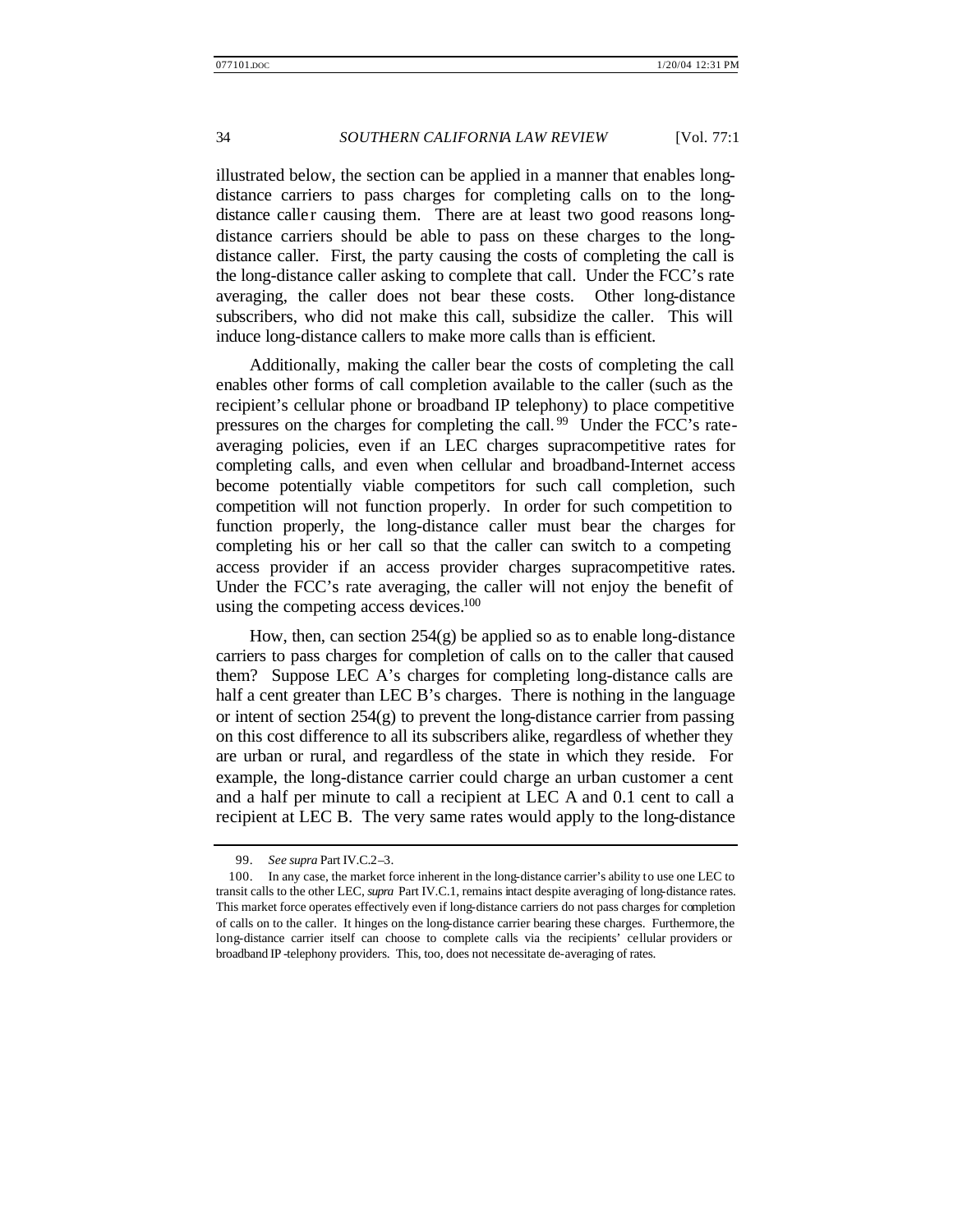illustrated below, the section can be applied in a manner that enables long-distance carriers to pass charges for completing calls on to the long-distance caller causing them. There are at least two good reasons long-distance carriers should be able to pass on these charges to the long-distance caller. First, the party causing the costs of completing the call is the long-distance caller asking to complete that call. Under the FCC's rate averaging, the caller does not bear these costs. Other long-distance subscribers, who did not make this call, subsidize the caller. This will induce long-distance callers to make more calls than is efficient.

Additionally, making the caller bear the costs of completing the call enables other forms of call completion available to the caller (such as the recipient's cellular phone or broadband IP telephony) to place competitive pressures on the charges for completing the call.[99] Under the FCC's rate-averaging policies, even if an LEC charges supracompetitive rates for completing calls, and even when cellular and broadband-Internet access become potentially viable competitors for such call completion, such competition will not function properly. In order for such competition to function properly, the long-distance caller must bear the charges for completing his or her call so that the caller can switch to a competing access provider if an access provider charges supracompetitive rates. Under the FCC's rate averaging, the caller will not enjoy the benefit of using the competing access devices.[100]

How, then, can section 254(g) be applied so as to enable long-distance carriers to pass charges for completion of calls on to the caller that caused them? Suppose LEC A's charges for completing long-distance calls are half a cent greater than LEC B's charges. There is nothing in the language or intent of section 254(g) to prevent the long-distance carrier from passing on this cost difference to all its subscribers alike, regardless of whether they are urban or rural, and regardless of the state in which they reside. For example, the long-distance carrier could charge an urban customer a cent and a half per minute to call a recipient at LEC A and 0.1 cent to call a recipient at LEC B. The very same rates would apply to the long-distance

---

99. *See supra* Part IV.C.2–3.

100. In any case, the market force inherent in the long-distance carrier's ability to use one LEC to transit calls to the other LEC, *supra* Part IV.C.1, remains intact despite averaging of long-distance rates. This market force operates effectively even if long-distance carriers do not pass charges for completion of calls on to the caller. It hinges on the long-distance carrier bearing these charges. Furthermore, the long-distance carrier itself can choose to complete calls via the recipients' cellular providers or broadband IP-telephony providers. This, too, does not necessitate de-averaging of rates.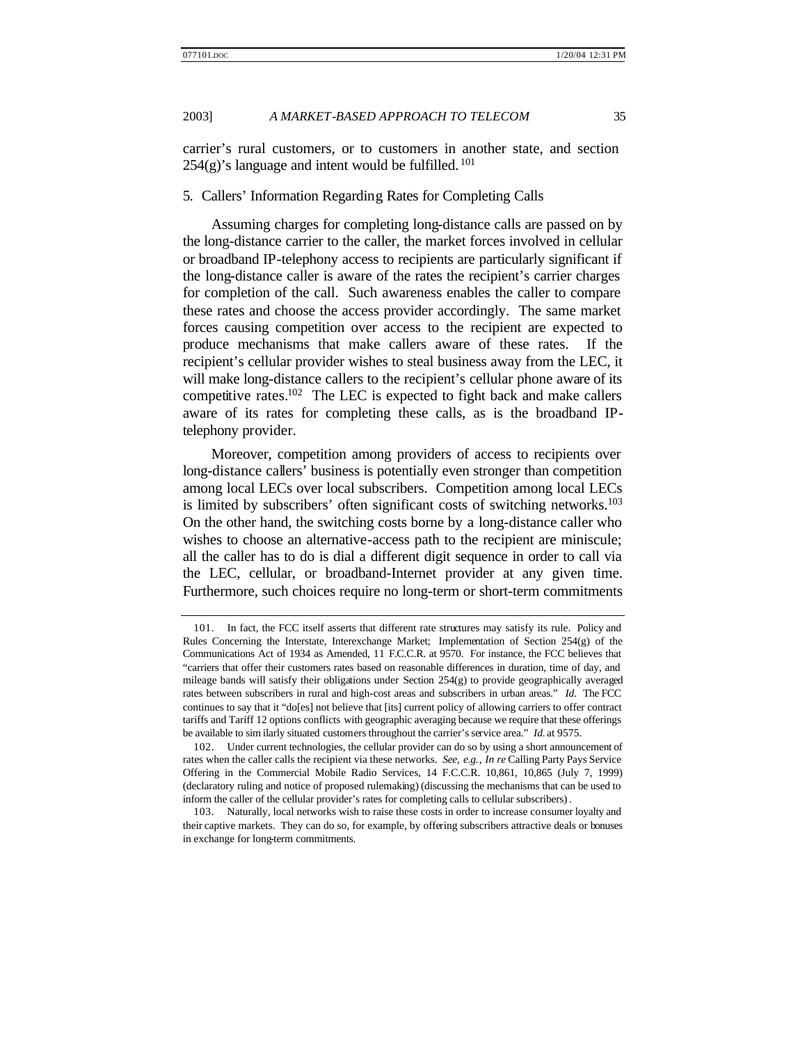carrier's rural customers, or to customers in another state, and section 254(g)'s language and intent would be fulfilled.[101]

### 5. Callers' Information Regarding Rates for Completing Calls

Assuming charges for completing long-distance calls are passed on by the long-distance carrier to the caller, the market forces involved in cellular or broadband IP-telephony access to recipients are particularly significant if the long-distance caller is aware of the rates the recipient's carrier charges for completion of the call. Such awareness enables the caller to compare these rates and choose the access provider accordingly. The same market forces causing competition over access to the recipient are expected to produce mechanisms that make callers aware of these rates. If the recipient's cellular provider wishes to steal business away from the LEC, it will make long-distance callers to the recipient's cellular phone aware of its competitive rates.[102] The LEC is expected to fight back and make callers aware of its rates for completing these calls, as is the broadband IP-telephony provider.

Moreover, competition among providers of access to recipients over long-distance callers' business is potentially even stronger than competition among local LECs over local subscribers. Competition among local LECs is limited by subscribers' often significant costs of switching networks.[103] On the other hand, the switching costs borne by a long-distance caller who wishes to choose an alternative-access path to the recipient are miniscule; all the caller has to do is dial a different digit sequence in order to call via the LEC, cellular, or broadband-Internet provider at any given time. Furthermore, such choices require no long-term or short-term commitments

---

101. In fact, the FCC itself asserts that different rate structures may satisfy its rule. Policy and Rules Concerning the Interstate, Interexchange Market; Implementation of Section 254(g) of the Communications Act of 1934 as Amended, 11 F.C.C.R. at 9570. For instance, the FCC believes that "carriers that offer their customers rates based on reasonable differences in duration, time of day, and mileage bands will satisfy their obligations under Section 254(g) to provide geographically averaged rates between subscribers in rural and high-cost areas and subscribers in urban areas." *Id.* The FCC continues to say that it "do[es] not believe that [its] current policy of allowing carriers to offer contract tariffs and Tariff 12 options conflicts with geographic averaging because we require that these offerings be available to similarly situated customers throughout the carrier's service area." *Id.* at 9575.

102. Under current technologies, the cellular provider can do so by using a short announcement of rates when the caller calls the recipient via these networks. *See, e.g.*, *In re* Calling Party Pays Service Offering in the Commercial Mobile Radio Services, 14 F.C.C.R. 10,861, 10,865 (July 7, 1999) (declaratory ruling and notice of proposed rulemaking) (discussing the mechanisms that can be used to inform the caller of the cellular provider's rates for completing calls to cellular subscribers).

103. Naturally, local networks wish to raise these costs in order to increase consumer loyalty and their captive markets. They can do so, for example, by offering subscribers attractive deals or bonuses in exchange for long-term commitments.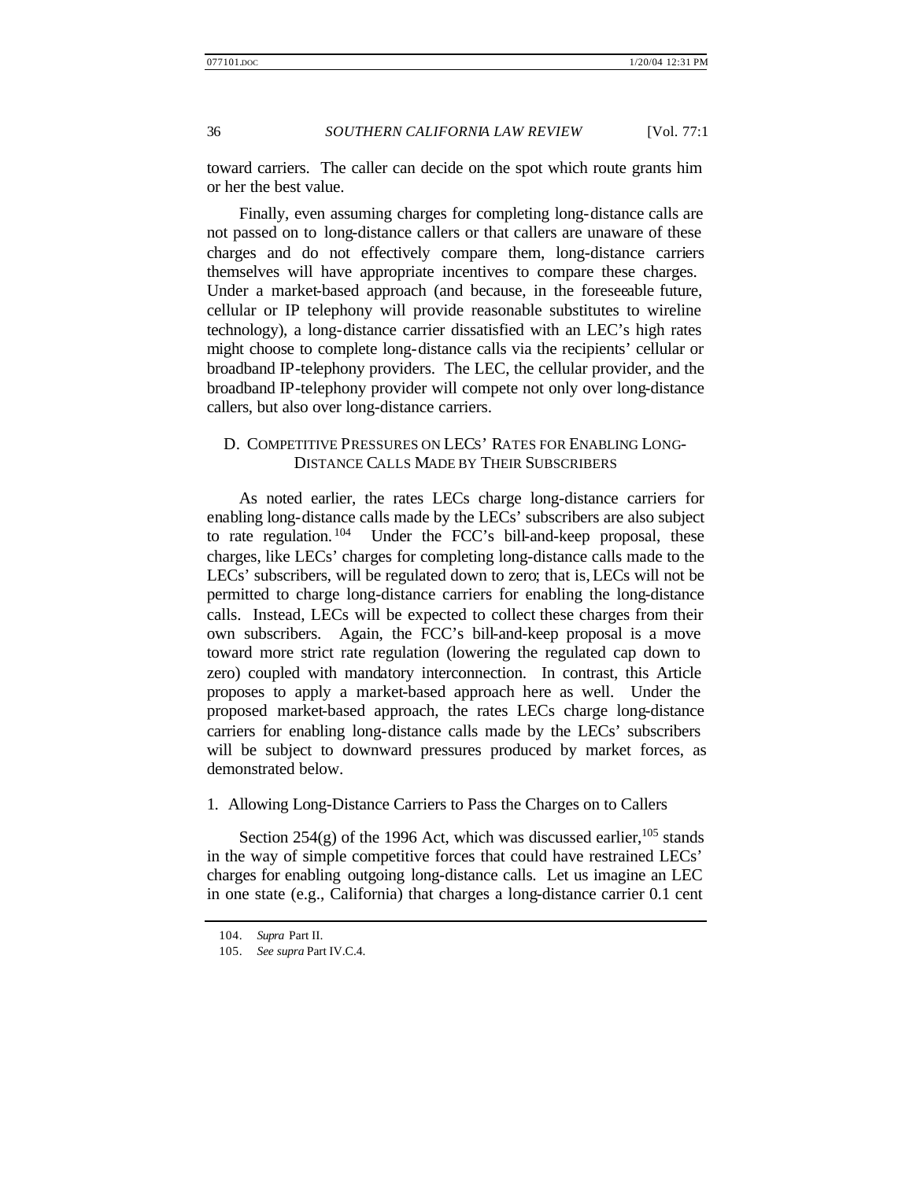toward carriers. The caller can decide on the spot which route grants him or her the best value.

Finally, even assuming charges for completing long-distance calls are not passed on to long-distance callers or that callers are unaware of these charges and do not effectively compare them, long-distance carriers themselves will have appropriate incentives to compare these charges. Under a market-based approach (and because, in the foreseeable future, cellular or IP telephony will provide reasonable substitutes to wireline technology), a long-distance carrier dissatisfied with an LEC's high rates might choose to complete long-distance calls via the recipients' cellular or broadband IP-telephony providers. The LEC, the cellular provider, and the broadband IP-telephony provider will compete not only over long-distance callers, but also over long-distance carriers.

### D. COMPETITIVE PRESSURES ON LECS' RATES FOR ENABLING LONG-DISTANCE CALLS MADE BY THEIR SUBSCRIBERS

As noted earlier, the rates LECs charge long-distance carriers for enabling long-distance calls made by the LECs' subscribers are also subject to rate regulation.[104] Under the FCC's bill-and-keep proposal, these charges, like LECs' charges for completing long-distance calls made to the LECs' subscribers, will be regulated down to zero; that is, LECs will not be permitted to charge long-distance carriers for enabling the long-distance calls. Instead, LECs will be expected to collect these charges from their own subscribers. Again, the FCC's bill-and-keep proposal is a move toward more strict rate regulation (lowering the regulated cap down to zero) coupled with mandatory interconnection. In contrast, this Article proposes to apply a market-based approach here as well. Under the proposed market-based approach, the rates LECs charge long-distance carriers for enabling long-distance calls made by the LECs' subscribers will be subject to downward pressures produced by market forces, as demonstrated below.

#### 1. Allowing Long-Distance Carriers to Pass the Charges on to Callers

Section 254(g) of the 1996 Act, which was discussed earlier,[105] stands in the way of simple competitive forces that could have restrained LECs' charges for enabling outgoing long-distance calls. Let us imagine an LEC in one state (e.g., California) that charges a long-distance carrier 0.1 cent

---

104. *Supra* Part II.

105. *See supra* Part IV.C.4.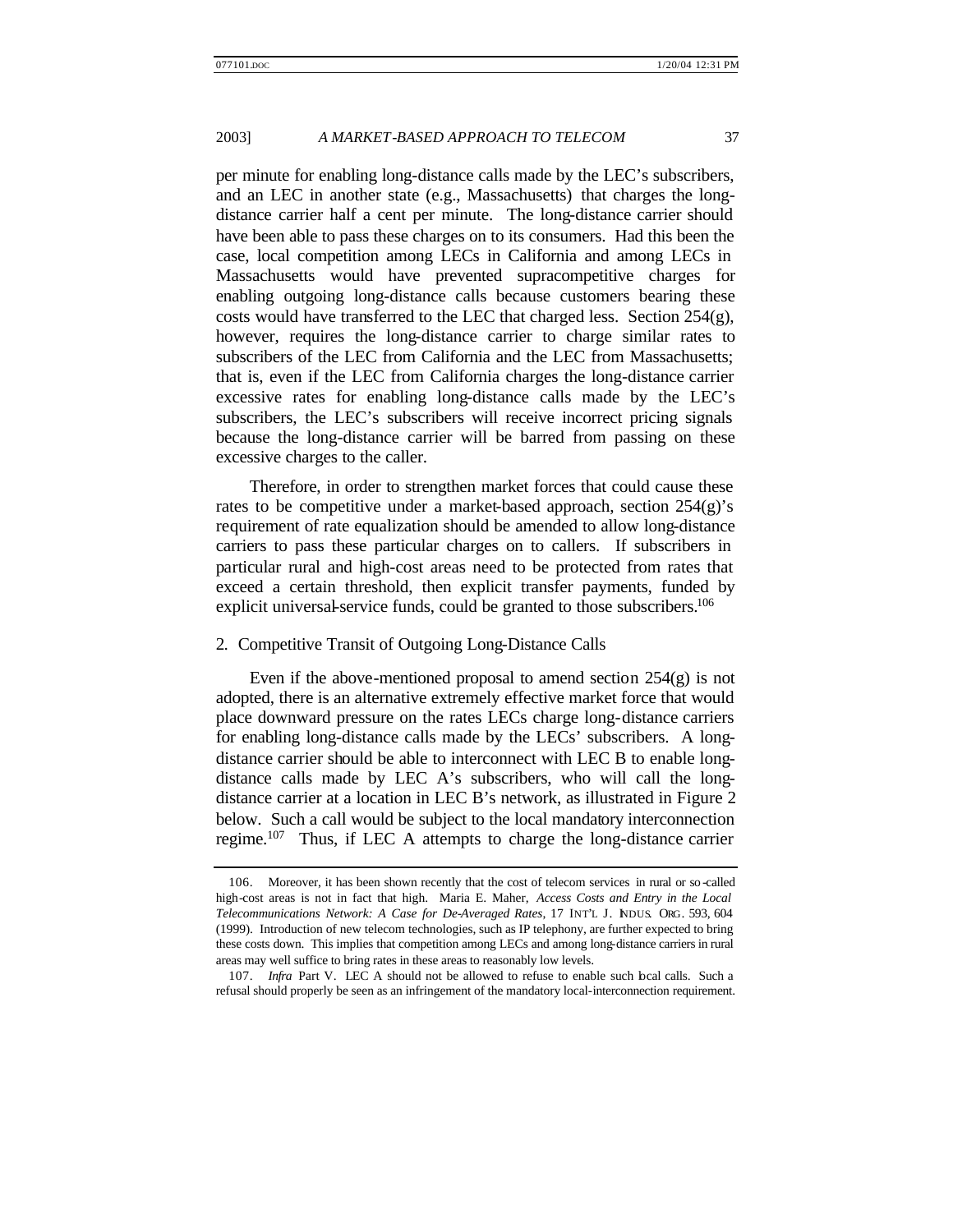per minute for enabling long-distance calls made by the LEC's subscribers, and an LEC in another state (e.g., Massachusetts) that charges the long-distance carrier half a cent per minute. The long-distance carrier should have been able to pass these charges on to its consumers. Had this been the case, local competition among LECs in California and among LECs in Massachusetts would have prevented supracompetitive charges for enabling outgoing long-distance calls because customers bearing these costs would have transferred to the LEC that charged less. Section 254(g), however, requires the long-distance carrier to charge similar rates to subscribers of the LEC from California and the LEC from Massachusetts; that is, even if the LEC from California charges the long-distance carrier excessive rates for enabling long-distance calls made by the LEC's subscribers, the LEC's subscribers will receive incorrect pricing signals because the long-distance carrier will be barred from passing on these excessive charges to the caller.

Therefore, in order to strengthen market forces that could cause these rates to be competitive under a market-based approach, section 254(g)'s requirement of rate equalization should be amended to allow long-distance carriers to pass these particular charges on to callers. If subscribers in particular rural and high-cost areas need to be protected from rates that exceed a certain threshold, then explicit transfer payments, funded by explicit universal-service funds, could be granted to those subscribers.[106]

### 2. Competitive Transit of Outgoing Long-Distance Calls

Even if the above-mentioned proposal to amend section 254(g) is not adopted, there is an alternative extremely effective market force that would place downward pressure on the rates LECs charge long-distance carriers for enabling long-distance calls made by the LECs' subscribers. A long-distance carrier should be able to interconnect with LEC B to enable long-distance calls made by LEC A's subscribers, who will call the long-distance carrier at a location in LEC B's network, as illustrated in Figure 2 below. Such a call would be subject to the local mandatory interconnection regime.[107] Thus, if LEC A attempts to charge the long-distance carrier

---

106. Moreover, it has been shown recently that the cost of telecom services in rural or so-called high-cost areas is not in fact that high. Maria E. Maher, *Access Costs and Entry in the Local Telecommunications Network: A Case for De-Averaged Rates*, 17 INT'L J. INDUS. ORG. 593, 604 (1999). Introduction of new telecom technologies, such as IP telephony, are further expected to bring these costs down. This implies that competition among LECs and among long-distance carriers in rural areas may well suffice to bring rates in these areas to reasonably low levels.

107. *Infra* Part V. LEC A should not be allowed to refuse to enable such local calls. Such a refusal should properly be seen as an infringement of the mandatory local-interconnection requirement.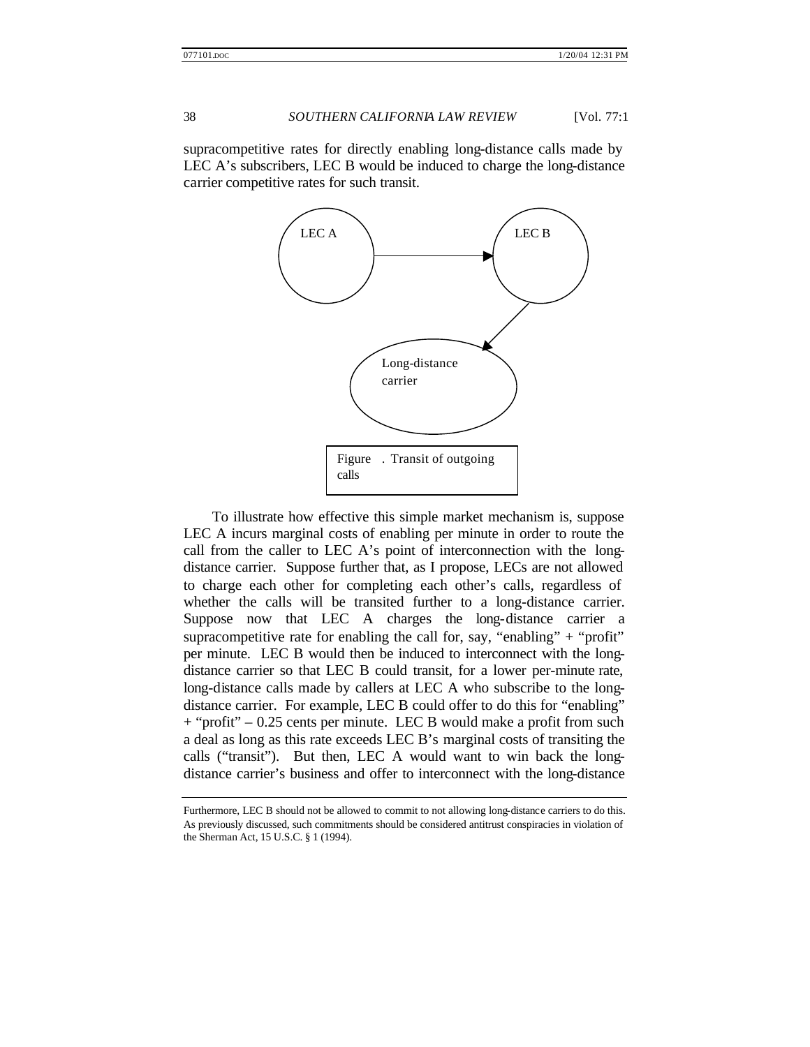supracompetitive rates for directly enabling long-distance calls made by LEC A's subscribers, LEC B would be induced to charge the long-distance carrier competitive rates for such transit.

LEC A

LEC B

Long-distance carrier

Figure . Transit of outgoing calls

To illustrate how effective this simple market mechanism is, suppose LEC A incurs marginal costs of enabling per minute in order to route the call from the caller to LEC A's point of interconnection with the long-distance carrier. Suppose further that, as I propose, LECs are not allowed to charge each other for completing each other's calls, regardless of whether the calls will be transited further to a long-distance carrier. Suppose now that LEC A charges the long-distance carrier a supracompetitive rate for enabling the call for, say, "enabling" + "profit" per minute. LEC B would then be induced to interconnect with the long-distance carrier so that LEC B could transit, for a lower per-minute rate, long-distance calls made by callers at LEC A who subscribe to the long-distance carrier. For example, LEC B could offer to do this for "enabling" + "profit" – 0.25 cents per minute. LEC B would make a profit from such a deal as long as this rate exceeds LEC B's marginal costs of transiting the calls ("transit"). But then, LEC A would want to win back the long-distance carrier's business and offer to interconnect with the long-distance

Furthermore, LEC B should not be allowed to commit to not allowing long-distance carriers to do this. As previously discussed, such commitments should be considered antitrust conspiracies in violation of the Sherman Act, 15 U.S.C. § 1 (1994).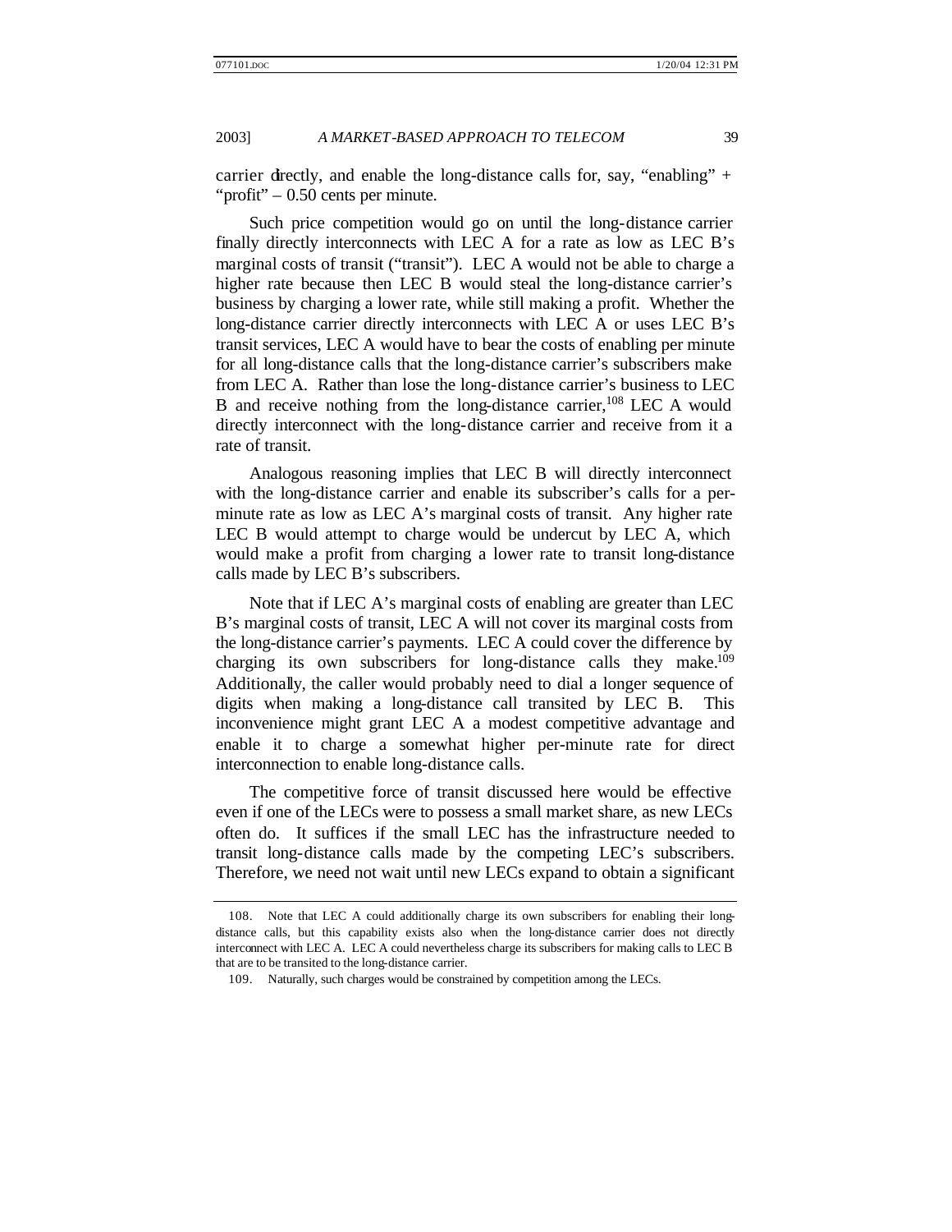carrier directly, and enable the long-distance calls for, say, "enabling" + "profit" – 0.50 cents per minute.

Such price competition would go on until the long-distance carrier finally directly interconnects with LEC A for a rate as low as LEC B's marginal costs of transit ("transit"). LEC A would not be able to charge a higher rate because then LEC B would steal the long-distance carrier's business by charging a lower rate, while still making a profit. Whether the long-distance carrier directly interconnects with LEC A or uses LEC B's transit services, LEC A would have to bear the costs of enabling per minute for all long-distance calls that the long-distance carrier's subscribers make from LEC A. Rather than lose the long-distance carrier's business to LEC B and receive nothing from the long-distance carrier,[108] LEC A would directly interconnect with the long-distance carrier and receive from it a rate of transit.

Analogous reasoning implies that LEC B will directly interconnect with the long-distance carrier and enable its subscriber's calls for a per-minute rate as low as LEC A's marginal costs of transit. Any higher rate LEC B would attempt to charge would be undercut by LEC A, which would make a profit from charging a lower rate to transit long-distance calls made by LEC B's subscribers.

Note that if LEC A's marginal costs of enabling are greater than LEC B's marginal costs of transit, LEC A will not cover its marginal costs from the long-distance carrier's payments. LEC A could cover the difference by charging its own subscribers for long-distance calls they make.[109] Additionally, the caller would probably need to dial a longer sequence of digits when making a long-distance call transited by LEC B. This inconvenience might grant LEC A a modest competitive advantage and enable it to charge a somewhat higher per-minute rate for direct interconnection to enable long-distance calls.

The competitive force of transit discussed here would be effective even if one of the LECs were to possess a small market share, as new LECs often do. It suffices if the small LEC has the infrastructure needed to transit long-distance calls made by the competing LEC's subscribers. Therefore, we need not wait until new LECs expand to obtain a significant

108. Note that LEC A could additionally charge its own subscribers for enabling their long-distance calls, but this capability exists also when the long-distance carrier does not directly interconnect with LEC A. LEC A could nevertheless charge its subscribers for making calls to LEC B that are to be transited to the long-distance carrier.

109. Naturally, such charges would be constrained by competition among the LECs.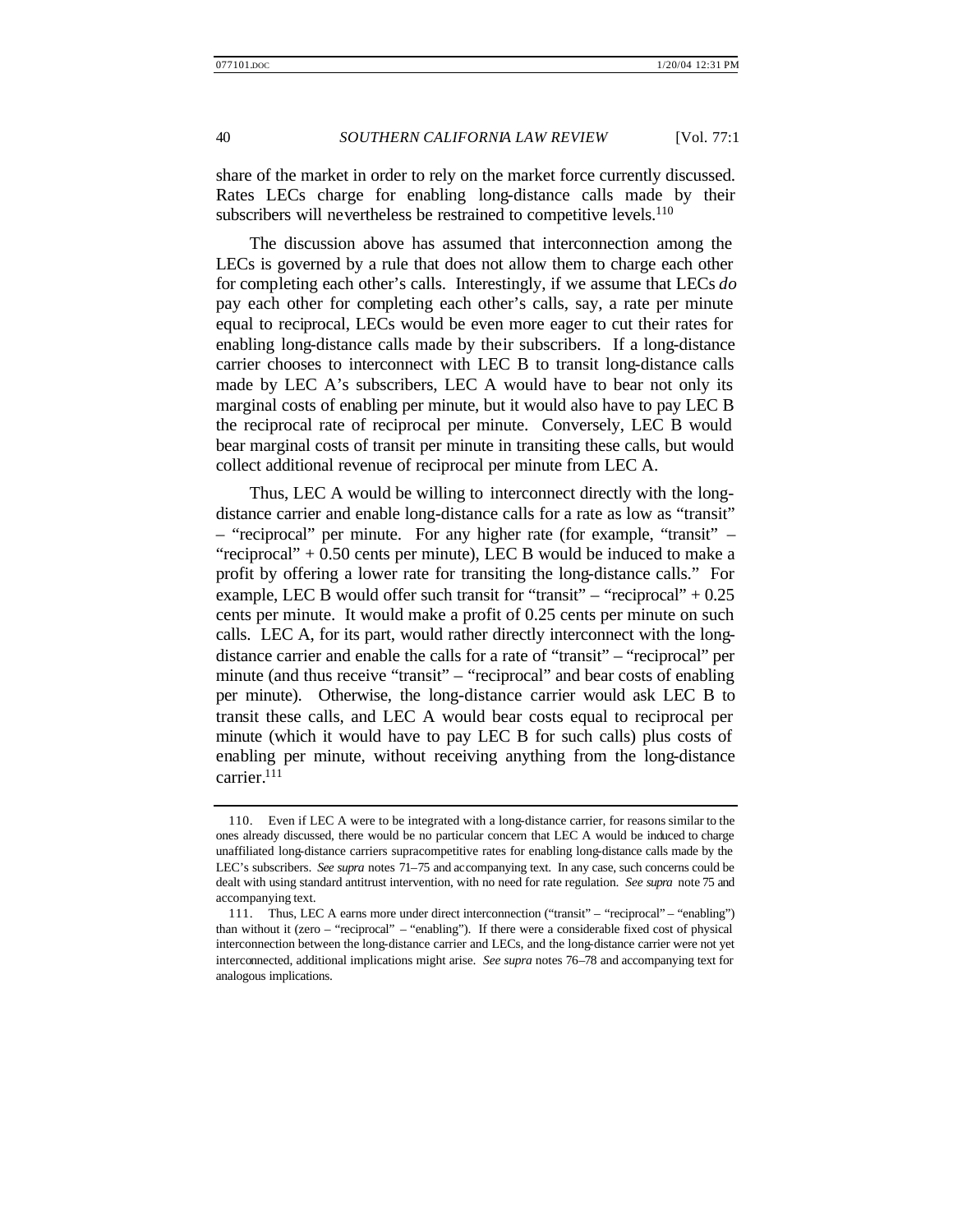share of the market in order to rely on the market force currently discussed. Rates LECs charge for enabling long-distance calls made by their subscribers will nevertheless be restrained to competitive levels.[110]

The discussion above has assumed that interconnection among the LECs is governed by a rule that does not allow them to charge each other for completing each other's calls. Interestingly, if we assume that LECs *do* pay each other for completing each other's calls, say, a rate per minute equal to reciprocal, LECs would be even more eager to cut their rates for enabling long-distance calls made by their subscribers. If a long-distance carrier chooses to interconnect with LEC B to transit long-distance calls made by LEC A's subscribers, LEC A would have to bear not only its marginal costs of enabling per minute, but it would also have to pay LEC B the reciprocal rate of reciprocal per minute. Conversely, LEC B would bear marginal costs of transit per minute in transiting these calls, but would collect additional revenue of reciprocal per minute from LEC A.

Thus, LEC A would be willing to interconnect directly with the long-distance carrier and enable long-distance calls for a rate as low as "transit" – "reciprocal" per minute. For any higher rate (for example, "transit" – "reciprocal" + 0.50 cents per minute), LEC B would be induced to make a profit by offering a lower rate for transiting the long-distance calls." For example, LEC B would offer such transit for "transit" – "reciprocal" + 0.25 cents per minute. It would make a profit of 0.25 cents per minute on such calls. LEC A, for its part, would rather directly interconnect with the long-distance carrier and enable the calls for a rate of "transit" – "reciprocal" per minute (and thus receive "transit" – "reciprocal" and bear costs of enabling per minute). Otherwise, the long-distance carrier would ask LEC B to transit these calls, and LEC A would bear costs equal to reciprocal per minute (which it would have to pay LEC B for such calls) plus costs of enabling per minute, without receiving anything from the long-distance carrier.[111]

---

110. Even if LEC A were to be integrated with a long-distance carrier, for reasons similar to the ones already discussed, there would be no particular concern that LEC A would be induced to charge unaffiliated long-distance carriers supracompetitive rates for enabling long-distance calls made by the LEC's subscribers. *See supra* notes 71–75 and accompanying text. In any case, such concerns could be dealt with using standard antitrust intervention, with no need for rate regulation. *See supra* note 75 and accompanying text.

111. Thus, LEC A earns more under direct interconnection ("transit" – "reciprocal" – "enabling") than without it (zero – "reciprocal" – "enabling"). If there were a considerable fixed cost of physical interconnection between the long-distance carrier and LECs, and the long-distance carrier were not yet interconnected, additional implications might arise. *See supra* notes 76–78 and accompanying text for analogous implications.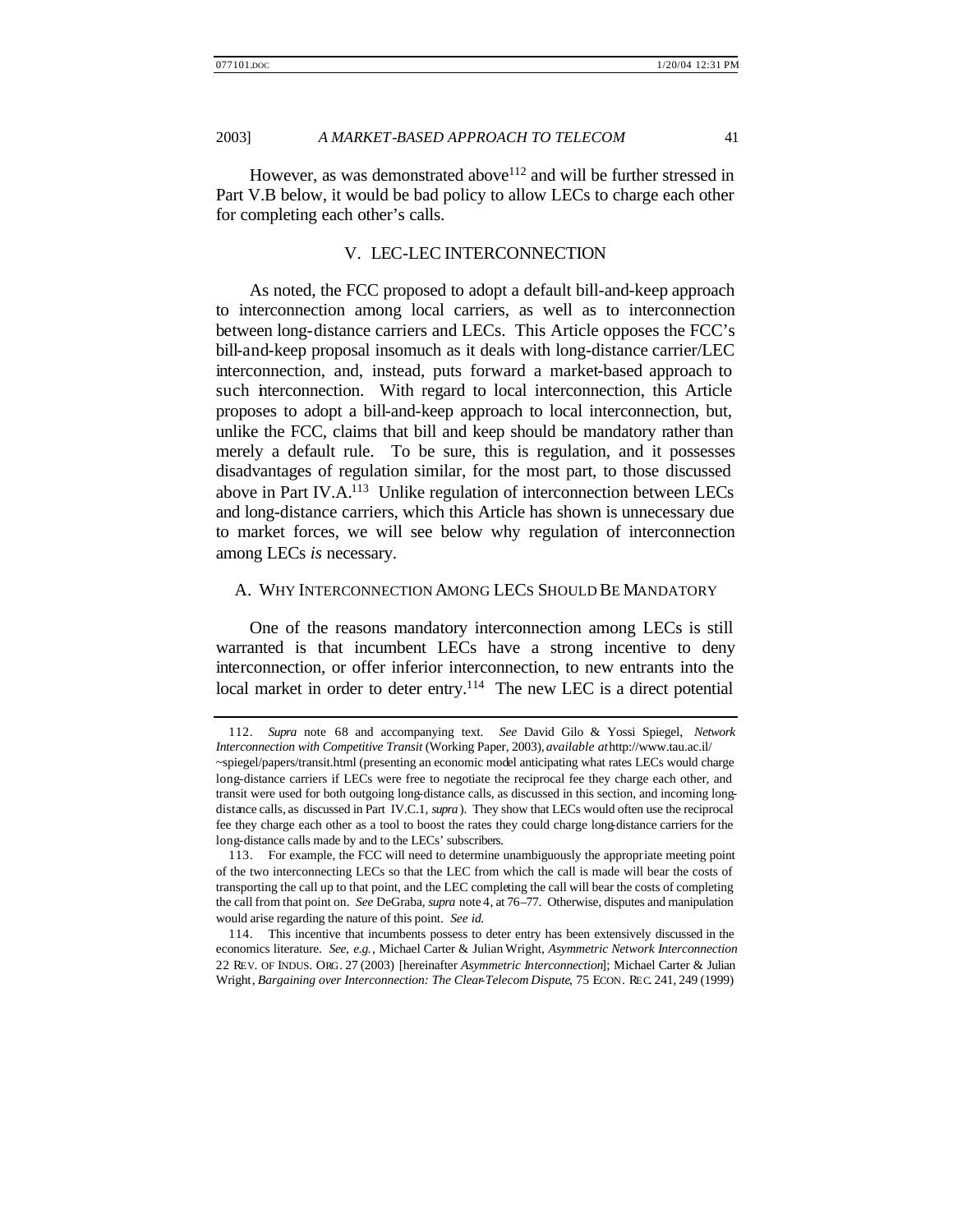However, as was demonstrated above[112] and will be further stressed in Part V.B below, it would be bad policy to allow LECs to charge each other for completing each other's calls.

## V. LEC-LEC INTERCONNECTION

As noted, the FCC proposed to adopt a default bill-and-keep approach to interconnection among local carriers, as well as to interconnection between long-distance carriers and LECs. This Article opposes the FCC's bill-and-keep proposal insomuch as it deals with long-distance carrier/LEC interconnection, and, instead, puts forward a market-based approach to such interconnection. With regard to local interconnection, this Article proposes to adopt a bill-and-keep approach to local interconnection, but, unlike the FCC, claims that bill and keep should be mandatory rather than merely a default rule. To be sure, this is regulation, and it possesses disadvantages of regulation similar, for the most part, to those discussed above in Part IV.A.[113] Unlike regulation of interconnection between LECs and long-distance carriers, which this Article has shown is unnecessary due to market forces, we will see below why regulation of interconnection among LECs *is* necessary.

### A. WHY INTERCONNECTION AMONG LECS SHOULD BE MANDATORY

One of the reasons mandatory interconnection among LECs is still warranted is that incumbent LECs have a strong incentive to deny interconnection, or offer inferior interconnection, to new entrants into the local market in order to deter entry.[114] The new LEC is a direct potential

---

112. *Supra* note 68 and accompanying text. *See* David Gilo & Yossi Spiegel, *Network Interconnection with Competitive Transit* (Working Paper, 2003), *available at* http://www.tau.ac.il/~spiegel/papers/transit.html (presenting an economic model anticipating what rates LECs would charge long-distance carriers if LECs were free to negotiate the reciprocal fee they charge each other, and transit were used for both outgoing long-distance calls, as discussed in this section, and incoming long-distance calls, as discussed in Part IV.C.1, *supra*). They show that LECs would often use the reciprocal fee they charge each other as a tool to boost the rates they could charge long-distance carriers for the long-distance calls made by and to the LECs' subscribers.

113. For example, the FCC will need to determine unambiguously the appropriate meeting point of the two interconnecting LECs so that the LEC from which the call is made will bear the costs of transporting the call up to that point, and the LEC completing the call will bear the costs of completing the call from that point on. *See* DeGraba, *supra* note 4, at 76–77. Otherwise, disputes and manipulation would arise regarding the nature of this point. *See id.*

114. This incentive that incumbents possess to deter entry has been extensively discussed in the economics literature. *See, e.g.*, Michael Carter & Julian Wright, *Asymmetric Network Interconnection* 22 REV. OF INDUS. ORG. 27 (2003) [hereinafter *Asymmetric Interconnection*]; Michael Carter & Julian Wright, *Bargaining over Interconnection: The Clear-Telecom Dispute*, 75 ECON. REC. 241, 249 (1999)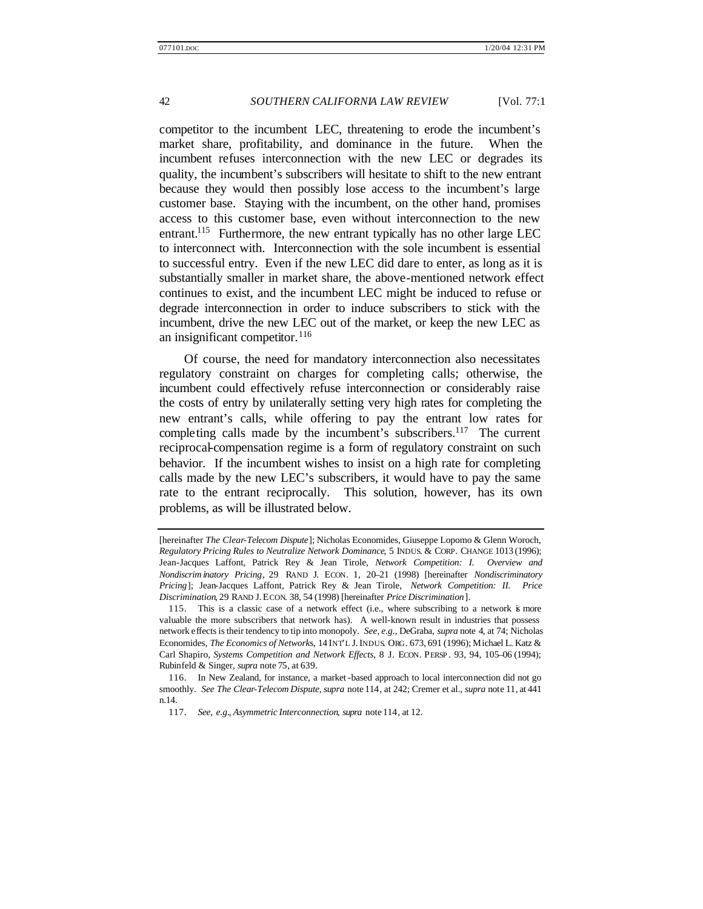competitor to the incumbent LEC, threatening to erode the incumbent's market share, profitability, and dominance in the future. When the incumbent refuses interconnection with the new LEC or degrades its quality, the incumbent's subscribers will hesitate to shift to the new entrant because they would then possibly lose access to the incumbent's large customer base. Staying with the incumbent, on the other hand, promises access to this customer base, even without interconnection to the new entrant.[115] Furthermore, the new entrant typically has no other large LEC to interconnect with. Interconnection with the sole incumbent is essential to successful entry. Even if the new LEC did dare to enter, as long as it is substantially smaller in market share, the above-mentioned network effect continues to exist, and the incumbent LEC might be induced to refuse or degrade interconnection in order to induce subscribers to stick with the incumbent, drive the new LEC out of the market, or keep the new LEC as an insignificant competitor.[116]

Of course, the need for mandatory interconnection also necessitates regulatory constraint on charges for completing calls; otherwise, the incumbent could effectively refuse interconnection or considerably raise the costs of entry by unilaterally setting very high rates for completing the new entrant's calls, while offering to pay the entrant low rates for completing calls made by the incumbent's subscribers.[117] The current reciprocal-compensation regime is a form of regulatory constraint on such behavior. If the incumbent wishes to insist on a high rate for completing calls made by the new LEC's subscribers, it would have to pay the same rate to the entrant reciprocally. This solution, however, has its own problems, as will be illustrated below.

---

[hereinafter *The Clear-Telecom Dispute*]; Nicholas Economides, Giuseppe Lopomo & Glenn Woroch, *Regulatory Pricing Rules to Neutralize Network Dominance*, 5 INDUS. & CORP. CHANGE 1013 (1996); Jean-Jacques Laffont, Patrick Rey & Jean Tirole, *Network Competition: I. Overview and Nondiscriminatory Pricing*, 29 RAND J. ECON. 1, 20–21 (1998) [hereinafter *Nondiscriminatory Pricing*]; Jean-Jacques Laffont, Patrick Rey & Jean Tirole, *Network Competition: II. Price Discrimination*, 29 RAND J. ECON. 38, 54 (1998) [hereinafter *Price Discrimination*].

115. This is a classic case of a network effect (i.e., where subscribing to a network is more valuable the more subscribers that network has). A well-known result in industries that possess network effects is their tendency to tip into monopoly. *See, e.g.*, DeGraba, *supra* note 4, at 74; Nicholas Economides, *The Economics of Networks*, 14 INT'L J. INDUS. ORG. 673, 691 (1996); Michael L. Katz & Carl Shapiro, *Systems Competition and Network Effects*, 8 J. ECON. PERSP. 93, 94, 105–06 (1994); Rubinfeld & Singer, *supra* note 75, at 639.

116. In New Zealand, for instance, a market-based approach to local interconnection did not go smoothly. *See The Clear-Telecom Dispute*, *supra* note 114, at 242; Cremer et al., *supra* note 11, at 441 n.14.

117. *See, e.g.*, *Asymmetric Interconnection*, *supra* note 114, at 12.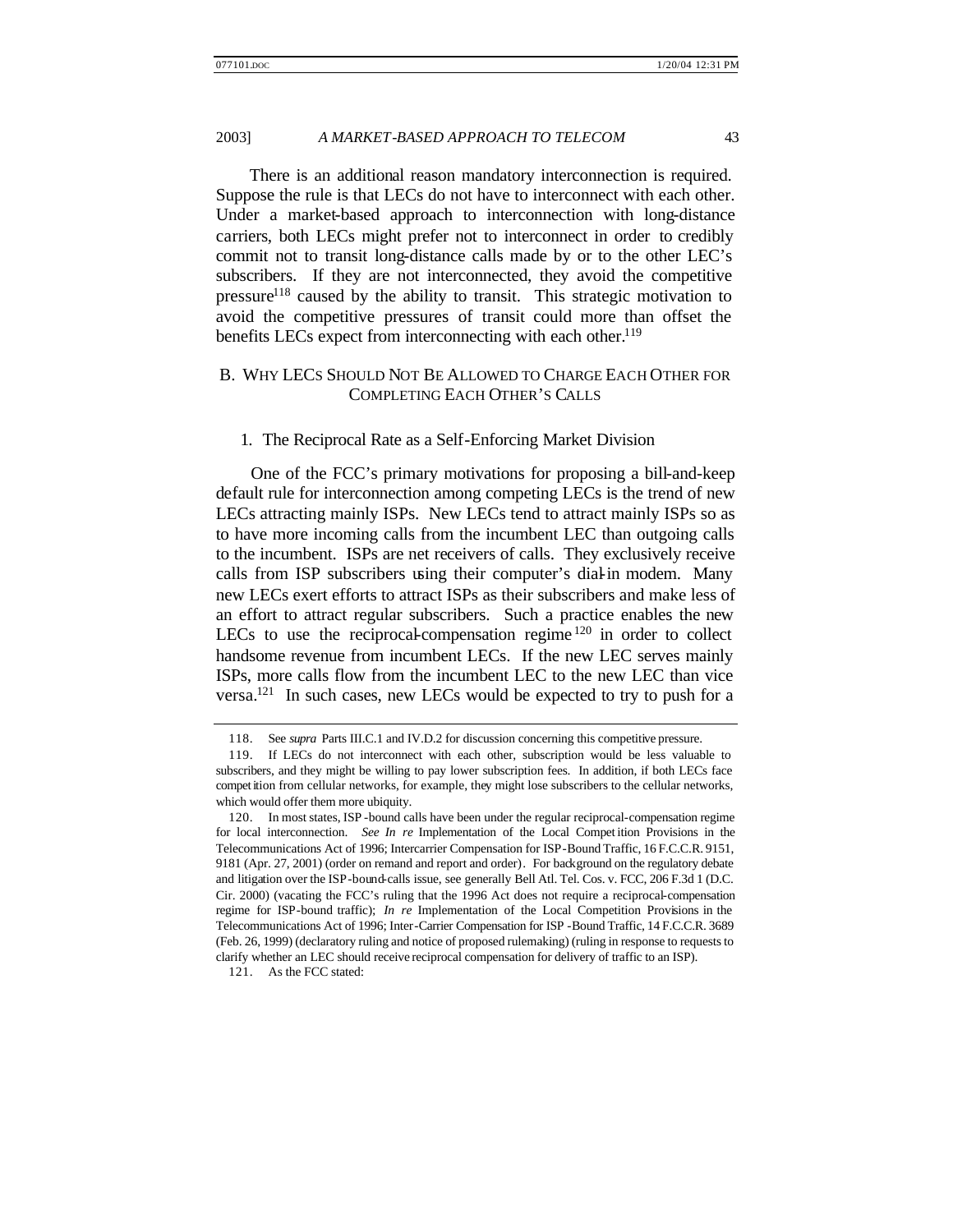There is an additional reason mandatory interconnection is required. Suppose the rule is that LECs do not have to interconnect with each other. Under a market-based approach to interconnection with long-distance carriers, both LECs might prefer not to interconnect in order to credibly commit not to transit long-distance calls made by or to the other LEC's subscribers. If they are not interconnected, they avoid the competitive pressure[118] caused by the ability to transit. This strategic motivation to avoid the competitive pressures of transit could more than offset the benefits LECs expect from interconnecting with each other.[119]

## B. Why LECs Should Not Be Allowed to Charge Each Other for Completing Each Other's Calls

### 1. The Reciprocal Rate as a Self-Enforcing Market Division

One of the FCC's primary motivations for proposing a bill-and-keep default rule for interconnection among competing LECs is the trend of new LECs attracting mainly ISPs. New LECs tend to attract mainly ISPs so as to have more incoming calls from the incumbent LEC than outgoing calls to the incumbent. ISPs are net receivers of calls. They exclusively receive calls from ISP subscribers using their computer's dial-in modem. Many new LECs exert efforts to attract ISPs as their subscribers and make less of an effort to attract regular subscribers. Such a practice enables the new LECs to use the reciprocal-compensation regime[120] in order to collect handsome revenue from incumbent LECs. If the new LEC serves mainly ISPs, more calls flow from the incumbent LEC to the new LEC than vice versa.[121] In such cases, new LECs would be expected to try to push for a

---

118. See *supra* Parts III.C.1 and IV.D.2 for discussion concerning this competitive pressure.

119. If LECs do not interconnect with each other, subscription would be less valuable to subscribers, and they might be willing to pay lower subscription fees. In addition, if both LECs face competition from cellular networks, for example, they might lose subscribers to the cellular networks, which would offer them more ubiquity.

120. In most states, ISP-bound calls have been under the regular reciprocal-compensation regime for local interconnection. *See In re* Implementation of the Local Competition Provisions in the Telecommunications Act of 1996; Intercarrier Compensation for ISP-Bound Traffic, 16 F.C.C.R. 9151, 9181 (Apr. 27, 2001) (order on remand and report and order). For background on the regulatory debate and litigation over the ISP-bound-calls issue, see generally Bell Atl. Tel. Cos. v. FCC, 206 F.3d 1 (D.C. Cir. 2000) (vacating the FCC's ruling that the 1996 Act does not require a reciprocal-compensation regime for ISP-bound traffic); *In re* Implementation of the Local Competition Provisions in the Telecommunications Act of 1996; Inter-Carrier Compensation for ISP-Bound Traffic, 14 F.C.C.R. 3689 (Feb. 26, 1999) (declaratory ruling and notice of proposed rulemaking) (ruling in response to requests to clarify whether an LEC should receive reciprocal compensation for delivery of traffic to an ISP).

121. As the FCC stated: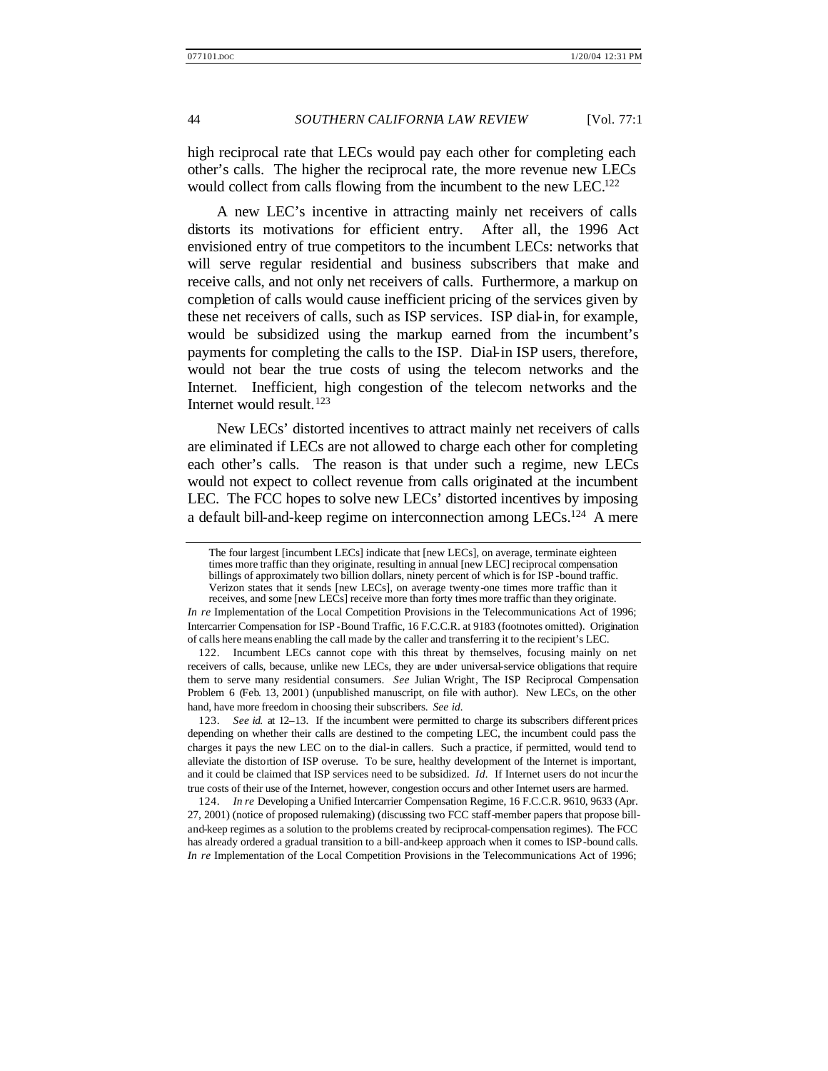high reciprocal rate that LECs would pay each other for completing each other's calls. The higher the reciprocal rate, the more revenue new LECs would collect from calls flowing from the incumbent to the new LEC.[122]

A new LEC's incentive in attracting mainly net receivers of calls distorts its motivations for efficient entry. After all, the 1996 Act envisioned entry of true competitors to the incumbent LECs: networks that will serve regular residential and business subscribers that make and receive calls, and not only net receivers of calls. Furthermore, a markup on completion of calls would cause inefficient pricing of the services given by these net receivers of calls, such as ISP services. ISP dial-in, for example, would be subsidized using the markup earned from the incumbent's payments for completing the calls to the ISP. Dial-in ISP users, therefore, would not bear the true costs of using the telecom networks and the Internet. Inefficient, high congestion of the telecom networks and the Internet would result.[123]

New LECs' distorted incentives to attract mainly net receivers of calls are eliminated if LECs are not allowed to charge each other for completing each other's calls. The reason is that under such a regime, new LECs would not expect to collect revenue from calls originated at the incumbent LEC. The FCC hopes to solve new LECs' distorted incentives by imposing a default bill-and-keep regime on interconnection among LECs.[124] A mere

---

> The four largest [incumbent LECs] indicate that [new LECs], on average, terminate eighteen times more traffic than they originate, resulting in annual [new LEC] reciprocal compensation billings of approximately two billion dollars, ninety percent of which is for ISP-bound traffic. Verizon states that it sends [new LECs], on average twenty-one times more traffic than it receives, and some [new LECs] receive more than forty times more traffic than they originate.

*In re* Implementation of the Local Competition Provisions in the Telecommunications Act of 1996; Intercarrier Compensation for ISP-Bound Traffic, 16 F.C.C.R. at 9183 (footnotes omitted). Origination of calls here means enabling the call made by the caller and transferring it to the recipient's LEC.

122. Incumbent LECs cannot cope with this threat by themselves, focusing mainly on net receivers of calls, because, unlike new LECs, they are under universal-service obligations that require them to serve many residential consumers. *See* Julian Wright, The ISP Reciprocal Compensation Problem 6 (Feb. 13, 2001) (unpublished manuscript, on file with author). New LECs, on the other hand, have more freedom in choosing their subscribers. *See id.*

123. *See id.* at 12–13. If the incumbent were permitted to charge its subscribers different prices depending on whether their calls are destined to the competing LEC, the incumbent could pass the charges it pays the new LEC on to the dial-in callers. Such a practice, if permitted, would tend to alleviate the distortion of ISP overuse. To be sure, healthy development of the Internet is important, and it could be claimed that ISP services need to be subsidized. *Id.* If Internet users do not incur the true costs of their use of the Internet, however, congestion occurs and other Internet users are harmed.

124. *In re* Developing a Unified Intercarrier Compensation Regime, 16 F.C.C.R. 9610, 9633 (Apr. 27, 2001) (notice of proposed rulemaking) (discussing two FCC staff-member papers that propose bill-and-keep regimes as a solution to the problems created by reciprocal-compensation regimes). The FCC has already ordered a gradual transition to a bill-and-keep approach when it comes to ISP-bound calls. *In re* Implementation of the Local Competition Provisions in the Telecommunications Act of 1996;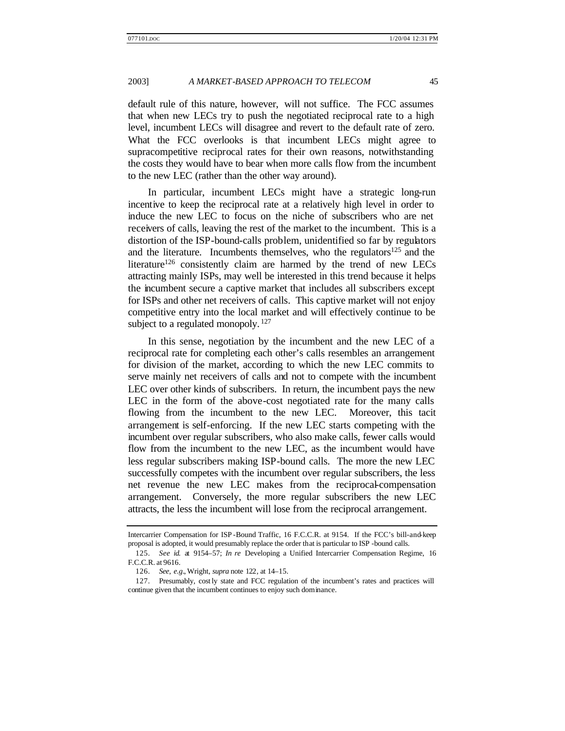default rule of this nature, however, will not suffice. The FCC assumes that when new LECs try to push the negotiated reciprocal rate to a high level, incumbent LECs will disagree and revert to the default rate of zero. What the FCC overlooks is that incumbent LECs might agree to supracompetitive reciprocal rates for their own reasons, notwithstanding the costs they would have to bear when more calls flow from the incumbent to the new LEC (rather than the other way around).

In particular, incumbent LECs might have a strategic long-run incentive to keep the reciprocal rate at a relatively high level in order to induce the new LEC to focus on the niche of subscribers who are net receivers of calls, leaving the rest of the market to the incumbent. This is a distortion of the ISP-bound-calls problem, unidentified so far by regulators and the literature. Incumbents themselves, who the regulators[125] and the literature[126] consistently claim are harmed by the trend of new LECs attracting mainly ISPs, may well be interested in this trend because it helps the incumbent secure a captive market that includes all subscribers except for ISPs and other net receivers of calls. This captive market will not enjoy competitive entry into the local market and will effectively continue to be subject to a regulated monopoly.[127]

In this sense, negotiation by the incumbent and the new LEC of a reciprocal rate for completing each other's calls resembles an arrangement for division of the market, according to which the new LEC commits to serve mainly net receivers of calls and not to compete with the incumbent LEC over other kinds of subscribers. In return, the incumbent pays the new LEC in the form of the above-cost negotiated rate for the many calls flowing from the incumbent to the new LEC. Moreover, this tacit arrangement is self-enforcing. If the new LEC starts competing with the incumbent over regular subscribers, who also make calls, fewer calls would flow from the incumbent to the new LEC, as the incumbent would have less regular subscribers making ISP-bound calls. The more the new LEC successfully competes with the incumbent over regular subscribers, the less net revenue the new LEC makes from the reciprocal-compensation arrangement. Conversely, the more regular subscribers the new LEC attracts, the less the incumbent will lose from the reciprocal arrangement.

---

Intercarrier Compensation for ISP-Bound Traffic, 16 F.C.C.R. at 9154. If the FCC's bill-and-keep proposal is adopted, it would presumably replace the order that is particular to ISP-bound calls.

125. *See id.* at 9154–57; *In re* Developing a Unified Intercarrier Compensation Regime, 16 F.C.C.R. at 9616.

126. *See, e.g.*, Wright, *supra* note 122, at 14–15.

127. Presumably, costly state and FCC regulation of the incumbent's rates and practices will continue given that the incumbent continues to enjoy such dominance.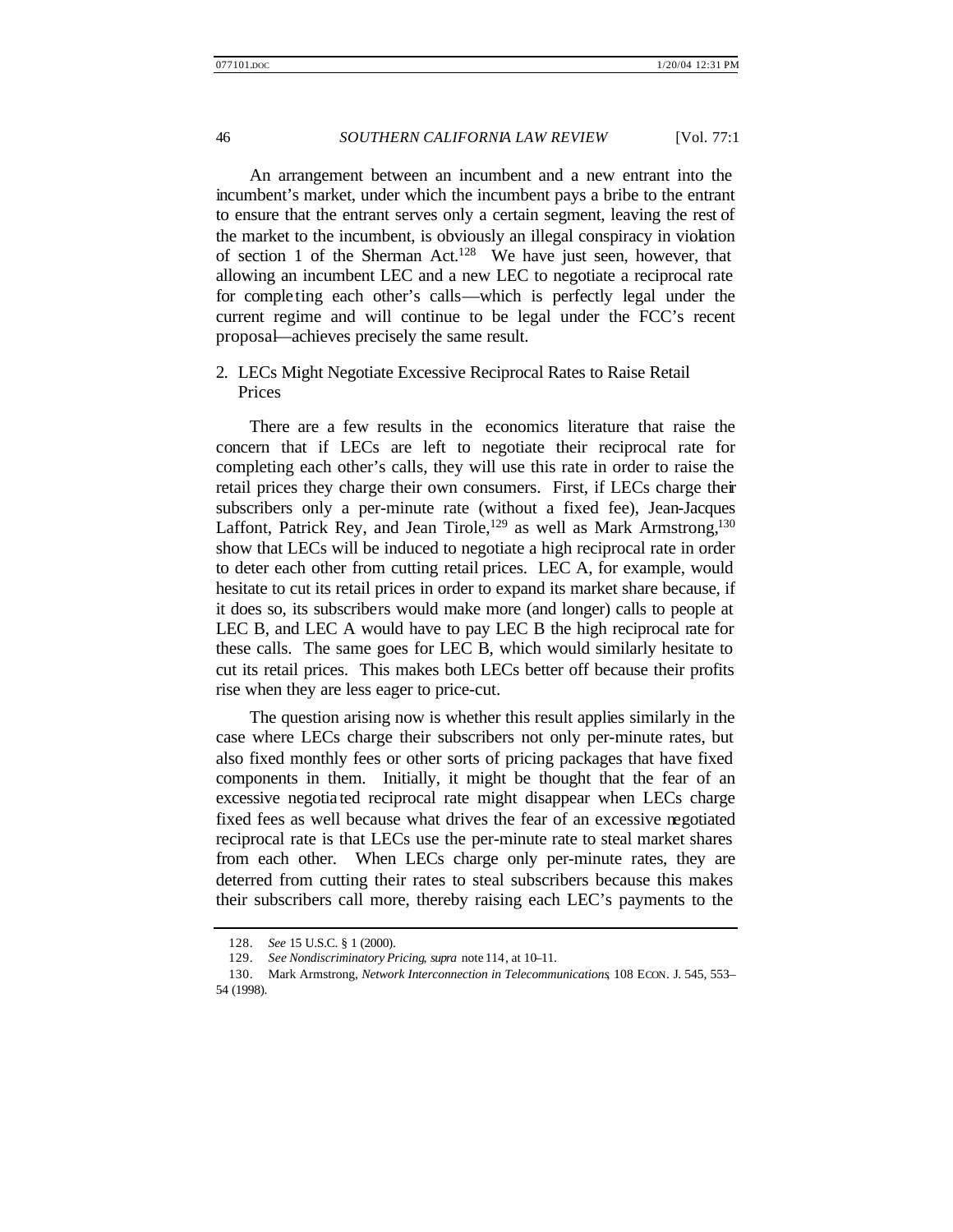An arrangement between an incumbent and a new entrant into the incumbent's market, under which the incumbent pays a bribe to the entrant to ensure that the entrant serves only a certain segment, leaving the rest of the market to the incumbent, is obviously an illegal conspiracy in violation of section 1 of the Sherman Act.[128] We have just seen, however, that allowing an incumbent LEC and a new LEC to negotiate a reciprocal rate for completing each other's calls—which is perfectly legal under the current regime and will continue to be legal under the FCC's recent proposal—achieves precisely the same result.

### 2. LECs Might Negotiate Excessive Reciprocal Rates to Raise Retail Prices

There are a few results in the economics literature that raise the concern that if LECs are left to negotiate their reciprocal rate for completing each other's calls, they will use this rate in order to raise the retail prices they charge their own consumers. First, if LECs charge their subscribers only a per-minute rate (without a fixed fee), Jean-Jacques Laffont, Patrick Rey, and Jean Tirole,[129] as well as Mark Armstrong,[130] show that LECs will be induced to negotiate a high reciprocal rate in order to deter each other from cutting retail prices. LEC A, for example, would hesitate to cut its retail prices in order to expand its market share because, if it does so, its subscribers would make more (and longer) calls to people at LEC B, and LEC A would have to pay LEC B the high reciprocal rate for these calls. The same goes for LEC B, which would similarly hesitate to cut its retail prices. This makes both LECs better off because their profits rise when they are less eager to price-cut.

The question arising now is whether this result applies similarly in the case where LECs charge their subscribers not only per-minute rates, but also fixed monthly fees or other sorts of pricing packages that have fixed components in them. Initially, it might be thought that the fear of an excessive negotiated reciprocal rate might disappear when LECs charge fixed fees as well because what drives the fear of an excessive negotiated reciprocal rate is that LECs use the per-minute rate to steal market shares from each other. When LECs charge only per-minute rates, they are deterred from cutting their rates to steal subscribers because this makes their subscribers call more, thereby raising each LEC's payments to the

---

128. *See* 15 U.S.C. § 1 (2000).

129. *See Nondiscriminatory Pricing*, *supra* note 114, at 10–11.

130. Mark Armstrong, *Network Interconnection in Telecommunications*, 108 ECON. J. 545, 553–54 (1998).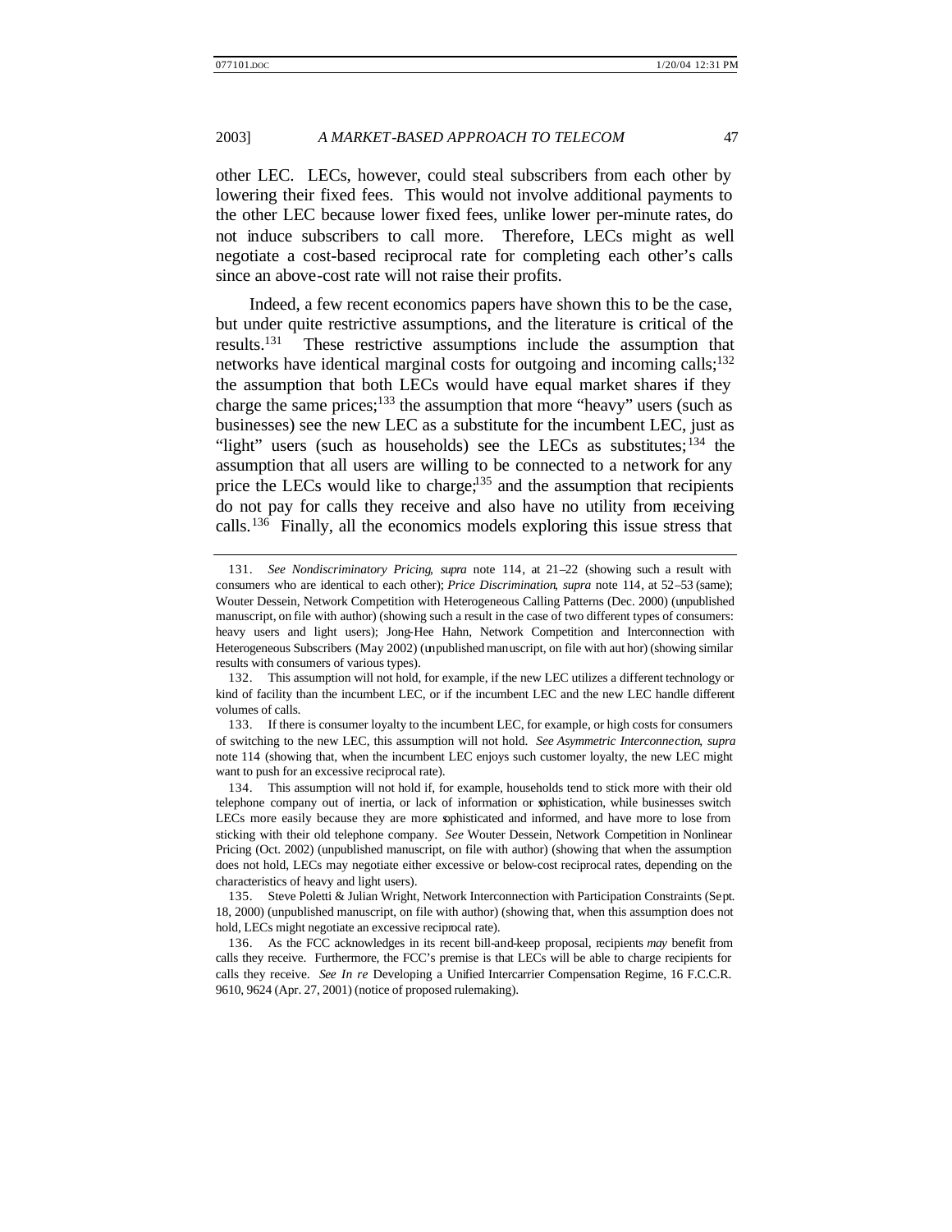other LEC. LECs, however, could steal subscribers from each other by lowering their fixed fees. This would not involve additional payments to the other LEC because lower fixed fees, unlike lower per-minute rates, do not induce subscribers to call more. Therefore, LECs might as well negotiate a cost-based reciprocal rate for completing each other's calls since an above-cost rate will not raise their profits.

Indeed, a few recent economics papers have shown this to be the case, but under quite restrictive assumptions, and the literature is critical of the results.[131] These restrictive assumptions include the assumption that networks have identical marginal costs for outgoing and incoming calls;[132] the assumption that both LECs would have equal market shares if they charge the same prices;[133] the assumption that more "heavy" users (such as businesses) see the new LEC as a substitute for the incumbent LEC, just as "light" users (such as households) see the LECs as substitutes;[134] the assumption that all users are willing to be connected to a network for any price the LECs would like to charge;[135] and the assumption that recipients do not pay for calls they receive and also have no utility from receiving calls.[136] Finally, all the economics models exploring this issue stress that

---

131. *See Nondiscriminatory Pricing*, *supra* note 114, at 21–22 (showing such a result with consumers who are identical to each other); *Price Discrimination*, *supra* note 114, at 52–53 (same); Wouter Dessein, Network Competition with Heterogeneous Calling Patterns (Dec. 2000) (unpublished manuscript, on file with author) (showing such a result in the case of two different types of consumers: heavy users and light users); Jong-Hee Hahn, Network Competition and Interconnection with Heterogeneous Subscribers (May 2002) (unpublished manuscript, on file with author) (showing similar results with consumers of various types).

132. This assumption will not hold, for example, if the new LEC utilizes a different technology or kind of facility than the incumbent LEC, or if the incumbent LEC and the new LEC handle different volumes of calls.

133. If there is consumer loyalty to the incumbent LEC, for example, or high costs for consumers of switching to the new LEC, this assumption will not hold. *See Asymmetric Interconnection*, *supra* note 114 (showing that, when the incumbent LEC enjoys such customer loyalty, the new LEC might want to push for an excessive reciprocal rate).

134. This assumption will not hold if, for example, households tend to stick more with their old telephone company out of inertia, or lack of information or sophistication, while businesses switch LECs more easily because they are more sophisticated and informed, and have more to lose from sticking with their old telephone company. *See* Wouter Dessein, Network Competition in Nonlinear Pricing (Oct. 2002) (unpublished manuscript, on file with author) (showing that when the assumption does not hold, LECs may negotiate either excessive or below-cost reciprocal rates, depending on the characteristics of heavy and light users).

135. Steve Poletti & Julian Wright, Network Interconnection with Participation Constraints (Sept. 18, 2000) (unpublished manuscript, on file with author) (showing that, when this assumption does not hold, LECs might negotiate an excessive reciprocal rate).

136. As the FCC acknowledges in its recent bill-and-keep proposal, recipients *may* benefit from calls they receive. Furthermore, the FCC's premise is that LECs will be able to charge recipients for calls they receive. *See In re* Developing a Unified Intercarrier Compensation Regime, 16 F.C.C.R. 9610, 9624 (Apr. 27, 2001) (notice of proposed rulemaking).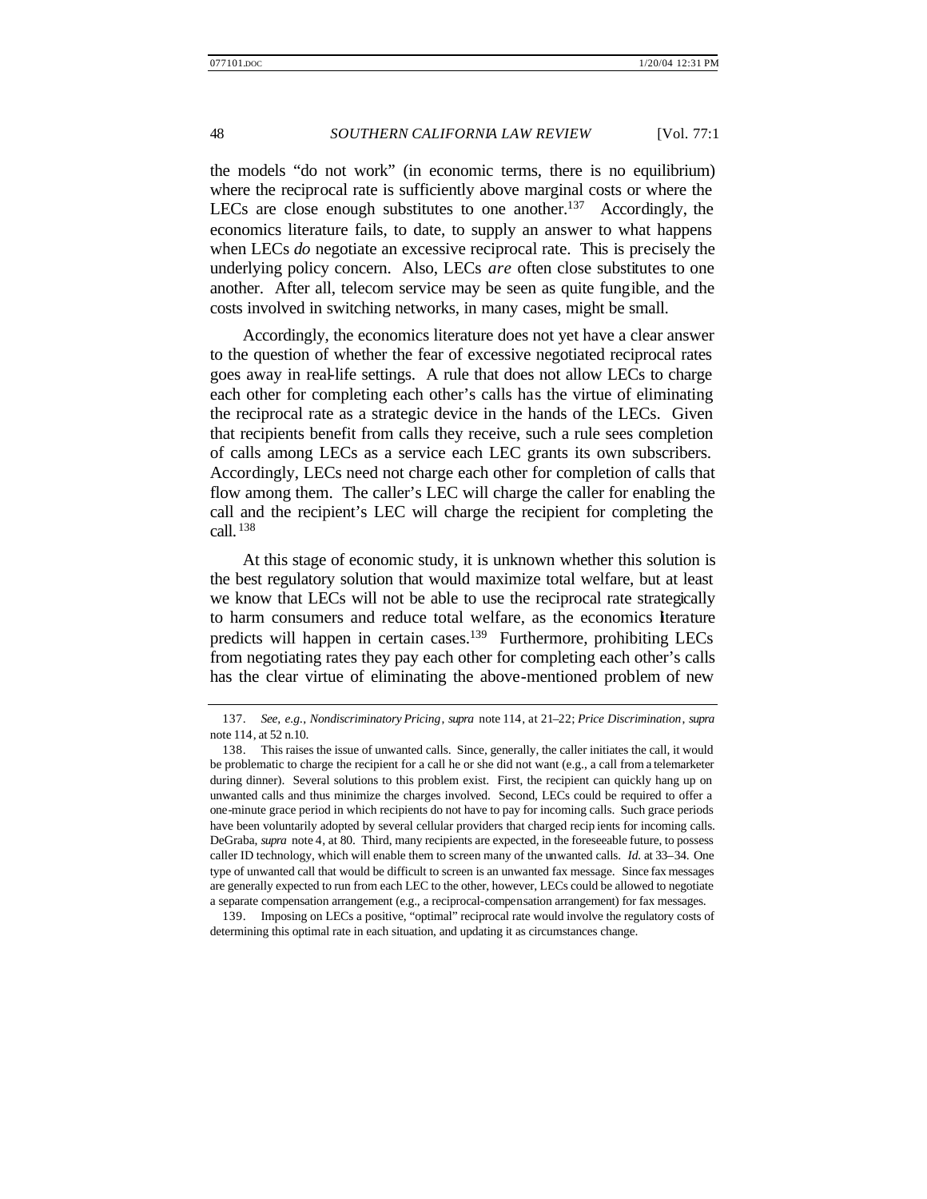the models "do not work" (in economic terms, there is no equilibrium) where the reciprocal rate is sufficiently above marginal costs or where the LECs are close enough substitutes to one another.[137] Accordingly, the economics literature fails, to date, to supply an answer to what happens when LECs *do* negotiate an excessive reciprocal rate. This is precisely the underlying policy concern. Also, LECs *are* often close substitutes to one another. After all, telecom service may be seen as quite fungible, and the costs involved in switching networks, in many cases, might be small.

Accordingly, the economics literature does not yet have a clear answer to the question of whether the fear of excessive negotiated reciprocal rates goes away in real-life settings. A rule that does not allow LECs to charge each other for completing each other's calls has the virtue of eliminating the reciprocal rate as a strategic device in the hands of the LECs. Given that recipients benefit from calls they receive, such a rule sees completion of calls among LECs as a service each LEC grants its own subscribers. Accordingly, LECs need not charge each other for completion of calls that flow among them. The caller's LEC will charge the caller for enabling the call and the recipient's LEC will charge the recipient for completing the call.[138]

At this stage of economic study, it is unknown whether this solution is the best regulatory solution that would maximize total welfare, but at least we know that LECs will not be able to use the reciprocal rate strategically to harm consumers and reduce total welfare, as the economics literature predicts will happen in certain cases.[139] Furthermore, prohibiting LECs from negotiating rates they pay each other for completing each other's calls has the clear virtue of eliminating the above-mentioned problem of new

---

137. *See, e.g.*, *Nondiscriminatory Pricing*, *supra* note 114, at 21–22; *Price Discrimination*, *supra* note 114, at 52 n.10.

138. This raises the issue of unwanted calls. Since, generally, the caller initiates the call, it would be problematic to charge the recipient for a call he or she did not want (e.g., a call from a telemarketer during dinner). Several solutions to this problem exist. First, the recipient can quickly hang up on unwanted calls and thus minimize the charges involved. Second, LECs could be required to offer a one-minute grace period in which recipients do not have to pay for incoming calls. Such grace periods have been voluntarily adopted by several cellular providers that charged recipients for incoming calls. DeGraba, *supra* note 4, at 80. Third, many recipients are expected, in the foreseeable future, to possess caller ID technology, which will enable them to screen many of the unwanted calls. *Id.* at 33–34. One type of unwanted call that would be difficult to screen is an unwanted fax message. Since fax messages are generally expected to run from each LEC to the other, however, LECs could be allowed to negotiate a separate compensation arrangement (e.g., a reciprocal-compensation arrangement) for fax messages.

139. Imposing on LECs a positive, "optimal" reciprocal rate would involve the regulatory costs of determining this optimal rate in each situation, and updating it as circumstances change.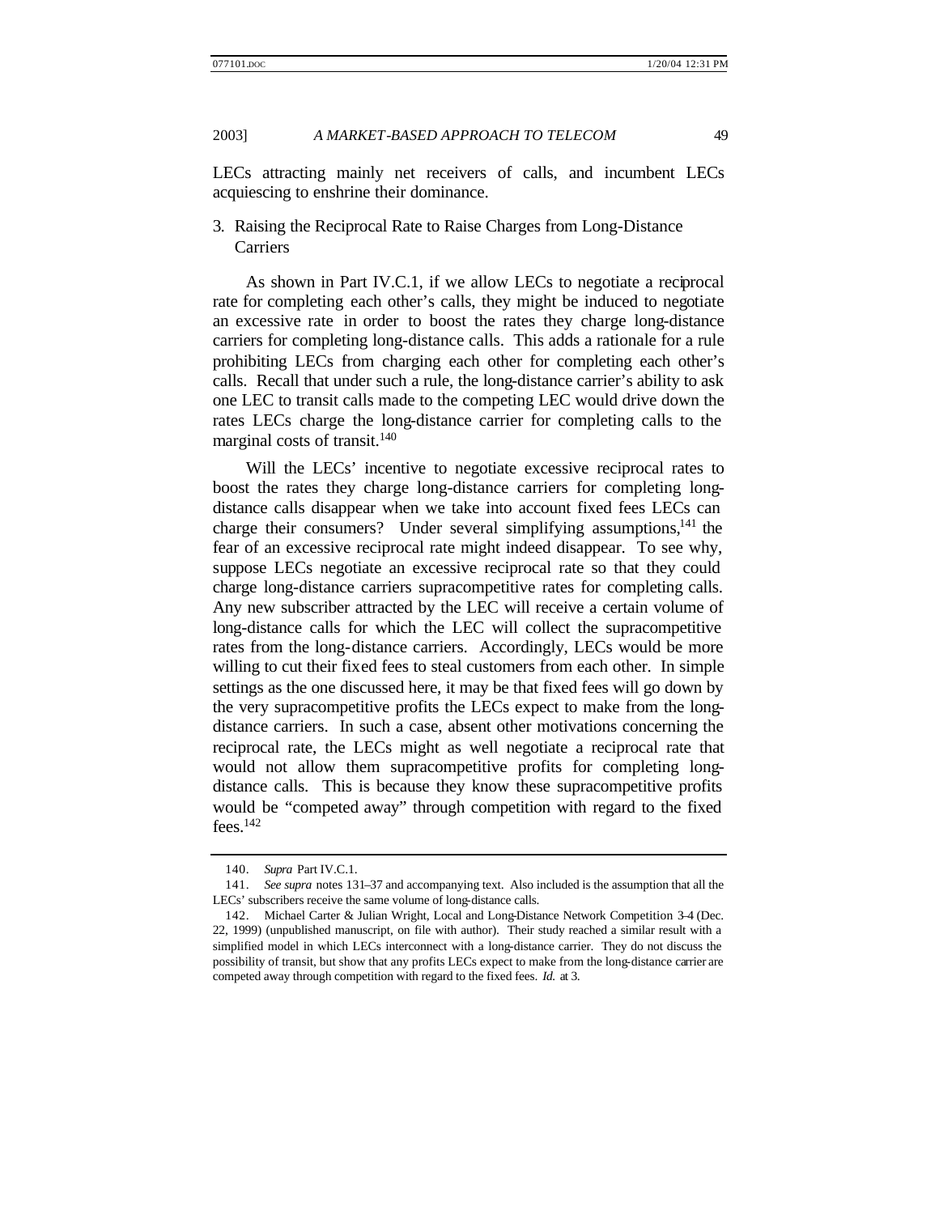LECs attracting mainly net receivers of calls, and incumbent LECs acquiescing to enshrine their dominance.

### 3. Raising the Reciprocal Rate to Raise Charges from Long-Distance Carriers

As shown in Part IV.C.1, if we allow LECs to negotiate a reciprocal rate for completing each other's calls, they might be induced to negotiate an excessive rate in order to boost the rates they charge long-distance carriers for completing long-distance calls. This adds a rationale for a rule prohibiting LECs from charging each other for completing each other's calls. Recall that under such a rule, the long-distance carrier's ability to ask one LEC to transit calls made to the competing LEC would drive down the rates LECs charge the long-distance carrier for completing calls to the marginal costs of transit.[140]

Will the LECs' incentive to negotiate excessive reciprocal rates to boost the rates they charge long-distance carriers for completing long-distance calls disappear when we take into account fixed fees LECs can charge their consumers? Under several simplifying assumptions,[141] the fear of an excessive reciprocal rate might indeed disappear. To see why, suppose LECs negotiate an excessive reciprocal rate so that they could charge long-distance carriers supracompetitive rates for completing calls. Any new subscriber attracted by the LEC will receive a certain volume of long-distance calls for which the LEC will collect the supracompetitive rates from the long-distance carriers. Accordingly, LECs would be more willing to cut their fixed fees to steal customers from each other. In simple settings as the one discussed here, it may be that fixed fees will go down by the very supracompetitive profits the LECs expect to make from the long-distance carriers. In such a case, absent other motivations concerning the reciprocal rate, the LECs might as well negotiate a reciprocal rate that would not allow them supracompetitive profits for completing long-distance calls. This is because they know these supracompetitive profits would be "competed away" through competition with regard to the fixed fees.[142]

---

140. *Supra* Part IV.C.1.

141. *See supra* notes 131–37 and accompanying text. Also included is the assumption that all the LECs' subscribers receive the same volume of long-distance calls.

142. Michael Carter & Julian Wright, Local and Long-Distance Network Competition 3-4 (Dec. 22, 1999) (unpublished manuscript, on file with author). Their study reached a similar result with a simplified model in which LECs interconnect with a long-distance carrier. They do not discuss the possibility of transit, but show that any profits LECs expect to make from the long-distance carrier are competed away through competition with regard to the fixed fees. *Id.* at 3.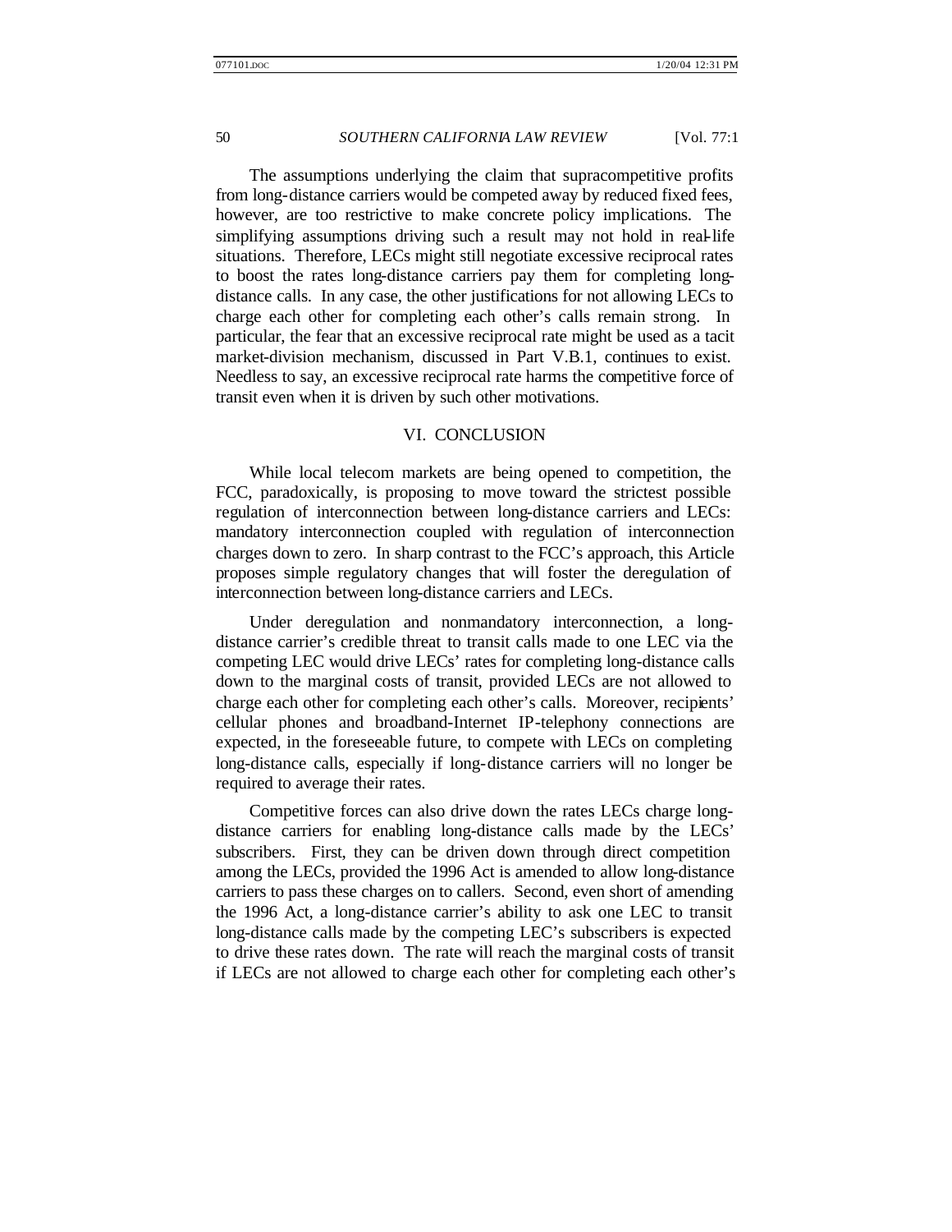The assumptions underlying the claim that supracompetitive profits from long-distance carriers would be competed away by reduced fixed fees, however, are too restrictive to make concrete policy implications. The simplifying assumptions driving such a result may not hold in real-life situations. Therefore, LECs might still negotiate excessive reciprocal rates to boost the rates long-distance carriers pay them for completing long-distance calls. In any case, the other justifications for not allowing LECs to charge each other for completing each other's calls remain strong. In particular, the fear that an excessive reciprocal rate might be used as a tacit market-division mechanism, discussed in Part V.B.1, continues to exist. Needless to say, an excessive reciprocal rate harms the competitive force of transit even when it is driven by such other motivations.

## VI. CONCLUSION

While local telecom markets are being opened to competition, the FCC, paradoxically, is proposing to move toward the strictest possible regulation of interconnection between long-distance carriers and LECs: mandatory interconnection coupled with regulation of interconnection charges down to zero. In sharp contrast to the FCC's approach, this Article proposes simple regulatory changes that will foster the deregulation of interconnection between long-distance carriers and LECs.

Under deregulation and nonmandatory interconnection, a long-distance carrier's credible threat to transit calls made to one LEC via the competing LEC would drive LECs' rates for completing long-distance calls down to the marginal costs of transit, provided LECs are not allowed to charge each other for completing each other's calls. Moreover, recipients' cellular phones and broadband-Internet IP-telephony connections are expected, in the foreseeable future, to compete with LECs on completing long-distance calls, especially if long-distance carriers will no longer be required to average their rates.

Competitive forces can also drive down the rates LECs charge long-distance carriers for enabling long-distance calls made by the LECs' subscribers. First, they can be driven down through direct competition among the LECs, provided the 1996 Act is amended to allow long-distance carriers to pass these charges on to callers. Second, even short of amending the 1996 Act, a long-distance carrier's ability to ask one LEC to transit long-distance calls made by the competing LEC's subscribers is expected to drive these rates down. The rate will reach the marginal costs of transit if LECs are not allowed to charge each other for completing each other's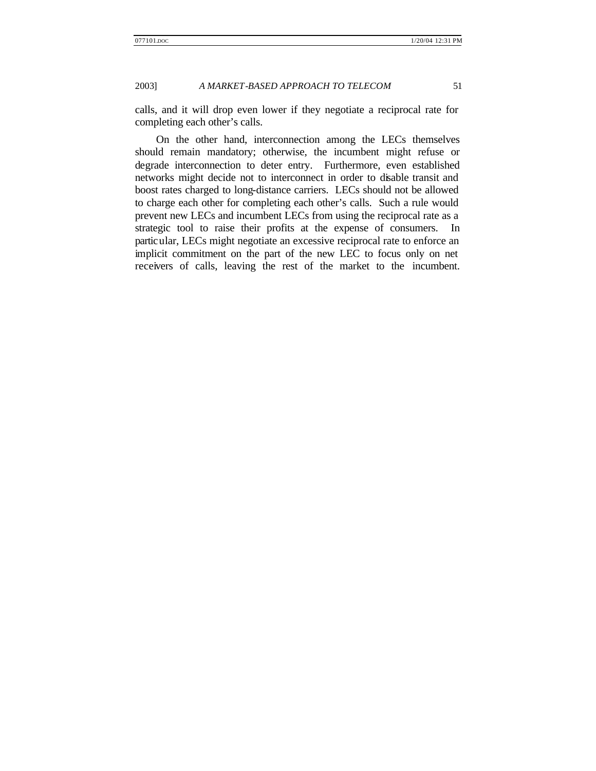calls, and it will drop even lower if they negotiate a reciprocal rate for completing each other's calls.

On the other hand, interconnection among the LECs themselves should remain mandatory; otherwise, the incumbent might refuse or degrade interconnection to deter entry. Furthermore, even established networks might decide not to interconnect in order to disable transit and boost rates charged to long-distance carriers. LECs should not be allowed to charge each other for completing each other's calls. Such a rule would prevent new LECs and incumbent LECs from using the reciprocal rate as a strategic tool to raise their profits at the expense of consumers. In particular, LECs might negotiate an excessive reciprocal rate to enforce an implicit commitment on the part of the new LEC to focus only on net receivers of calls, leaving the rest of the market to the incumbent.